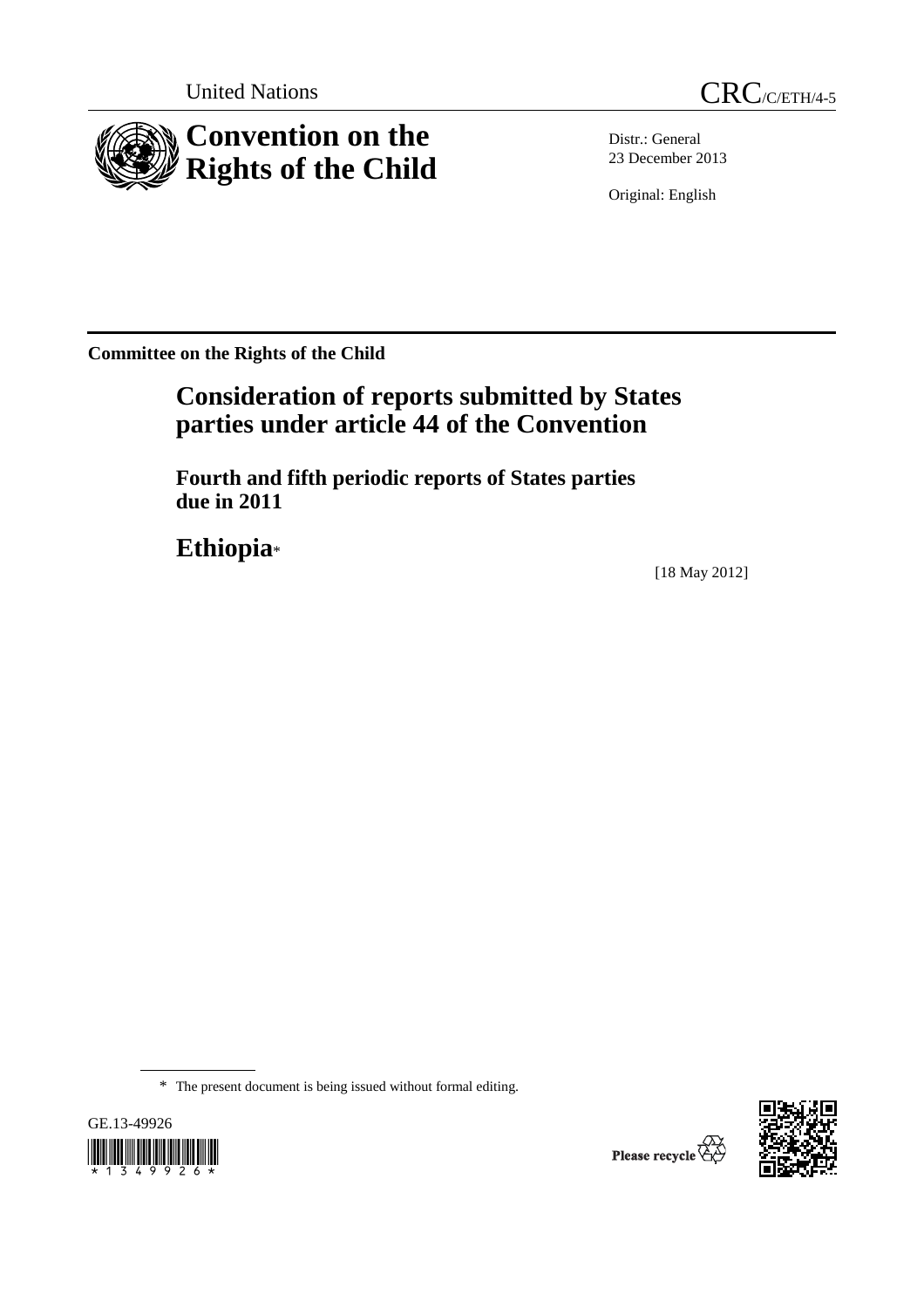United Nations

CRC/C/ETH/4-5

# Convention on the Rights of the Child

Distr.: General
23 December 2013

Original: English

**Committee on the Rights of the Child**

## Consideration of reports submitted by States parties under article 44 of the Convention

### Fourth and fifth periodic reports of States parties due in 2011

## Ethiopia*

[18 May 2012]

\* The present document is being issued without formal editing.

GE.13-49926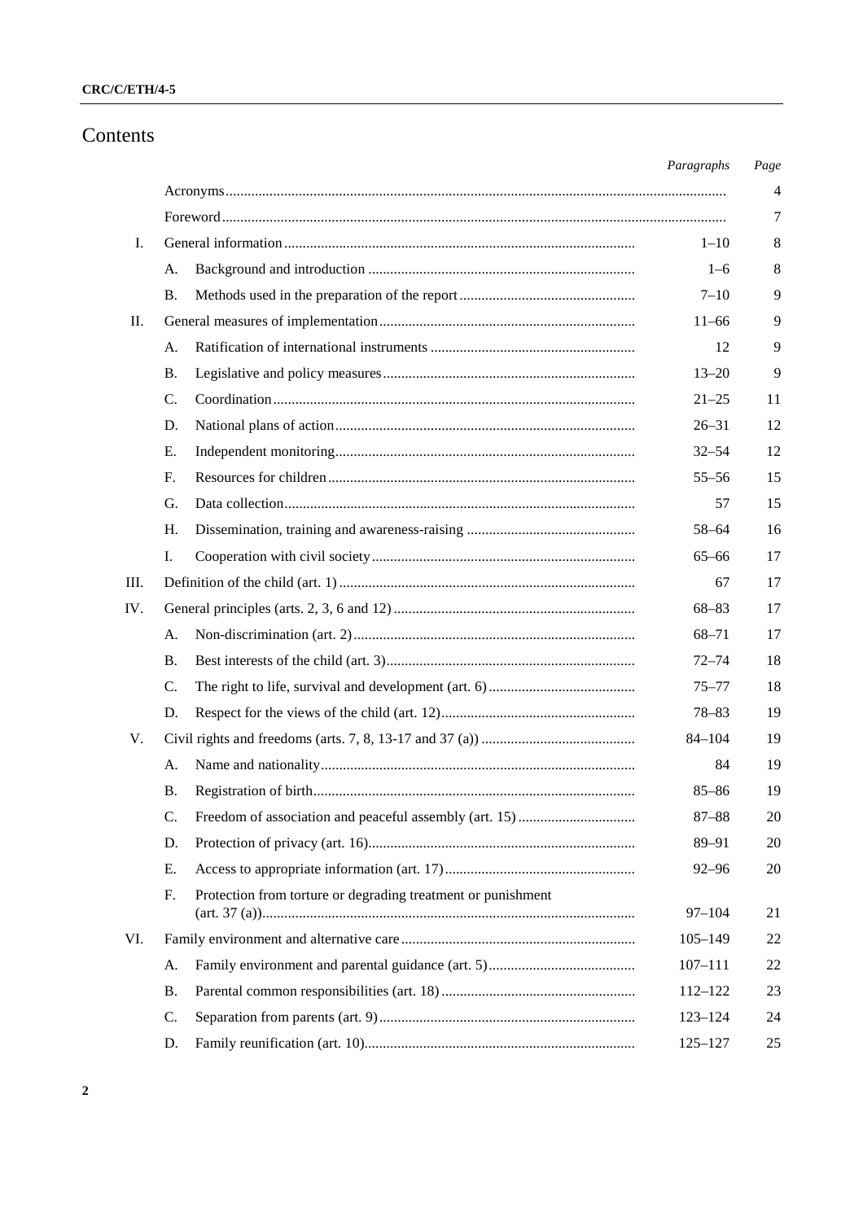# Contents

| | | | Paragraphs | Page |
|---|---|---|---|---|
| | Acronyms | | | 4 |
| | Foreword | | | 7 |
| I. | General information | | 1–10 | 8 |
| | A. | Background and introduction | 1–6 | 8 |
| | B. | Methods used in the preparation of the report | 7–10 | 9 |
| II. | General measures of implementation | | 11–66 | 9 |
| | A. | Ratification of international instruments | 12 | 9 |
| | B. | Legislative and policy measures | 13–20 | 9 |
| | C. | Coordination | 21–25 | 11 |
| | D. | National plans of action | 26–31 | 12 |
| | E. | Independent monitoring | 32–54 | 12 |
| | F. | Resources for children | 55–56 | 15 |
| | G. | Data collection | 57 | 15 |
| | H. | Dissemination, training and awareness-raising | 58–64 | 16 |
| | I. | Cooperation with civil society | 65–66 | 17 |
| III. | Definition of the child (art. 1) | | 67 | 17 |
| IV. | General principles (arts. 2, 3, 6 and 12) | | 68–83 | 17 |
| | A. | Non-discrimination (art. 2) | 68–71 | 17 |
| | B. | Best interests of the child (art. 3) | 72–74 | 18 |
| | C. | The right to life, survival and development (art. 6) | 75–77 | 18 |
| | D. | Respect for the views of the child (art. 12) | 78–83 | 19 |
| V. | Civil rights and freedoms (arts. 7, 8, 13-17 and 37 (a)) | | 84–104 | 19 |
| | A. | Name and nationality | 84 | 19 |
| | B. | Registration of birth | 85–86 | 19 |
| | C. | Freedom of association and peaceful assembly (art. 15) | 87–88 | 20 |
| | D. | Protection of privacy (art. 16) | 89–91 | 20 |
| | E. | Access to appropriate information (art. 17) | 92–96 | 20 |
| | F. | Protection from torture or degrading treatment or punishment (art. 37 (a)) | 97–104 | 21 |
| VI. | Family environment and alternative care | | 105–149 | 22 |
| | A. | Family environment and parental guidance (art. 5) | 107–111 | 22 |
| | B. | Parental common responsibilities (art. 18) | 112–122 | 23 |
| | C. | Separation from parents (art. 9) | 123–124 | 24 |
| | D. | Family reunification (art. 10) | 125–127 | 25 |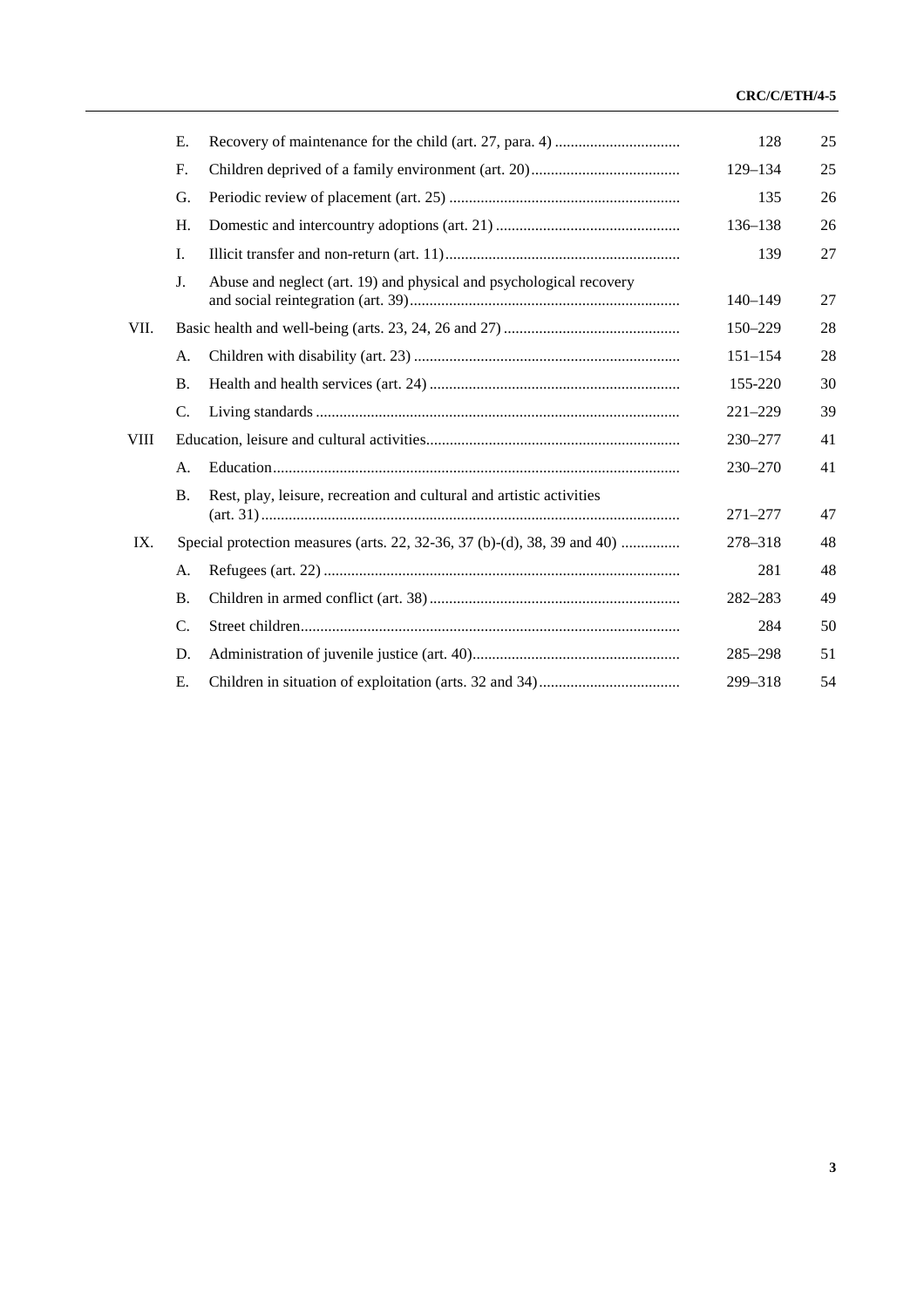| | | | Paragraphs | Page |
|---|---|---|---|---|
| | E. | Recovery of maintenance for the child (art. 27, para. 4) | 128 | 25 |
| | F. | Children deprived of a family environment (art. 20) | 129–134 | 25 |
| | G. | Periodic review of placement (art. 25) | 135 | 26 |
| | H. | Domestic and intercountry adoptions (art. 21) | 136–138 | 26 |
| | I. | Illicit transfer and non-return (art. 11) | 139 | 27 |
| | J. | Abuse and neglect (art. 19) and physical and psychological recovery and social reintegration (art. 39) | 140–149 | 27 |
| VII. | | Basic health and well-being (arts. 23, 24, 26 and 27) | 150–229 | 28 |
| | A. | Children with disability (art. 23) | 151–154 | 28 |
| | B. | Health and health services (art. 24) | 155-220 | 30 |
| | C. | Living standards | 221–229 | 39 |
| VIII | | Education, leisure and cultural activities | 230–277 | 41 |
| | A. | Education | 230–270 | 41 |
| | B. | Rest, play, leisure, recreation and cultural and artistic activities (art. 31) | 271–277 | 47 |
| IX. | | Special protection measures (arts. 22, 32-36, 37 (b)-(d), 38, 39 and 40) | 278–318 | 48 |
| | A. | Refugees (art. 22) | 281 | 48 |
| | B. | Children in armed conflict (art. 38) | 282–283 | 49 |
| | C. | Street children | 284 | 50 |
| | D. | Administration of juvenile justice (art. 40) | 285–298 | 51 |
| | E. | Children in situation of exploitation (arts. 32 and 34) | 299–318 | 54 |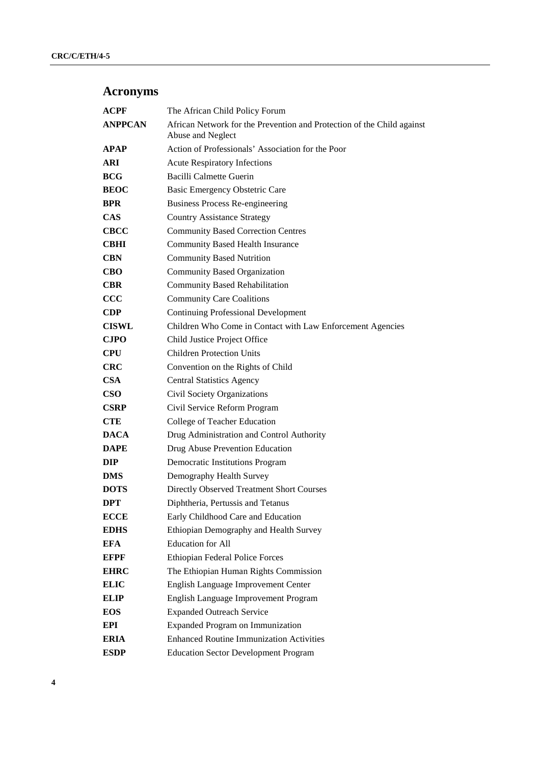# Acronyms

| | |
|---|---|
| **ACPF** | The African Child Policy Forum |
| **ANPPCAN** | African Network for the Prevention and Protection of the Child against Abuse and Neglect |
| **APAP** | Action of Professionals' Association for the Poor |
| **ARI** | Acute Respiratory Infections |
| **BCG** | Bacilli Calmette Guerin |
| **BEOC** | Basic Emergency Obstetric Care |
| **BPR** | Business Process Re-engineering |
| **CAS** | Country Assistance Strategy |
| **CBCC** | Community Based Correction Centres |
| **CBHI** | Community Based Health Insurance |
| **CBN** | Community Based Nutrition |
| **CBO** | Community Based Organization |
| **CBR** | Community Based Rehabilitation |
| **CCC** | Community Care Coalitions |
| **CDP** | Continuing Professional Development |
| **CISWL** | Children Who Come in Contact with Law Enforcement Agencies |
| **CJPO** | Child Justice Project Office |
| **CPU** | Children Protection Units |
| **CRC** | Convention on the Rights of Child |
| **CSA** | Central Statistics Agency |
| **CSO** | Civil Society Organizations |
| **CSRP** | Civil Service Reform Program |
| **CTE** | College of Teacher Education |
| **DACA** | Drug Administration and Control Authority |
| **DAPE** | Drug Abuse Prevention Education |
| **DIP** | Democratic Institutions Program |
| **DMS** | Demography Health Survey |
| **DOTS** | Directly Observed Treatment Short Courses |
| **DPT** | Diphtheria, Pertussis and Tetanus |
| **ECCE** | Early Childhood Care and Education |
| **EDHS** | Ethiopian Demography and Health Survey |
| **EFA** | Education for All |
| **EFPF** | Ethiopian Federal Police Forces |
| **EHRC** | The Ethiopian Human Rights Commission |
| **ELIC** | English Language Improvement Center |
| **ELIP** | English Language Improvement Program |
| **EOS** | Expanded Outreach Service |
| **EPI** | Expanded Program on Immunization |
| **ERIA** | Enhanced Routine Immunization Activities |
| **ESDP** | Education Sector Development Program |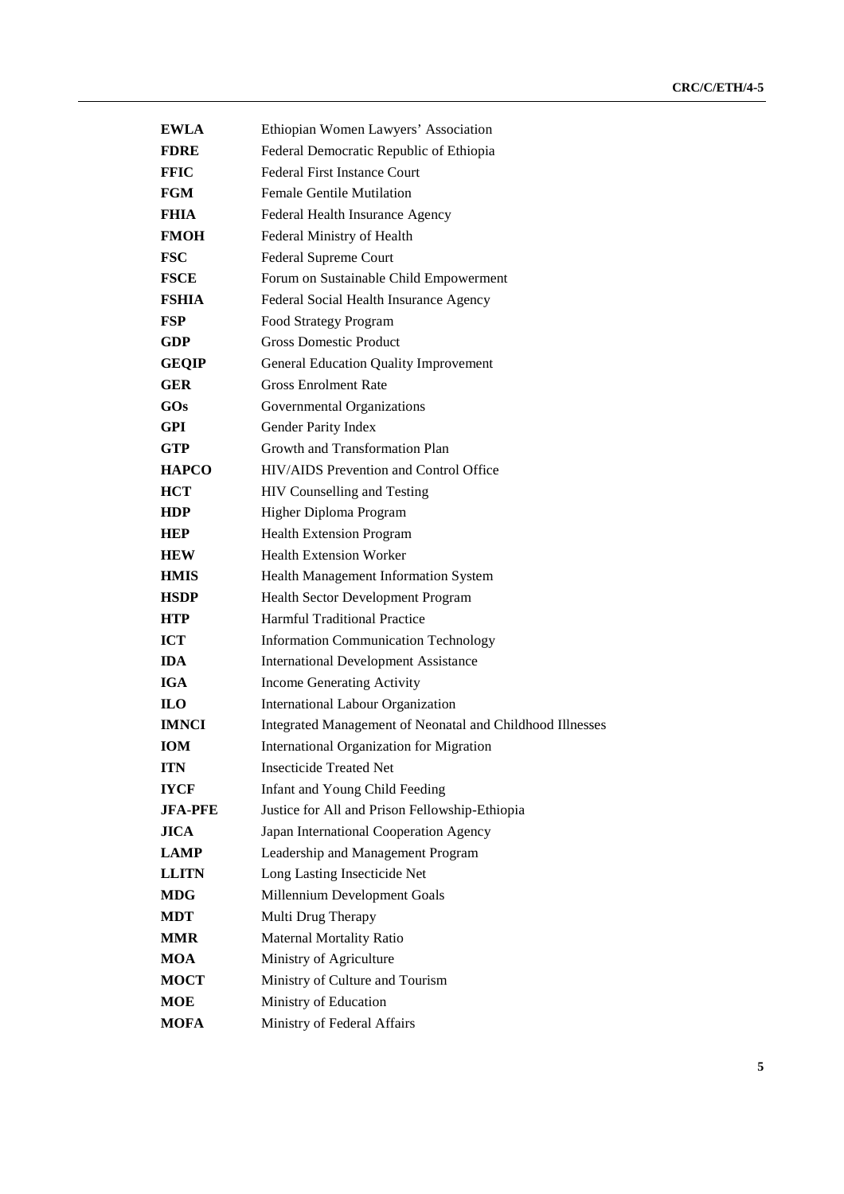| | |
|---|---|
| **EWLA** | Ethiopian Women Lawyers' Association |
| **FDRE** | Federal Democratic Republic of Ethiopia |
| **FFIC** | Federal First Instance Court |
| **FGM** | Female Gentile Mutilation |
| **FHIA** | Federal Health Insurance Agency |
| **FMOH** | Federal Ministry of Health |
| **FSC** | Federal Supreme Court |
| **FSCE** | Forum on Sustainable Child Empowerment |
| **FSHIA** | Federal Social Health Insurance Agency |
| **FSP** | Food Strategy Program |
| **GDP** | Gross Domestic Product |
| **GEQIP** | General Education Quality Improvement |
| **GER** | Gross Enrolment Rate |
| **GOs** | Governmental Organizations |
| **GPI** | Gender Parity Index |
| **GTP** | Growth and Transformation Plan |
| **HAPCO** | HIV/AIDS Prevention and Control Office |
| **HCT** | HIV Counselling and Testing |
| **HDP** | Higher Diploma Program |
| **HEP** | Health Extension Program |
| **HEW** | Health Extension Worker |
| **HMIS** | Health Management Information System |
| **HSDP** | Health Sector Development Program |
| **HTP** | Harmful Traditional Practice |
| **ICT** | Information Communication Technology |
| **IDA** | International Development Assistance |
| **IGA** | Income Generating Activity |
| **ILO** | International Labour Organization |
| **IMNCI** | Integrated Management of Neonatal and Childhood Illnesses |
| **IOM** | International Organization for Migration |
| **ITN** | Insecticide Treated Net |
| **IYCF** | Infant and Young Child Feeding |
| **JFA-PFE** | Justice for All and Prison Fellowship-Ethiopia |
| **JICA** | Japan International Cooperation Agency |
| **LAMP** | Leadership and Management Program |
| **LLITN** | Long Lasting Insecticide Net |
| **MDG** | Millennium Development Goals |
| **MDT** | Multi Drug Therapy |
| **MMR** | Maternal Mortality Ratio |
| **MOA** | Ministry of Agriculture |
| **MOCT** | Ministry of Culture and Tourism |
| **MOE** | Ministry of Education |
| **MOFA** | Ministry of Federal Affairs |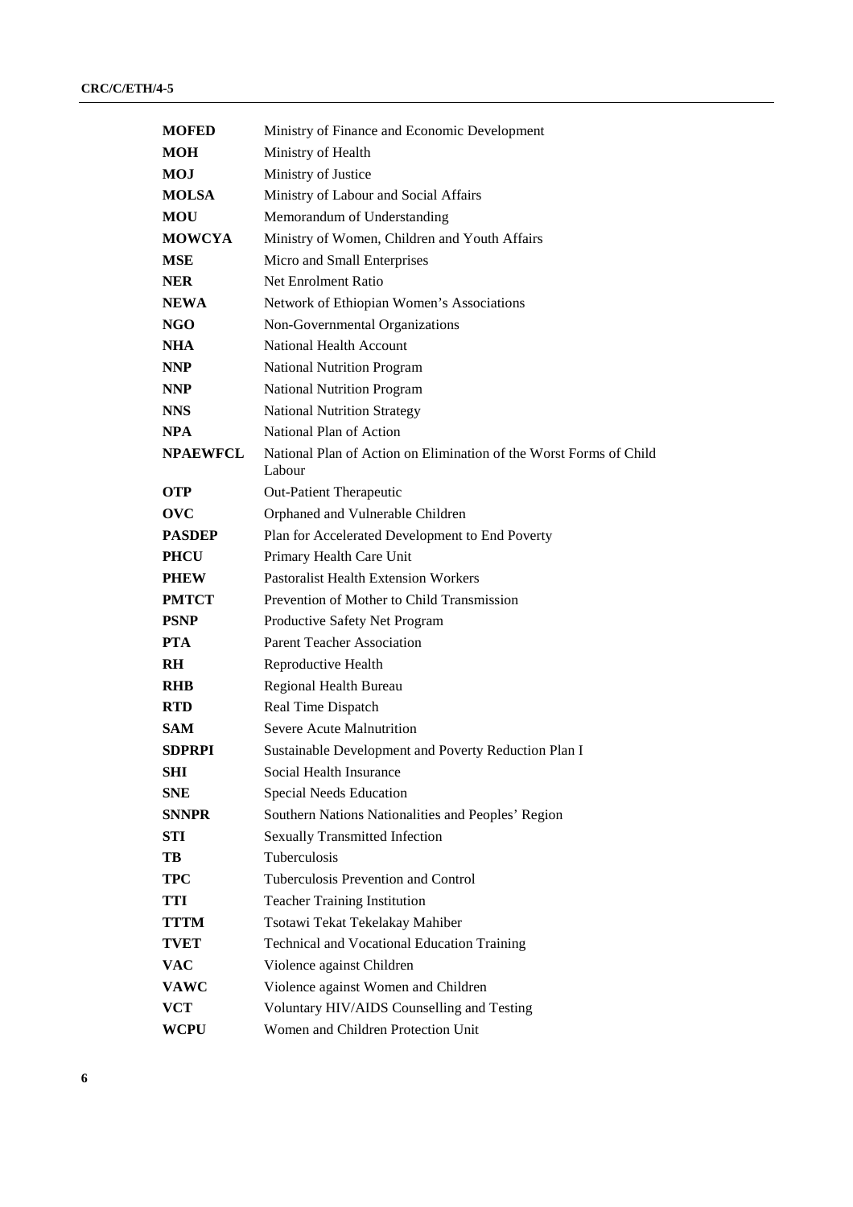| | |
|---|---|
| **MOFED** | Ministry of Finance and Economic Development |
| **MOH** | Ministry of Health |
| **MOJ** | Ministry of Justice |
| **MOLSA** | Ministry of Labour and Social Affairs |
| **MOU** | Memorandum of Understanding |
| **MOWCYA** | Ministry of Women, Children and Youth Affairs |
| **MSE** | Micro and Small Enterprises |
| **NER** | Net Enrolment Ratio |
| **NEWA** | Network of Ethiopian Women's Associations |
| **NGO** | Non-Governmental Organizations |
| **NHA** | National Health Account |
| **NNP** | National Nutrition Program |
| **NNP** | National Nutrition Program |
| **NNS** | National Nutrition Strategy |
| **NPA** | National Plan of Action |
| **NPAEWFCL** | National Plan of Action on Elimination of the Worst Forms of Child Labour |
| **OTP** | Out-Patient Therapeutic |
| **OVC** | Orphaned and Vulnerable Children |
| **PASDEP** | Plan for Accelerated Development to End Poverty |
| **PHCU** | Primary Health Care Unit |
| **PHEW** | Pastoralist Health Extension Workers |
| **PMTCT** | Prevention of Mother to Child Transmission |
| **PSNP** | Productive Safety Net Program |
| **PTA** | Parent Teacher Association |
| **RH** | Reproductive Health |
| **RHB** | Regional Health Bureau |
| **RTD** | Real Time Dispatch |
| **SAM** | Severe Acute Malnutrition |
| **SDPRPI** | Sustainable Development and Poverty Reduction Plan I |
| **SHI** | Social Health Insurance |
| **SNE** | Special Needs Education |
| **SNNPR** | Southern Nations Nationalities and Peoples' Region |
| **STI** | Sexually Transmitted Infection |
| **TB** | Tuberculosis |
| **TPC** | Tuberculosis Prevention and Control |
| **TTI** | Teacher Training Institution |
| **TTTM** | Tsotawi Tekat Tekelakay Mahiber |
| **TVET** | Technical and Vocational Education Training |
| **VAC** | Violence against Children |
| **VAWC** | Violence against Women and Children |
| **VCT** | Voluntary HIV/AIDS Counselling and Testing |
| **WCPU** | Women and Children Protection Unit |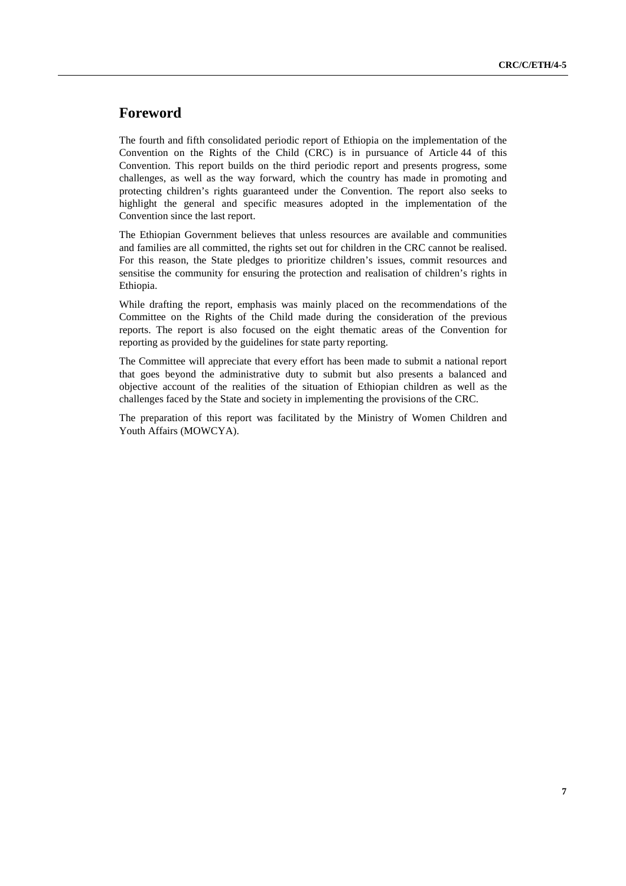# Foreword

The fourth and fifth consolidated periodic report of Ethiopia on the implementation of the Convention on the Rights of the Child (CRC) is in pursuance of Article 44 of this Convention. This report builds on the third periodic report and presents progress, some challenges, as well as the way forward, which the country has made in promoting and protecting children's rights guaranteed under the Convention. The report also seeks to highlight the general and specific measures adopted in the implementation of the Convention since the last report.

The Ethiopian Government believes that unless resources are available and communities and families are all committed, the rights set out for children in the CRC cannot be realised. For this reason, the State pledges to prioritize children's issues, commit resources and sensitise the community for ensuring the protection and realisation of children's rights in Ethiopia.

While drafting the report, emphasis was mainly placed on the recommendations of the Committee on the Rights of the Child made during the consideration of the previous reports. The report is also focused on the eight thematic areas of the Convention for reporting as provided by the guidelines for state party reporting.

The Committee will appreciate that every effort has been made to submit a national report that goes beyond the administrative duty to submit but also presents a balanced and objective account of the realities of the situation of Ethiopian children as well as the challenges faced by the State and society in implementing the provisions of the CRC.

The preparation of this report was facilitated by the Ministry of Women Children and Youth Affairs (MOWCYA).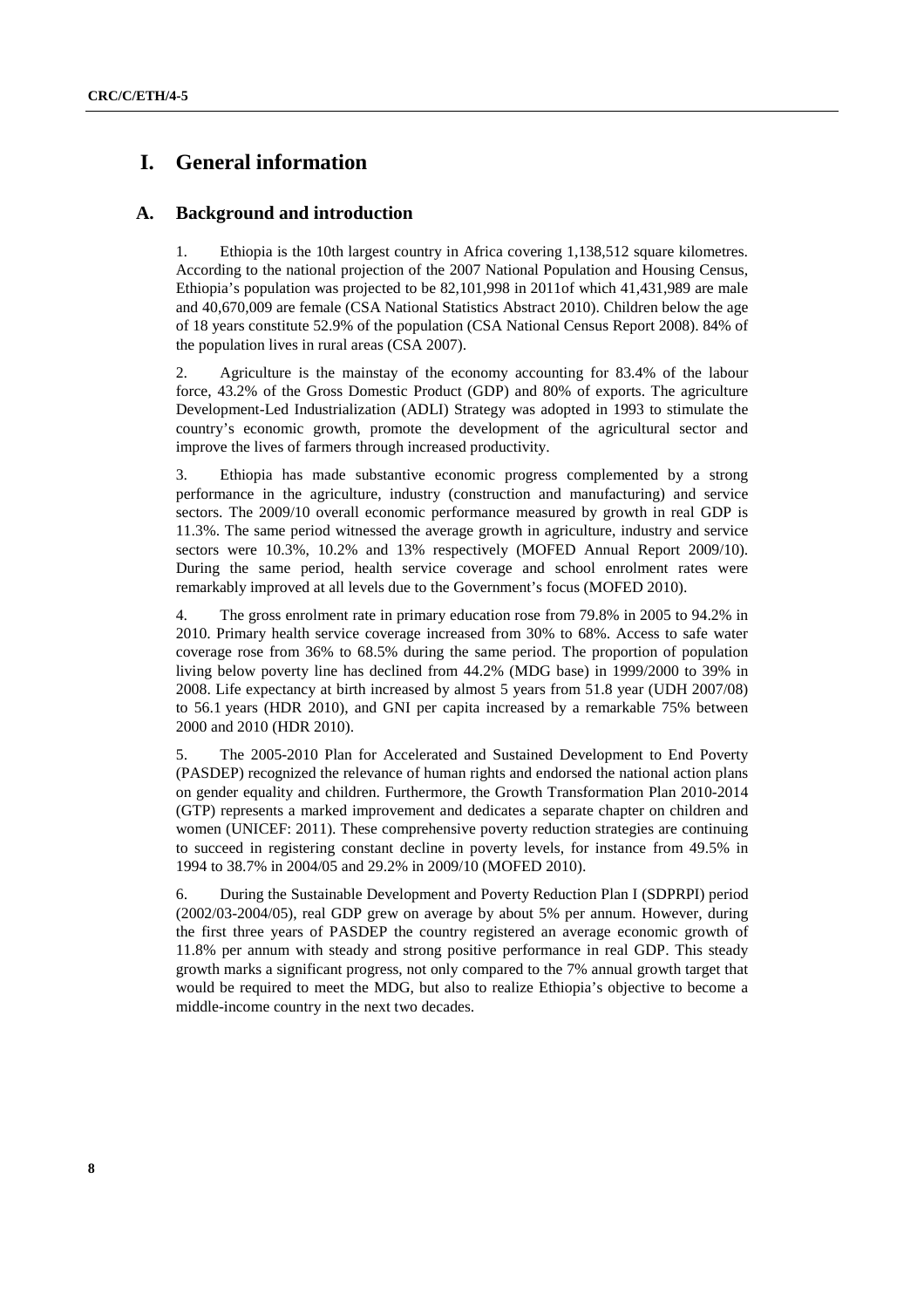# I. General information

## A. Background and introduction

1. Ethiopia is the 10th largest country in Africa covering 1,138,512 square kilometres. According to the national projection of the 2007 National Population and Housing Census, Ethiopia's population was projected to be 82,101,998 in 2011of which 41,431,989 are male and 40,670,009 are female (CSA National Statistics Abstract 2010). Children below the age of 18 years constitute 52.9% of the population (CSA National Census Report 2008). 84% of the population lives in rural areas (CSA 2007).

2. Agriculture is the mainstay of the economy accounting for 83.4% of the labour force, 43.2% of the Gross Domestic Product (GDP) and 80% of exports. The agriculture Development-Led Industrialization (ADLI) Strategy was adopted in 1993 to stimulate the country's economic growth, promote the development of the agricultural sector and improve the lives of farmers through increased productivity.

3. Ethiopia has made substantive economic progress complemented by a strong performance in the agriculture, industry (construction and manufacturing) and service sectors. The 2009/10 overall economic performance measured by growth in real GDP is 11.3%. The same period witnessed the average growth in agriculture, industry and service sectors were 10.3%, 10.2% and 13% respectively (MOFED Annual Report 2009/10). During the same period, health service coverage and school enrolment rates were remarkably improved at all levels due to the Government's focus (MOFED 2010).

4. The gross enrolment rate in primary education rose from 79.8% in 2005 to 94.2% in 2010. Primary health service coverage increased from 30% to 68%. Access to safe water coverage rose from 36% to 68.5% during the same period. The proportion of population living below poverty line has declined from 44.2% (MDG base) in 1999/2000 to 39% in 2008. Life expectancy at birth increased by almost 5 years from 51.8 year (UDH 2007/08) to 56.1 years (HDR 2010), and GNI per capita increased by a remarkable 75% between 2000 and 2010 (HDR 2010).

5. The 2005-2010 Plan for Accelerated and Sustained Development to End Poverty (PASDEP) recognized the relevance of human rights and endorsed the national action plans on gender equality and children. Furthermore, the Growth Transformation Plan 2010-2014 (GTP) represents a marked improvement and dedicates a separate chapter on children and women (UNICEF: 2011). These comprehensive poverty reduction strategies are continuing to succeed in registering constant decline in poverty levels, for instance from 49.5% in 1994 to 38.7% in 2004/05 and 29.2% in 2009/10 (MOFED 2010).

6. During the Sustainable Development and Poverty Reduction Plan I (SDPRPI) period (2002/03-2004/05), real GDP grew on average by about 5% per annum. However, during the first three years of PASDEP the country registered an average economic growth of 11.8% per annum with steady and strong positive performance in real GDP. This steady growth marks a significant progress, not only compared to the 7% annual growth target that would be required to meet the MDG, but also to realize Ethiopia's objective to become a middle-income country in the next two decades.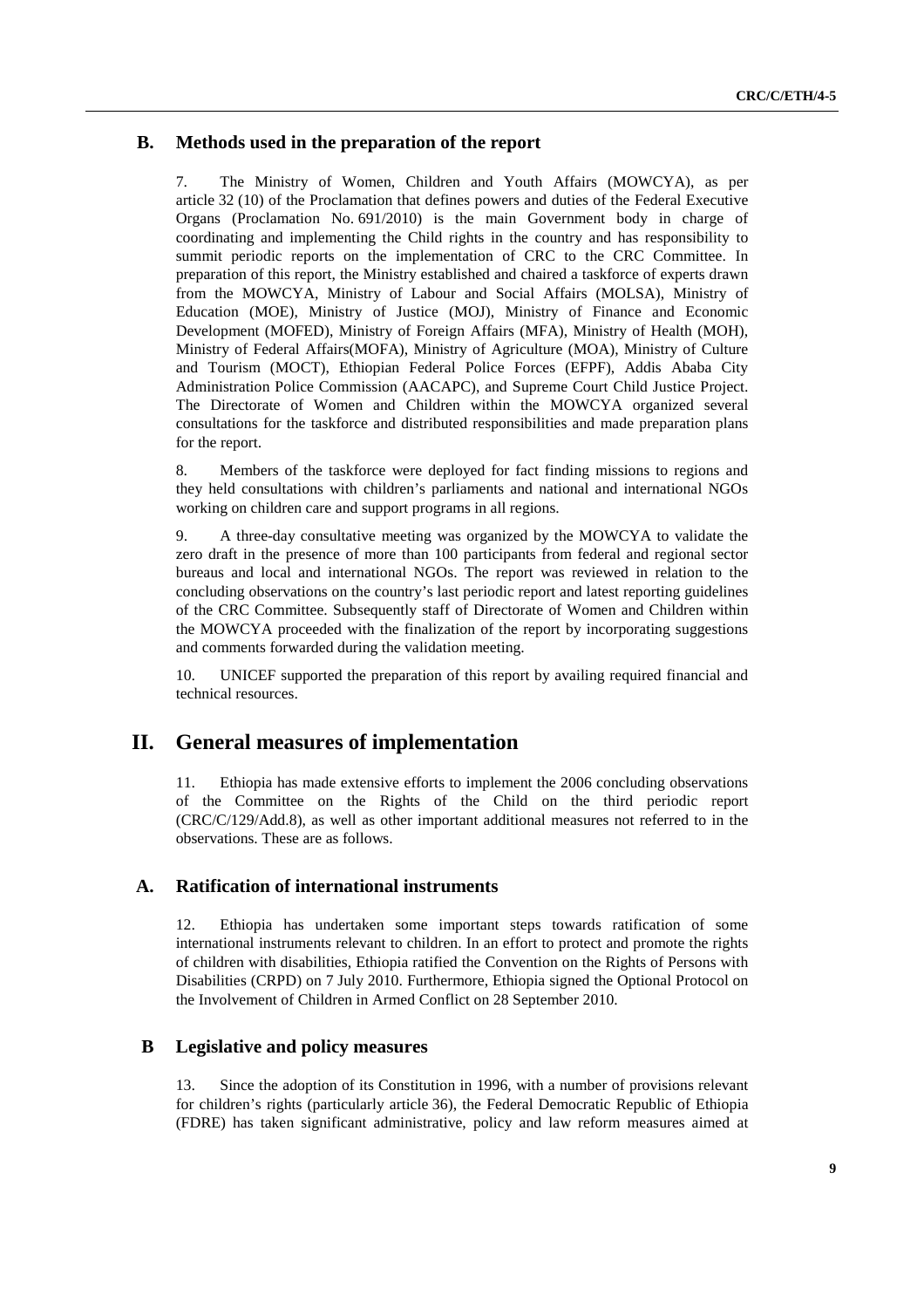## B. Methods used in the preparation of the report

7. The Ministry of Women, Children and Youth Affairs (MOWCYA), as per article 32 (10) of the Proclamation that defines powers and duties of the Federal Executive Organs (Proclamation No. 691/2010) is the main Government body in charge of coordinating and implementing the Child rights in the country and has responsibility to summit periodic reports on the implementation of CRC to the CRC Committee. In preparation of this report, the Ministry established and chaired a taskforce of experts drawn from the MOWCYA, Ministry of Labour and Social Affairs (MOLSA), Ministry of Education (MOE), Ministry of Justice (MOJ), Ministry of Finance and Economic Development (MOFED), Ministry of Foreign Affairs (MFA), Ministry of Health (MOH), Ministry of Federal Affairs(MOFA), Ministry of Agriculture (MOA), Ministry of Culture and Tourism (MOCT), Ethiopian Federal Police Forces (EFPF), Addis Ababa City Administration Police Commission (AACAPC), and Supreme Court Child Justice Project. The Directorate of Women and Children within the MOWCYA organized several consultations for the taskforce and distributed responsibilities and made preparation plans for the report.

8. Members of the taskforce were deployed for fact finding missions to regions and they held consultations with children's parliaments and national and international NGOs working on children care and support programs in all regions.

9. A three-day consultative meeting was organized by the MOWCYA to validate the zero draft in the presence of more than 100 participants from federal and regional sector bureaus and local and international NGOs. The report was reviewed in relation to the concluding observations on the country's last periodic report and latest reporting guidelines of the CRC Committee. Subsequently staff of Directorate of Women and Children within the MOWCYA proceeded with the finalization of the report by incorporating suggestions and comments forwarded during the validation meeting.

10. UNICEF supported the preparation of this report by availing required financial and technical resources.

# II. General measures of implementation

11. Ethiopia has made extensive efforts to implement the 2006 concluding observations of the Committee on the Rights of the Child on the third periodic report (CRC/C/129/Add.8), as well as other important additional measures not referred to in the observations. These are as follows.

## A. Ratification of international instruments

12. Ethiopia has undertaken some important steps towards ratification of some international instruments relevant to children. In an effort to protect and promote the rights of children with disabilities, Ethiopia ratified the Convention on the Rights of Persons with Disabilities (CRPD) on 7 July 2010. Furthermore, Ethiopia signed the Optional Protocol on the Involvement of Children in Armed Conflict on 28 September 2010.

## B Legislative and policy measures

13. Since the adoption of its Constitution in 1996, with a number of provisions relevant for children's rights (particularly article 36), the Federal Democratic Republic of Ethiopia (FDRE) has taken significant administrative, policy and law reform measures aimed at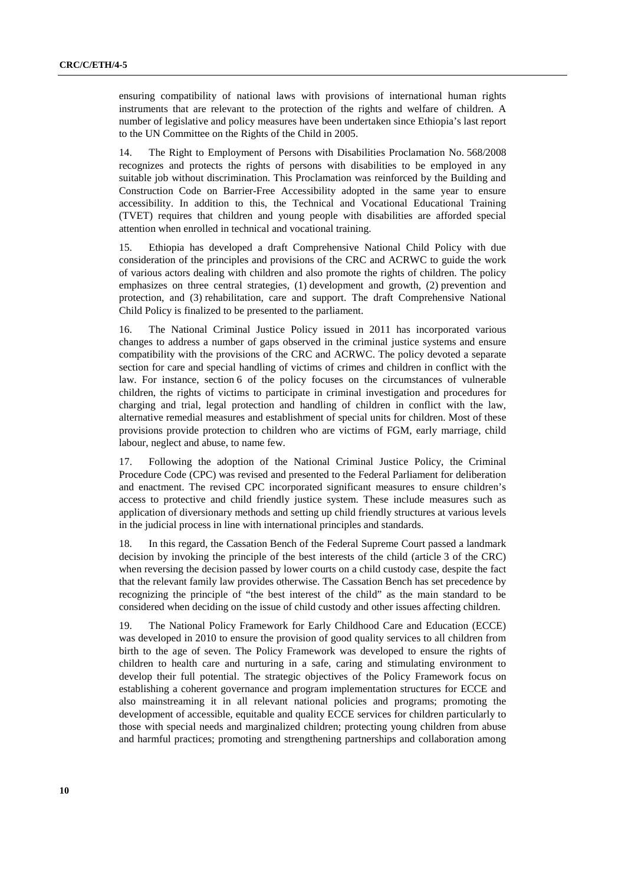ensuring compatibility of national laws with provisions of international human rights instruments that are relevant to the protection of the rights and welfare of children. A number of legislative and policy measures have been undertaken since Ethiopia's last report to the UN Committee on the Rights of the Child in 2005.

14. The Right to Employment of Persons with Disabilities Proclamation No. 568/2008 recognizes and protects the rights of persons with disabilities to be employed in any suitable job without discrimination. This Proclamation was reinforced by the Building and Construction Code on Barrier-Free Accessibility adopted in the same year to ensure accessibility. In addition to this, the Technical and Vocational Educational Training (TVET) requires that children and young people with disabilities are afforded special attention when enrolled in technical and vocational training.

15. Ethiopia has developed a draft Comprehensive National Child Policy with due consideration of the principles and provisions of the CRC and ACRWC to guide the work of various actors dealing with children and also promote the rights of children. The policy emphasizes on three central strategies, (1) development and growth, (2) prevention and protection, and (3) rehabilitation, care and support. The draft Comprehensive National Child Policy is finalized to be presented to the parliament.

16. The National Criminal Justice Policy issued in 2011 has incorporated various changes to address a number of gaps observed in the criminal justice systems and ensure compatibility with the provisions of the CRC and ACRWC. The policy devoted a separate section for care and special handling of victims of crimes and children in conflict with the law. For instance, section 6 of the policy focuses on the circumstances of vulnerable children, the rights of victims to participate in criminal investigation and procedures for charging and trial, legal protection and handling of children in conflict with the law, alternative remedial measures and establishment of special units for children. Most of these provisions provide protection to children who are victims of FGM, early marriage, child labour, neglect and abuse, to name few.

17. Following the adoption of the National Criminal Justice Policy, the Criminal Procedure Code (CPC) was revised and presented to the Federal Parliament for deliberation and enactment. The revised CPC incorporated significant measures to ensure children's access to protective and child friendly justice system. These include measures such as application of diversionary methods and setting up child friendly structures at various levels in the judicial process in line with international principles and standards.

18. In this regard, the Cassation Bench of the Federal Supreme Court passed a landmark decision by invoking the principle of the best interests of the child (article 3 of the CRC) when reversing the decision passed by lower courts on a child custody case, despite the fact that the relevant family law provides otherwise. The Cassation Bench has set precedence by recognizing the principle of "the best interest of the child" as the main standard to be considered when deciding on the issue of child custody and other issues affecting children.

19. The National Policy Framework for Early Childhood Care and Education (ECCE) was developed in 2010 to ensure the provision of good quality services to all children from birth to the age of seven. The Policy Framework was developed to ensure the rights of children to health care and nurturing in a safe, caring and stimulating environment to develop their full potential. The strategic objectives of the Policy Framework focus on establishing a coherent governance and program implementation structures for ECCE and also mainstreaming it in all relevant national policies and programs; promoting the development of accessible, equitable and quality ECCE services for children particularly to those with special needs and marginalized children; protecting young children from abuse and harmful practices; promoting and strengthening partnerships and collaboration among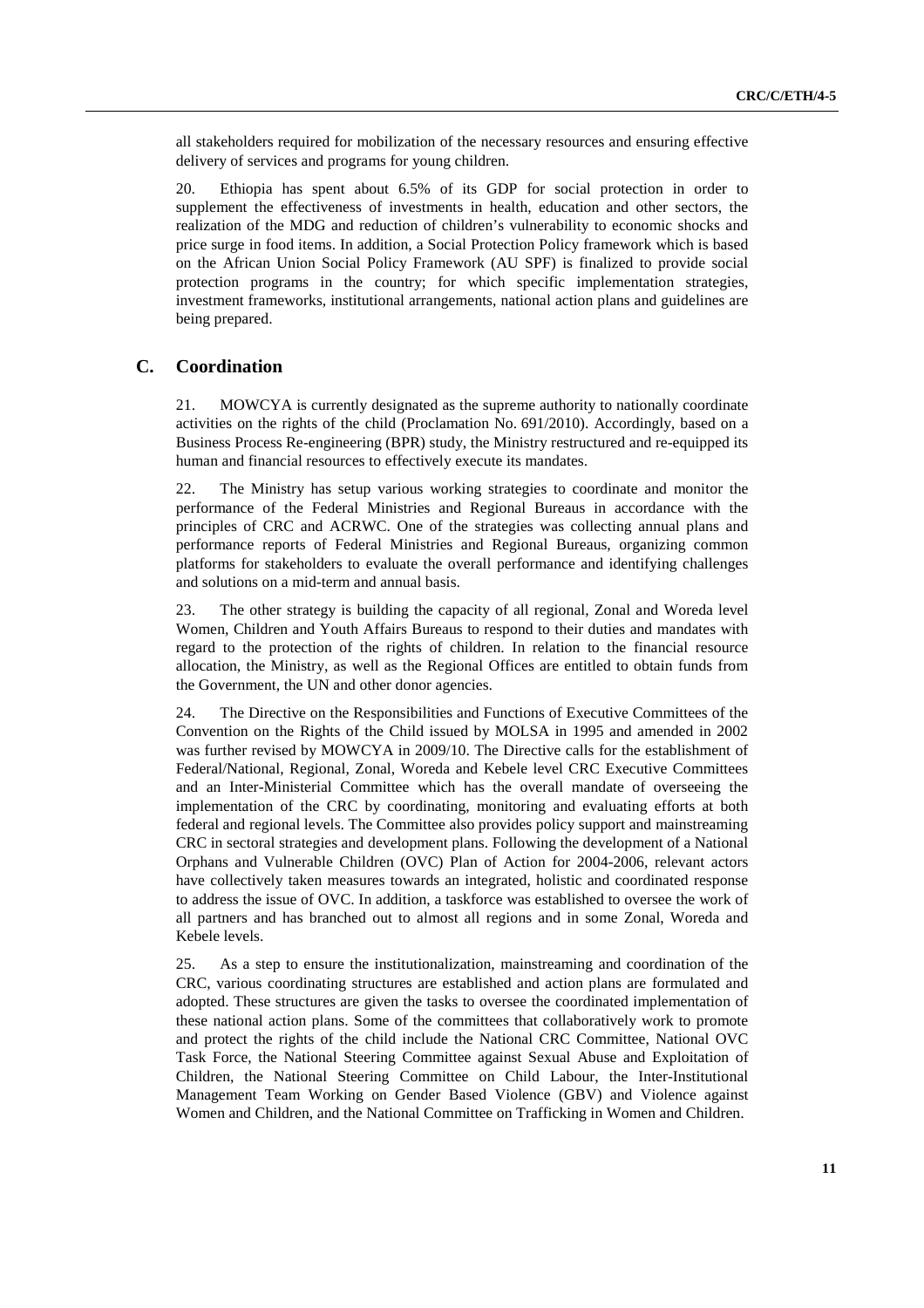all stakeholders required for mobilization of the necessary resources and ensuring effective delivery of services and programs for young children.

20. Ethiopia has spent about 6.5% of its GDP for social protection in order to supplement the effectiveness of investments in health, education and other sectors, the realization of the MDG and reduction of children's vulnerability to economic shocks and price surge in food items. In addition, a Social Protection Policy framework which is based on the African Union Social Policy Framework (AU SPF) is finalized to provide social protection programs in the country; for which specific implementation strategies, investment frameworks, institutional arrangements, national action plans and guidelines are being prepared.

## C. Coordination

21. MOWCYA is currently designated as the supreme authority to nationally coordinate activities on the rights of the child (Proclamation No. 691/2010). Accordingly, based on a Business Process Re-engineering (BPR) study, the Ministry restructured and re-equipped its human and financial resources to effectively execute its mandates.

22. The Ministry has setup various working strategies to coordinate and monitor the performance of the Federal Ministries and Regional Bureaus in accordance with the principles of CRC and ACRWC. One of the strategies was collecting annual plans and performance reports of Federal Ministries and Regional Bureaus, organizing common platforms for stakeholders to evaluate the overall performance and identifying challenges and solutions on a mid-term and annual basis.

23. The other strategy is building the capacity of all regional, Zonal and Woreda level Women, Children and Youth Affairs Bureaus to respond to their duties and mandates with regard to the protection of the rights of children. In relation to the financial resource allocation, the Ministry, as well as the Regional Offices are entitled to obtain funds from the Government, the UN and other donor agencies.

24. The Directive on the Responsibilities and Functions of Executive Committees of the Convention on the Rights of the Child issued by MOLSA in 1995 and amended in 2002 was further revised by MOWCYA in 2009/10. The Directive calls for the establishment of Federal/National, Regional, Zonal, Woreda and Kebele level CRC Executive Committees and an Inter-Ministerial Committee which has the overall mandate of overseeing the implementation of the CRC by coordinating, monitoring and evaluating efforts at both federal and regional levels. The Committee also provides policy support and mainstreaming CRC in sectoral strategies and development plans. Following the development of a National Orphans and Vulnerable Children (OVC) Plan of Action for 2004-2006, relevant actors have collectively taken measures towards an integrated, holistic and coordinated response to address the issue of OVC. In addition, a taskforce was established to oversee the work of all partners and has branched out to almost all regions and in some Zonal, Woreda and Kebele levels.

25. As a step to ensure the institutionalization, mainstreaming and coordination of the CRC, various coordinating structures are established and action plans are formulated and adopted. These structures are given the tasks to oversee the coordinated implementation of these national action plans. Some of the committees that collaboratively work to promote and protect the rights of the child include the National CRC Committee, National OVC Task Force, the National Steering Committee against Sexual Abuse and Exploitation of Children, the National Steering Committee on Child Labour, the Inter-Institutional Management Team Working on Gender Based Violence (GBV) and Violence against Women and Children, and the National Committee on Trafficking in Women and Children.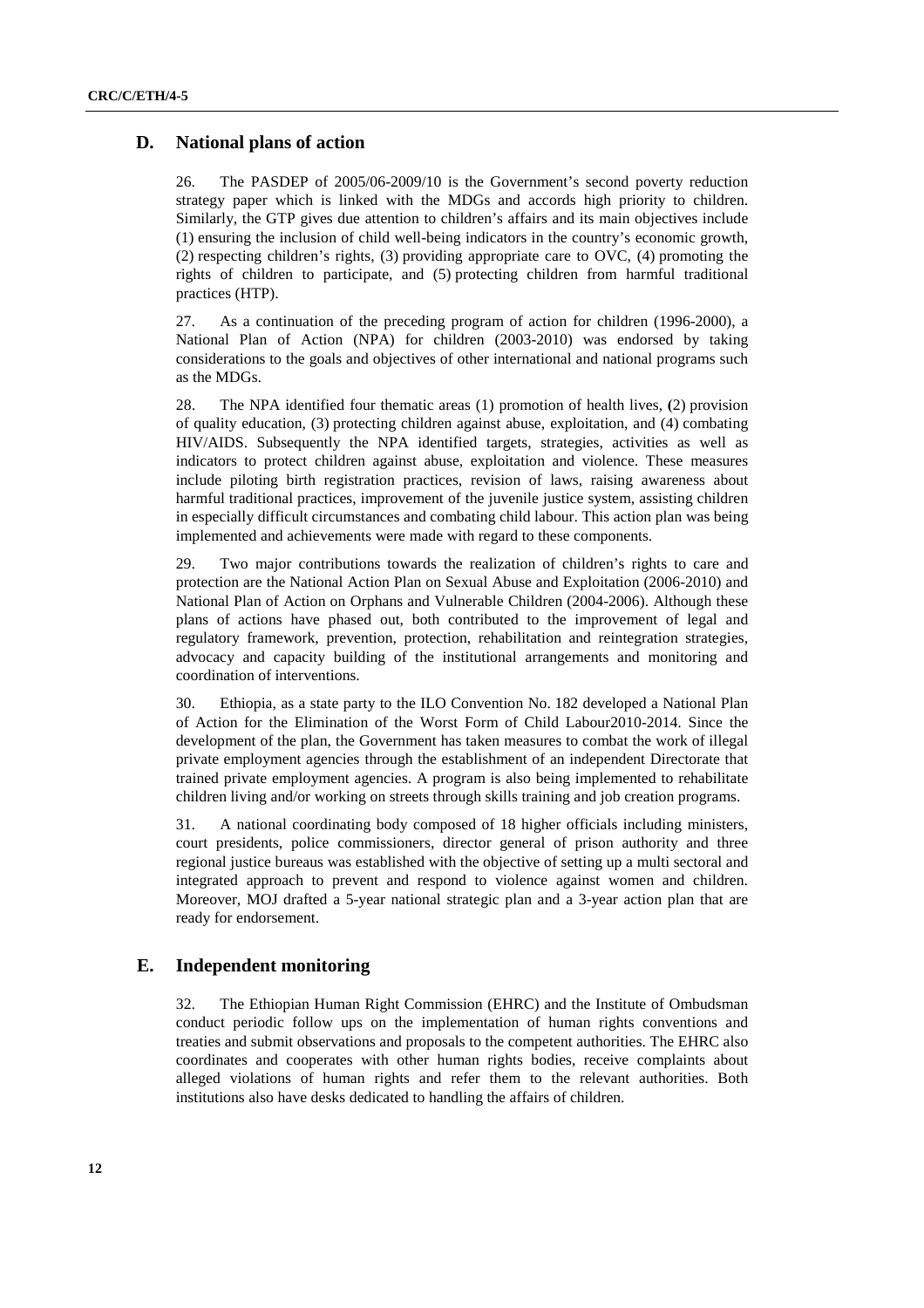## D. National plans of action

26. The PASDEP of 2005/06-2009/10 is the Government's second poverty reduction strategy paper which is linked with the MDGs and accords high priority to children. Similarly, the GTP gives due attention to children's affairs and its main objectives include (1) ensuring the inclusion of child well-being indicators in the country's economic growth, (2) respecting children's rights, (3) providing appropriate care to OVC, (4) promoting the rights of children to participate, and (5) protecting children from harmful traditional practices (HTP).

27. As a continuation of the preceding program of action for children (1996-2000), a National Plan of Action (NPA) for children (2003-2010) was endorsed by taking considerations to the goals and objectives of other international and national programs such as the MDGs.

28. The NPA identified four thematic areas (1) promotion of health lives, (2) provision of quality education, (3) protecting children against abuse, exploitation, and (4) combating HIV/AIDS. Subsequently the NPA identified targets, strategies, activities as well as indicators to protect children against abuse, exploitation and violence. These measures include piloting birth registration practices, revision of laws, raising awareness about harmful traditional practices, improvement of the juvenile justice system, assisting children in especially difficult circumstances and combating child labour. This action plan was being implemented and achievements were made with regard to these components.

29. Two major contributions towards the realization of children's rights to care and protection are the National Action Plan on Sexual Abuse and Exploitation (2006-2010) and National Plan of Action on Orphans and Vulnerable Children (2004-2006). Although these plans of actions have phased out, both contributed to the improvement of legal and regulatory framework, prevention, protection, rehabilitation and reintegration strategies, advocacy and capacity building of the institutional arrangements and monitoring and coordination of interventions.

30. Ethiopia, as a state party to the ILO Convention No. 182 developed a National Plan of Action for the Elimination of the Worst Form of Child Labour2010-2014. Since the development of the plan, the Government has taken measures to combat the work of illegal private employment agencies through the establishment of an independent Directorate that trained private employment agencies. A program is also being implemented to rehabilitate children living and/or working on streets through skills training and job creation programs.

31. A national coordinating body composed of 18 higher officials including ministers, court presidents, police commissioners, director general of prison authority and three regional justice bureaus was established with the objective of setting up a multi sectoral and integrated approach to prevent and respond to violence against women and children. Moreover, MOJ drafted a 5-year national strategic plan and a 3-year action plan that are ready for endorsement.

## E. Independent monitoring

32. The Ethiopian Human Right Commission (EHRC) and the Institute of Ombudsman conduct periodic follow ups on the implementation of human rights conventions and treaties and submit observations and proposals to the competent authorities. The EHRC also coordinates and cooperates with other human rights bodies, receive complaints about alleged violations of human rights and refer them to the relevant authorities. Both institutions also have desks dedicated to handling the affairs of children.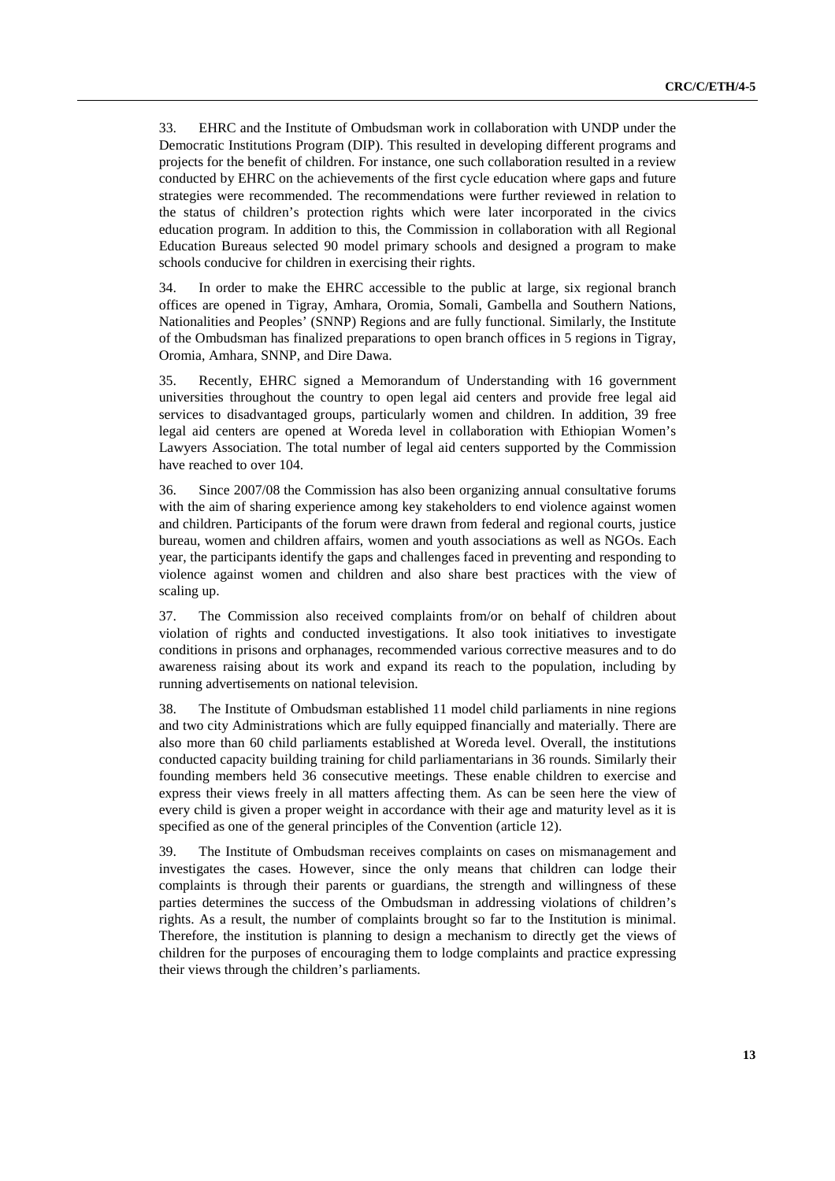33. EHRC and the Institute of Ombudsman work in collaboration with UNDP under the Democratic Institutions Program (DIP). This resulted in developing different programs and projects for the benefit of children. For instance, one such collaboration resulted in a review conducted by EHRC on the achievements of the first cycle education where gaps and future strategies were recommended. The recommendations were further reviewed in relation to the status of children's protection rights which were later incorporated in the civics education program. In addition to this, the Commission in collaboration with all Regional Education Bureaus selected 90 model primary schools and designed a program to make schools conducive for children in exercising their rights.

34. In order to make the EHRC accessible to the public at large, six regional branch offices are opened in Tigray, Amhara, Oromia, Somali, Gambella and Southern Nations, Nationalities and Peoples' (SNNP) Regions and are fully functional. Similarly, the Institute of the Ombudsman has finalized preparations to open branch offices in 5 regions in Tigray, Oromia, Amhara, SNNP, and Dire Dawa.

35. Recently, EHRC signed a Memorandum of Understanding with 16 government universities throughout the country to open legal aid centers and provide free legal aid services to disadvantaged groups, particularly women and children. In addition, 39 free legal aid centers are opened at Woreda level in collaboration with Ethiopian Women's Lawyers Association. The total number of legal aid centers supported by the Commission have reached to over 104.

36. Since 2007/08 the Commission has also been organizing annual consultative forums with the aim of sharing experience among key stakeholders to end violence against women and children. Participants of the forum were drawn from federal and regional courts, justice bureau, women and children affairs, women and youth associations as well as NGOs. Each year, the participants identify the gaps and challenges faced in preventing and responding to violence against women and children and also share best practices with the view of scaling up.

37. The Commission also received complaints from/or on behalf of children about violation of rights and conducted investigations. It also took initiatives to investigate conditions in prisons and orphanages, recommended various corrective measures and to do awareness raising about its work and expand its reach to the population, including by running advertisements on national television.

38. The Institute of Ombudsman established 11 model child parliaments in nine regions and two city Administrations which are fully equipped financially and materially. There are also more than 60 child parliaments established at Woreda level. Overall, the institutions conducted capacity building training for child parliamentarians in 36 rounds. Similarly their founding members held 36 consecutive meetings. These enable children to exercise and express their views freely in all matters affecting them. As can be seen here the view of every child is given a proper weight in accordance with their age and maturity level as it is specified as one of the general principles of the Convention (article 12).

39. The Institute of Ombudsman receives complaints on cases on mismanagement and investigates the cases. However, since the only means that children can lodge their complaints is through their parents or guardians, the strength and willingness of these parties determines the success of the Ombudsman in addressing violations of children's rights. As a result, the number of complaints brought so far to the Institution is minimal. Therefore, the institution is planning to design a mechanism to directly get the views of children for the purposes of encouraging them to lodge complaints and practice expressing their views through the children's parliaments.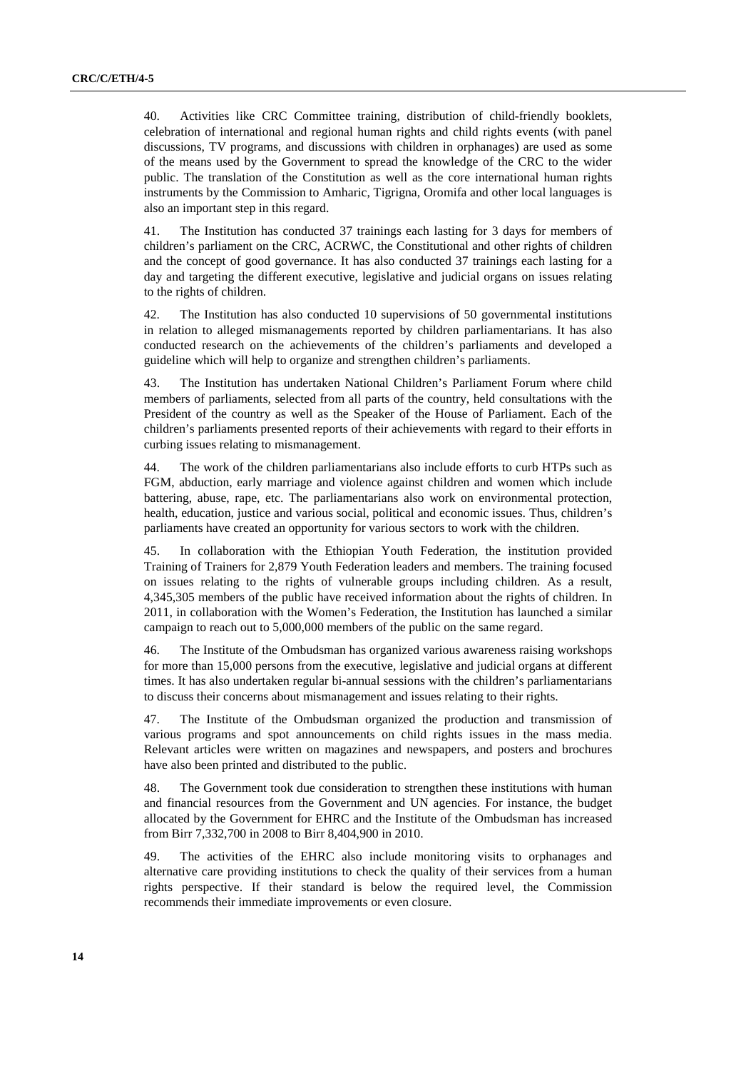40. Activities like CRC Committee training, distribution of child-friendly booklets, celebration of international and regional human rights and child rights events (with panel discussions, TV programs, and discussions with children in orphanages) are used as some of the means used by the Government to spread the knowledge of the CRC to the wider public. The translation of the Constitution as well as the core international human rights instruments by the Commission to Amharic, Tigrigna, Oromifa and other local languages is also an important step in this regard.

41. The Institution has conducted 37 trainings each lasting for 3 days for members of children's parliament on the CRC, ACRWC, the Constitutional and other rights of children and the concept of good governance. It has also conducted 37 trainings each lasting for a day and targeting the different executive, legislative and judicial organs on issues relating to the rights of children.

42. The Institution has also conducted 10 supervisions of 50 governmental institutions in relation to alleged mismanagements reported by children parliamentarians. It has also conducted research on the achievements of the children's parliaments and developed a guideline which will help to organize and strengthen children's parliaments.

43. The Institution has undertaken National Children's Parliament Forum where child members of parliaments, selected from all parts of the country, held consultations with the President of the country as well as the Speaker of the House of Parliament. Each of the children's parliaments presented reports of their achievements with regard to their efforts in curbing issues relating to mismanagement.

44. The work of the children parliamentarians also include efforts to curb HTPs such as FGM, abduction, early marriage and violence against children and women which include battering, abuse, rape, etc. The parliamentarians also work on environmental protection, health, education, justice and various social, political and economic issues. Thus, children's parliaments have created an opportunity for various sectors to work with the children.

45. In collaboration with the Ethiopian Youth Federation, the institution provided Training of Trainers for 2,879 Youth Federation leaders and members. The training focused on issues relating to the rights of vulnerable groups including children. As a result, 4,345,305 members of the public have received information about the rights of children. In 2011, in collaboration with the Women's Federation, the Institution has launched a similar campaign to reach out to 5,000,000 members of the public on the same regard.

46. The Institute of the Ombudsman has organized various awareness raising workshops for more than 15,000 persons from the executive, legislative and judicial organs at different times. It has also undertaken regular bi-annual sessions with the children's parliamentarians to discuss their concerns about mismanagement and issues relating to their rights.

47. The Institute of the Ombudsman organized the production and transmission of various programs and spot announcements on child rights issues in the mass media. Relevant articles were written on magazines and newspapers, and posters and brochures have also been printed and distributed to the public.

48. The Government took due consideration to strengthen these institutions with human and financial resources from the Government and UN agencies. For instance, the budget allocated by the Government for EHRC and the Institute of the Ombudsman has increased from Birr 7,332,700 in 2008 to Birr 8,404,900 in 2010.

49. The activities of the EHRC also include monitoring visits to orphanages and alternative care providing institutions to check the quality of their services from a human rights perspective. If their standard is below the required level, the Commission recommends their immediate improvements or even closure.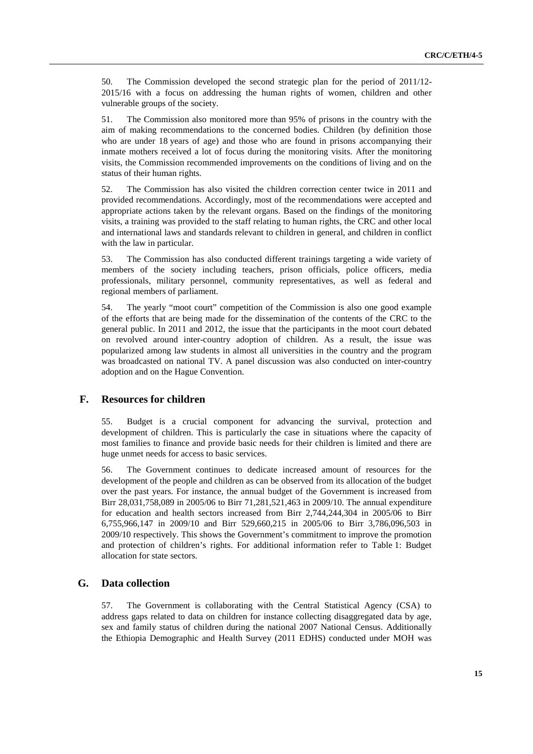50. The Commission developed the second strategic plan for the period of 2011/12-2015/16 with a focus on addressing the human rights of women, children and other vulnerable groups of the society.

51. The Commission also monitored more than 95% of prisons in the country with the aim of making recommendations to the concerned bodies. Children (by definition those who are under 18 years of age) and those who are found in prisons accompanying their inmate mothers received a lot of focus during the monitoring visits. After the monitoring visits, the Commission recommended improvements on the conditions of living and on the status of their human rights.

52. The Commission has also visited the children correction center twice in 2011 and provided recommendations. Accordingly, most of the recommendations were accepted and appropriate actions taken by the relevant organs. Based on the findings of the monitoring visits, a training was provided to the staff relating to human rights, the CRC and other local and international laws and standards relevant to children in general, and children in conflict with the law in particular.

53. The Commission has also conducted different trainings targeting a wide variety of members of the society including teachers, prison officials, police officers, media professionals, military personnel, community representatives, as well as federal and regional members of parliament.

54. The yearly "moot court" competition of the Commission is also one good example of the efforts that are being made for the dissemination of the contents of the CRC to the general public. In 2011 and 2012, the issue that the participants in the moot court debated on revolved around inter-country adoption of children. As a result, the issue was popularized among law students in almost all universities in the country and the program was broadcasted on national TV. A panel discussion was also conducted on inter-country adoption and on the Hague Convention.

## F. Resources for children

55. Budget is a crucial component for advancing the survival, protection and development of children. This is particularly the case in situations where the capacity of most families to finance and provide basic needs for their children is limited and there are huge unmet needs for access to basic services.

56. The Government continues to dedicate increased amount of resources for the development of the people and children as can be observed from its allocation of the budget over the past years. For instance, the annual budget of the Government is increased from Birr 28,031,758,089 in 2005/06 to Birr 71,281,521,463 in 2009/10. The annual expenditure for education and health sectors increased from Birr 2,744,244,304 in 2005/06 to Birr 6,755,966,147 in 2009/10 and Birr 529,660,215 in 2005/06 to Birr 3,786,096,503 in 2009/10 respectively. This shows the Government's commitment to improve the promotion and protection of children's rights. For additional information refer to Table 1: Budget allocation for state sectors.

## G. Data collection

57. The Government is collaborating with the Central Statistical Agency (CSA) to address gaps related to data on children for instance collecting disaggregated data by age, sex and family status of children during the national 2007 National Census. Additionally the Ethiopia Demographic and Health Survey (2011 EDHS) conducted under MOH was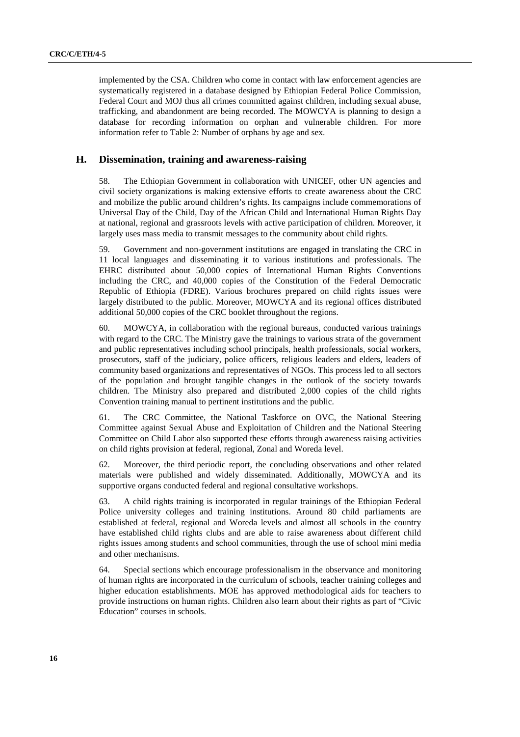implemented by the CSA. Children who come in contact with law enforcement agencies are systematically registered in a database designed by Ethiopian Federal Police Commission, Federal Court and MOJ thus all crimes committed against children, including sexual abuse, trafficking, and abandonment are being recorded. The MOWCYA is planning to design a database for recording information on orphan and vulnerable children. For more information refer to Table 2: Number of orphans by age and sex.

## H. Dissemination, training and awareness-raising

58. The Ethiopian Government in collaboration with UNICEF, other UN agencies and civil society organizations is making extensive efforts to create awareness about the CRC and mobilize the public around children's rights. Its campaigns include commemorations of Universal Day of the Child, Day of the African Child and International Human Rights Day at national, regional and grassroots levels with active participation of children. Moreover, it largely uses mass media to transmit messages to the community about child rights.

59. Government and non-government institutions are engaged in translating the CRC in 11 local languages and disseminating it to various institutions and professionals. The EHRC distributed about 50,000 copies of International Human Rights Conventions including the CRC, and 40,000 copies of the Constitution of the Federal Democratic Republic of Ethiopia (FDRE). Various brochures prepared on child rights issues were largely distributed to the public. Moreover, MOWCYA and its regional offices distributed additional 50,000 copies of the CRC booklet throughout the regions.

60. MOWCYA, in collaboration with the regional bureaus, conducted various trainings with regard to the CRC. The Ministry gave the trainings to various strata of the government and public representatives including school principals, health professionals, social workers, prosecutors, staff of the judiciary, police officers, religious leaders and elders, leaders of community based organizations and representatives of NGOs. This process led to all sectors of the population and brought tangible changes in the outlook of the society towards children. The Ministry also prepared and distributed 2,000 copies of the child rights Convention training manual to pertinent institutions and the public.

61. The CRC Committee, the National Taskforce on OVC, the National Steering Committee against Sexual Abuse and Exploitation of Children and the National Steering Committee on Child Labor also supported these efforts through awareness raising activities on child rights provision at federal, regional, Zonal and Woreda level.

62. Moreover, the third periodic report, the concluding observations and other related materials were published and widely disseminated. Additionally, MOWCYA and its supportive organs conducted federal and regional consultative workshops.

63. A child rights training is incorporated in regular trainings of the Ethiopian Federal Police university colleges and training institutions. Around 80 child parliaments are established at federal, regional and Woreda levels and almost all schools in the country have established child rights clubs and are able to raise awareness about different child rights issues among students and school communities, through the use of school mini media and other mechanisms.

64. Special sections which encourage professionalism in the observance and monitoring of human rights are incorporated in the curriculum of schools, teacher training colleges and higher education establishments. MOE has approved methodological aids for teachers to provide instructions on human rights. Children also learn about their rights as part of "Civic Education" courses in schools.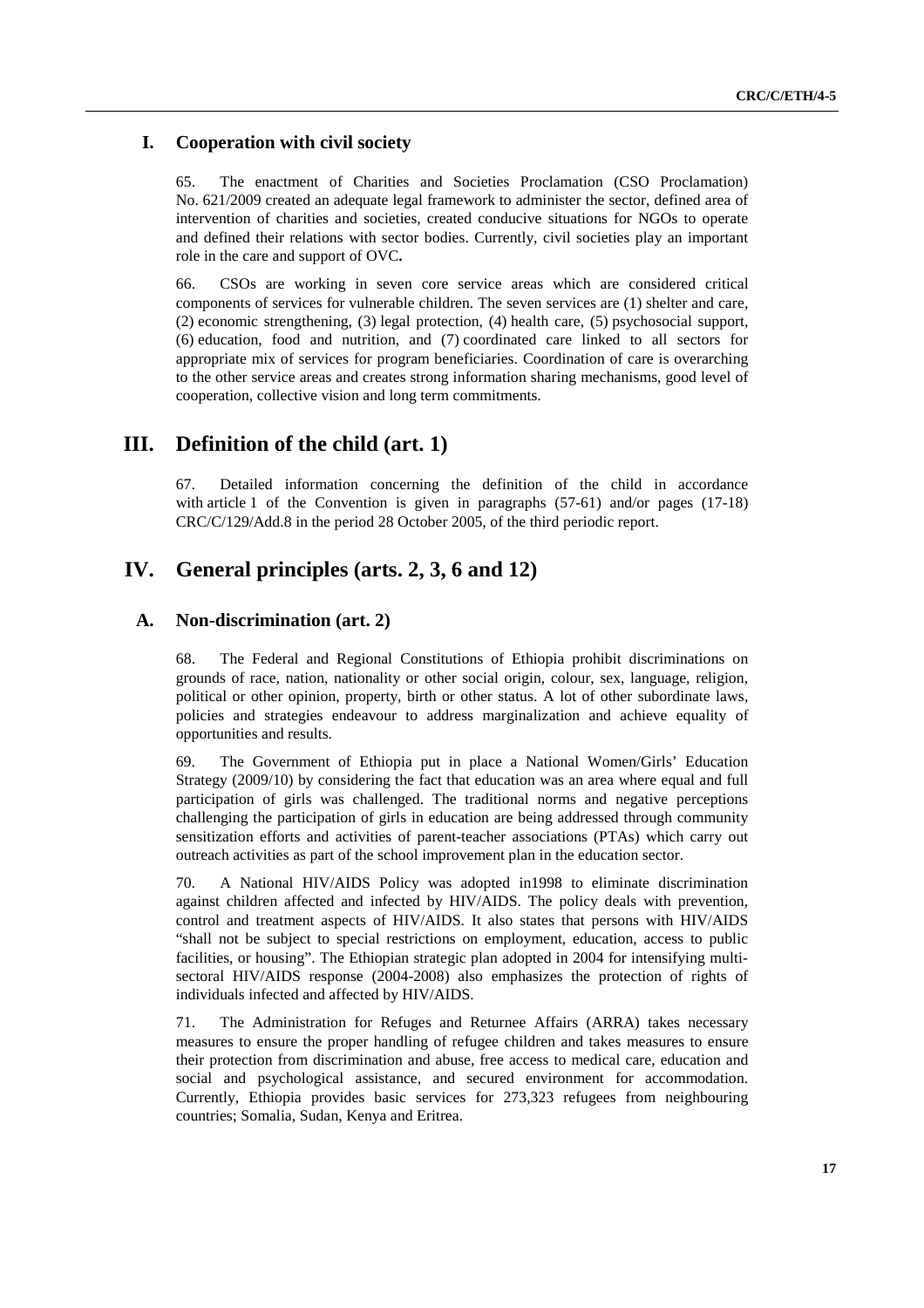### I. Cooperation with civil society

65. The enactment of Charities and Societies Proclamation (CSO Proclamation) No. 621/2009 created an adequate legal framework to administer the sector, defined area of intervention of charities and societies, created conducive situations for NGOs to operate and defined their relations with sector bodies. Currently, civil societies play an important role in the care and support of OVC**.**

66. CSOs are working in seven core service areas which are considered critical components of services for vulnerable children. The seven services are (1) shelter and care, (2) economic strengthening, (3) legal protection, (4) health care, (5) psychosocial support, (6) education, food and nutrition, and (7) coordinated care linked to all sectors for appropriate mix of services for program beneficiaries. Coordination of care is overarching to the other service areas and creates strong information sharing mechanisms, good level of cooperation, collective vision and long term commitments.

## III. Definition of the child (art. 1)

67. Detailed information concerning the definition of the child in accordance with article 1 of the Convention is given in paragraphs (57-61) and/or pages (17-18) CRC/C/129/Add.8 in the period 28 October 2005, of the third periodic report.

## IV. General principles (arts. 2, 3, 6 and 12)

### A. Non-discrimination (art. 2)

68. The Federal and Regional Constitutions of Ethiopia prohibit discriminations on grounds of race, nation, nationality or other social origin, colour, sex, language, religion, political or other opinion, property, birth or other status. A lot of other subordinate laws, policies and strategies endeavour to address marginalization and achieve equality of opportunities and results.

69. The Government of Ethiopia put in place a National Women/Girls' Education Strategy (2009/10) by considering the fact that education was an area where equal and full participation of girls was challenged. The traditional norms and negative perceptions challenging the participation of girls in education are being addressed through community sensitization efforts and activities of parent-teacher associations (PTAs) which carry out outreach activities as part of the school improvement plan in the education sector.

70. A National HIV/AIDS Policy was adopted in1998 to eliminate discrimination against children affected and infected by HIV/AIDS. The policy deals with prevention, control and treatment aspects of HIV/AIDS. It also states that persons with HIV/AIDS "shall not be subject to special restrictions on employment, education, access to public facilities, or housing". The Ethiopian strategic plan adopted in 2004 for intensifying multi-sectoral HIV/AIDS response (2004-2008) also emphasizes the protection of rights of individuals infected and affected by HIV/AIDS.

71. The Administration for Refuges and Returnee Affairs (ARRA) takes necessary measures to ensure the proper handling of refugee children and takes measures to ensure their protection from discrimination and abuse, free access to medical care, education and social and psychological assistance, and secured environment for accommodation. Currently, Ethiopia provides basic services for 273,323 refugees from neighbouring countries; Somalia, Sudan, Kenya and Eritrea.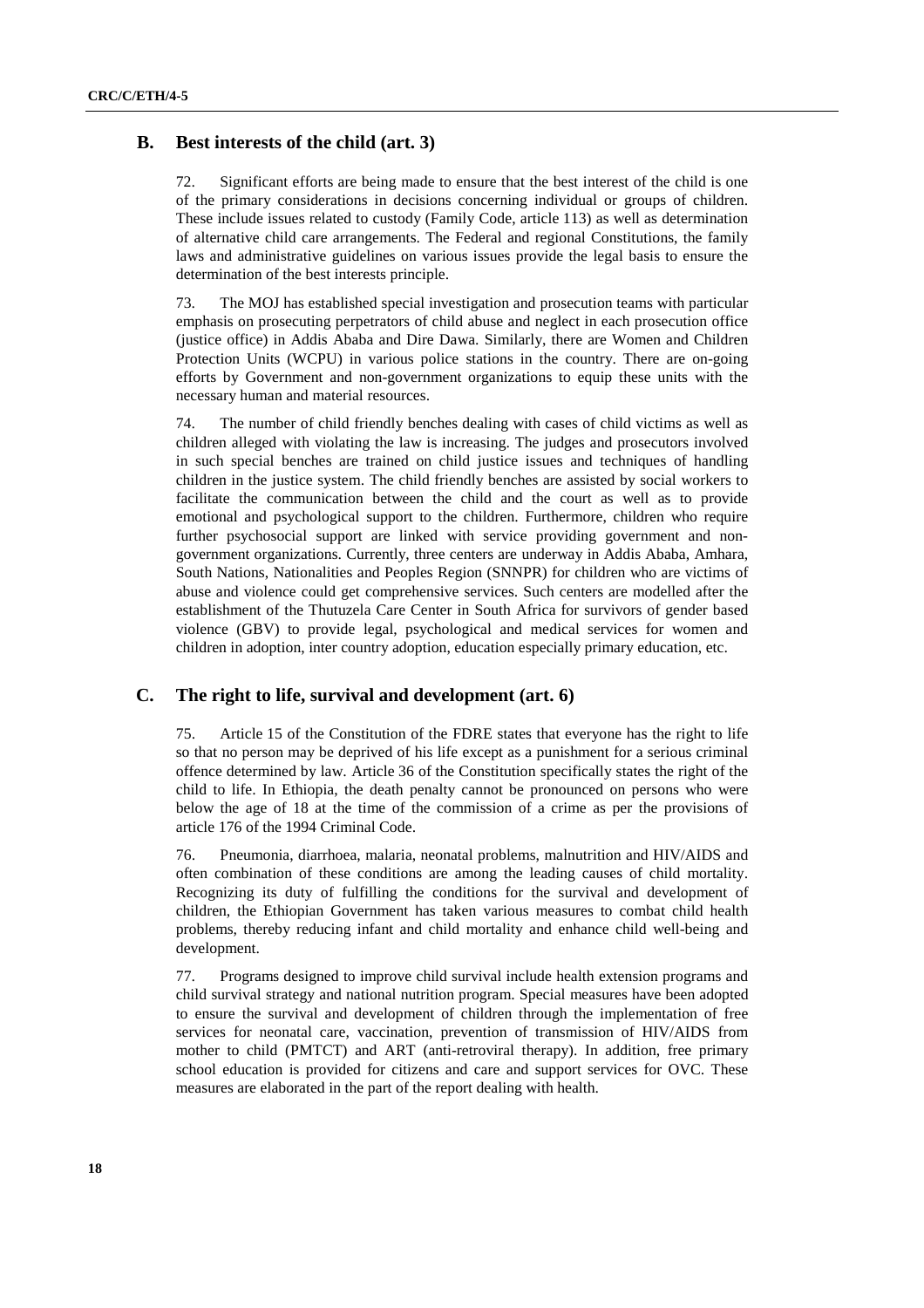## B. Best interests of the child (art. 3)

72. Significant efforts are being made to ensure that the best interest of the child is one of the primary considerations in decisions concerning individual or groups of children. These include issues related to custody (Family Code, article 113) as well as determination of alternative child care arrangements. The Federal and regional Constitutions, the family laws and administrative guidelines on various issues provide the legal basis to ensure the determination of the best interests principle.

73. The MOJ has established special investigation and prosecution teams with particular emphasis on prosecuting perpetrators of child abuse and neglect in each prosecution office (justice office) in Addis Ababa and Dire Dawa. Similarly, there are Women and Children Protection Units (WCPU) in various police stations in the country. There are on-going efforts by Government and non-government organizations to equip these units with the necessary human and material resources.

74. The number of child friendly benches dealing with cases of child victims as well as children alleged with violating the law is increasing. The judges and prosecutors involved in such special benches are trained on child justice issues and techniques of handling children in the justice system. The child friendly benches are assisted by social workers to facilitate the communication between the child and the court as well as to provide emotional and psychological support to the children. Furthermore, children who require further psychosocial support are linked with service providing government and non-government organizations. Currently, three centers are underway in Addis Ababa, Amhara, South Nations, Nationalities and Peoples Region (SNNPR) for children who are victims of abuse and violence could get comprehensive services. Such centers are modelled after the establishment of the Thutuzela Care Center in South Africa for survivors of gender based violence (GBV) to provide legal, psychological and medical services for women and children in adoption, inter country adoption, education especially primary education, etc.

## C. The right to life, survival and development (art. 6)

75. Article 15 of the Constitution of the FDRE states that everyone has the right to life so that no person may be deprived of his life except as a punishment for a serious criminal offence determined by law. Article 36 of the Constitution specifically states the right of the child to life. In Ethiopia, the death penalty cannot be pronounced on persons who were below the age of 18 at the time of the commission of a crime as per the provisions of article 176 of the 1994 Criminal Code.

76. Pneumonia, diarrhoea, malaria, neonatal problems, malnutrition and HIV/AIDS and often combination of these conditions are among the leading causes of child mortality. Recognizing its duty of fulfilling the conditions for the survival and development of children, the Ethiopian Government has taken various measures to combat child health problems, thereby reducing infant and child mortality and enhance child well-being and development.

77. Programs designed to improve child survival include health extension programs and child survival strategy and national nutrition program. Special measures have been adopted to ensure the survival and development of children through the implementation of free services for neonatal care, vaccination, prevention of transmission of HIV/AIDS from mother to child (PMTCT) and ART (anti-retroviral therapy). In addition, free primary school education is provided for citizens and care and support services for OVC. These measures are elaborated in the part of the report dealing with health.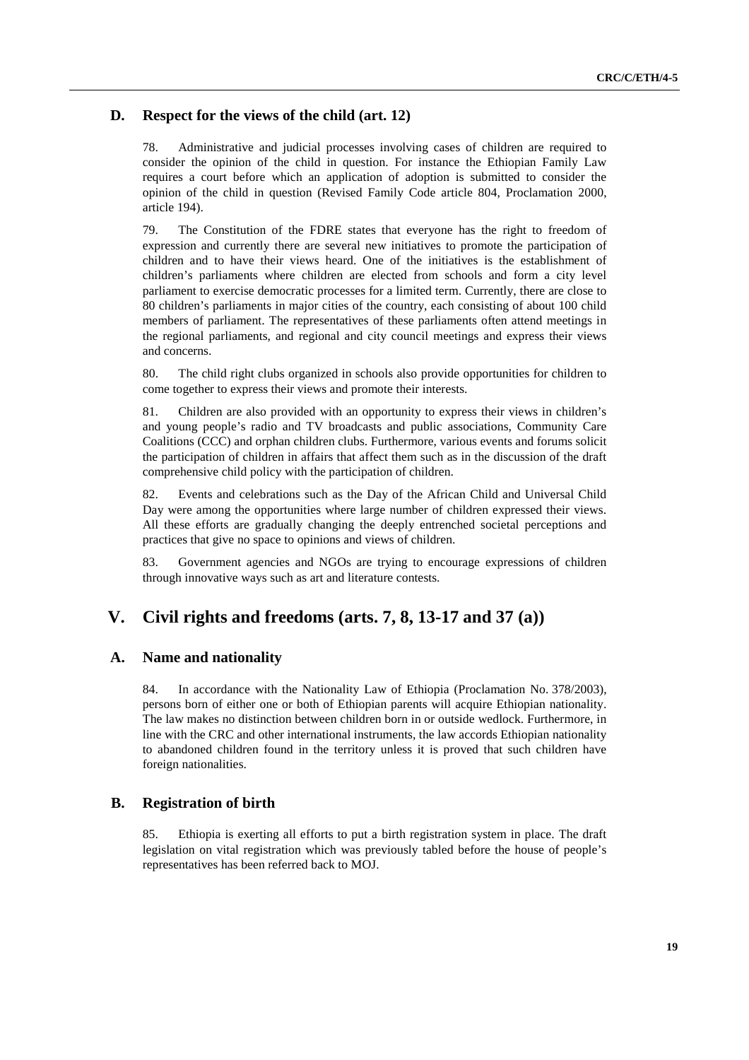## D. Respect for the views of the child (art. 12)

78. Administrative and judicial processes involving cases of children are required to consider the opinion of the child in question. For instance the Ethiopian Family Law requires a court before which an application of adoption is submitted to consider the opinion of the child in question (Revised Family Code article 804, Proclamation 2000, article 194).

79. The Constitution of the FDRE states that everyone has the right to freedom of expression and currently there are several new initiatives to promote the participation of children and to have their views heard. One of the initiatives is the establishment of children's parliaments where children are elected from schools and form a city level parliament to exercise democratic processes for a limited term. Currently, there are close to 80 children's parliaments in major cities of the country, each consisting of about 100 child members of parliament. The representatives of these parliaments often attend meetings in the regional parliaments, and regional and city council meetings and express their views and concerns.

80. The child right clubs organized in schools also provide opportunities for children to come together to express their views and promote their interests.

81. Children are also provided with an opportunity to express their views in children's and young people's radio and TV broadcasts and public associations, Community Care Coalitions (CCC) and orphan children clubs. Furthermore, various events and forums solicit the participation of children in affairs that affect them such as in the discussion of the draft comprehensive child policy with the participation of children.

82. Events and celebrations such as the Day of the African Child and Universal Child Day were among the opportunities where large number of children expressed their views. All these efforts are gradually changing the deeply entrenched societal perceptions and practices that give no space to opinions and views of children.

83. Government agencies and NGOs are trying to encourage expressions of children through innovative ways such as art and literature contests.

# V. Civil rights and freedoms (arts. 7, 8, 13-17 and 37 (a))

## A. Name and nationality

84. In accordance with the Nationality Law of Ethiopia (Proclamation No. 378/2003), persons born of either one or both of Ethiopian parents will acquire Ethiopian nationality. The law makes no distinction between children born in or outside wedlock. Furthermore, in line with the CRC and other international instruments, the law accords Ethiopian nationality to abandoned children found in the territory unless it is proved that such children have foreign nationalities.

## B. Registration of birth

85. Ethiopia is exerting all efforts to put a birth registration system in place. The draft legislation on vital registration which was previously tabled before the house of people's representatives has been referred back to MOJ.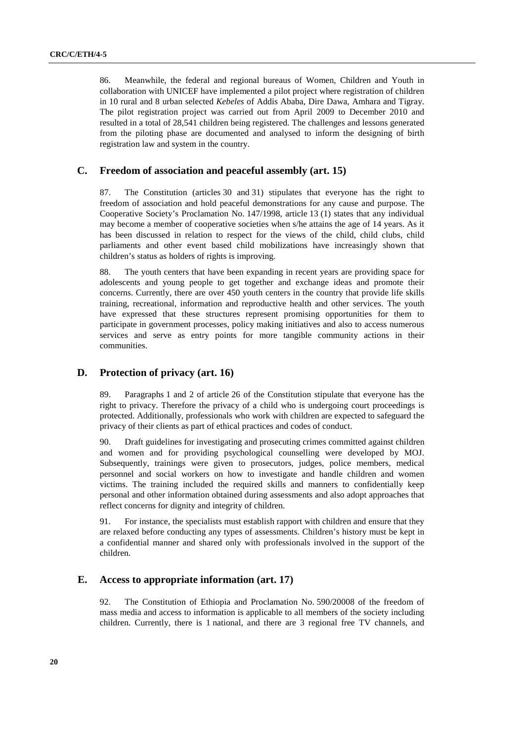86. Meanwhile, the federal and regional bureaus of Women, Children and Youth in collaboration with UNICEF have implemented a pilot project where registration of children in 10 rural and 8 urban selected *Kebeles* of Addis Ababa, Dire Dawa, Amhara and Tigray. The pilot registration project was carried out from April 2009 to December 2010 and resulted in a total of 28,541 children being registered. The challenges and lessons generated from the piloting phase are documented and analysed to inform the designing of birth registration law and system in the country.

## C. Freedom of association and peaceful assembly (art. 15)

87. The Constitution (articles 30 and 31) stipulates that everyone has the right to freedom of association and hold peaceful demonstrations for any cause and purpose. The Cooperative Society's Proclamation No. 147/1998, article 13 (1) states that any individual may become a member of cooperative societies when s/he attains the age of 14 years. As it has been discussed in relation to respect for the views of the child, child clubs, child parliaments and other event based child mobilizations have increasingly shown that children's status as holders of rights is improving.

88. The youth centers that have been expanding in recent years are providing space for adolescents and young people to get together and exchange ideas and promote their concerns. Currently, there are over 450 youth centers in the country that provide life skills training, recreational, information and reproductive health and other services. The youth have expressed that these structures represent promising opportunities for them to participate in government processes, policy making initiatives and also to access numerous services and serve as entry points for more tangible community actions in their communities.

## D. Protection of privacy (art. 16)

89. Paragraphs 1 and 2 of article 26 of the Constitution stipulate that everyone has the right to privacy. Therefore the privacy of a child who is undergoing court proceedings is protected. Additionally, professionals who work with children are expected to safeguard the privacy of their clients as part of ethical practices and codes of conduct.

90. Draft guidelines for investigating and prosecuting crimes committed against children and women and for providing psychological counselling were developed by MOJ. Subsequently, trainings were given to prosecutors, judges, police members, medical personnel and social workers on how to investigate and handle children and women victims. The training included the required skills and manners to confidentially keep personal and other information obtained during assessments and also adopt approaches that reflect concerns for dignity and integrity of children.

91. For instance, the specialists must establish rapport with children and ensure that they are relaxed before conducting any types of assessments. Children's history must be kept in a confidential manner and shared only with professionals involved in the support of the children.

## E. Access to appropriate information (art. 17)

92. The Constitution of Ethiopia and Proclamation No. 590/20008 of the freedom of mass media and access to information is applicable to all members of the society including children. Currently, there is 1 national, and there are 3 regional free TV channels, and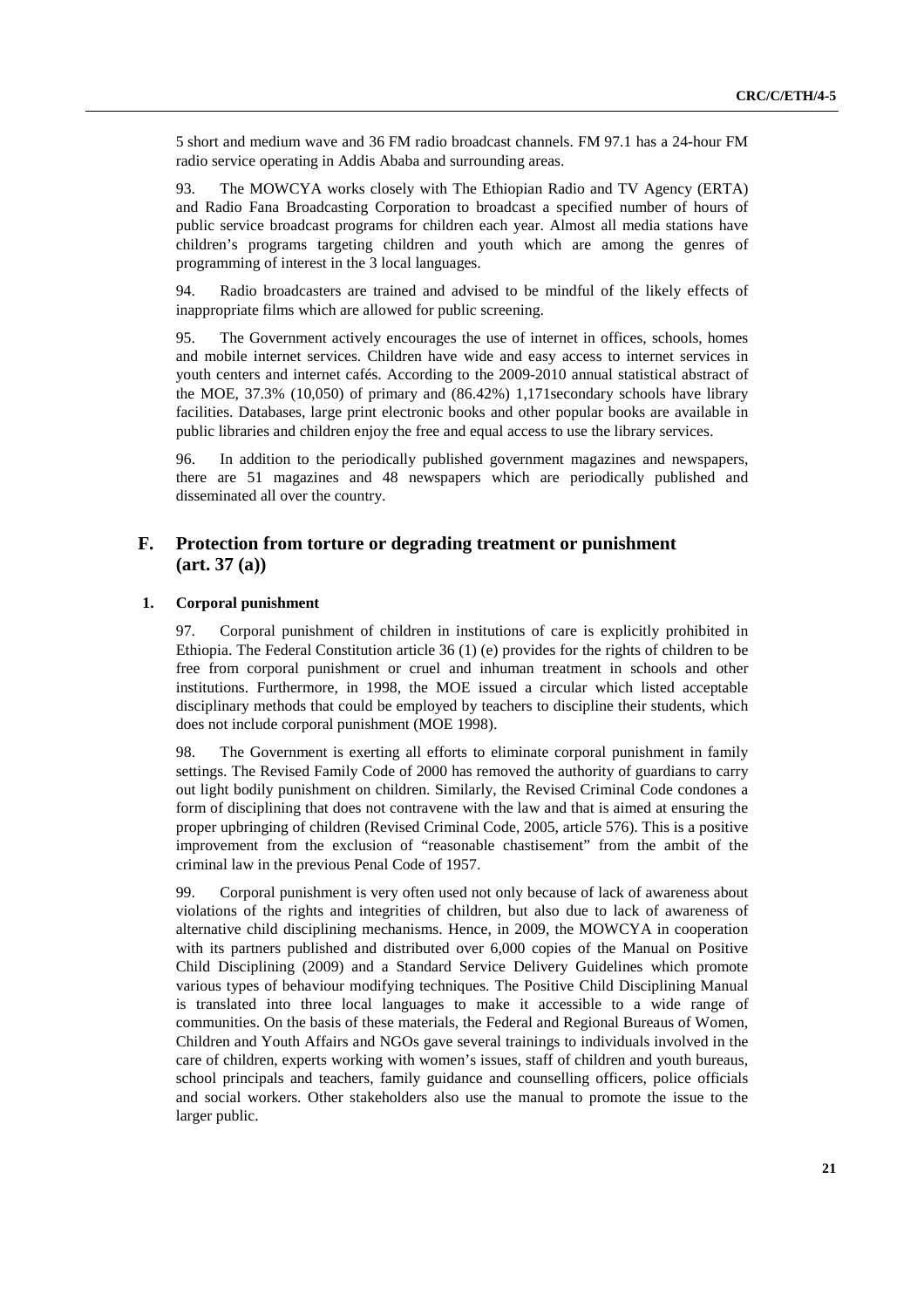5 short and medium wave and 36 FM radio broadcast channels. FM 97.1 has a 24-hour FM radio service operating in Addis Ababa and surrounding areas.

93. The MOWCYA works closely with The Ethiopian Radio and TV Agency (ERTA) and Radio Fana Broadcasting Corporation to broadcast a specified number of hours of public service broadcast programs for children each year. Almost all media stations have children's programs targeting children and youth which are among the genres of programming of interest in the 3 local languages.

94. Radio broadcasters are trained and advised to be mindful of the likely effects of inappropriate films which are allowed for public screening.

95. The Government actively encourages the use of internet in offices, schools, homes and mobile internet services. Children have wide and easy access to internet services in youth centers and internet cafés. According to the 2009-2010 annual statistical abstract of the MOE, 37.3% (10,050) of primary and (86.42%) 1,171secondary schools have library facilities. Databases, large print electronic books and other popular books are available in public libraries and children enjoy the free and equal access to use the library services.

96. In addition to the periodically published government magazines and newspapers, there are 51 magazines and 48 newspapers which are periodically published and disseminated all over the country.

## F. Protection from torture or degrading treatment or punishment (art. 37 (a))

### 1. Corporal punishment

97. Corporal punishment of children in institutions of care is explicitly prohibited in Ethiopia. The Federal Constitution article 36 (1) (e) provides for the rights of children to be free from corporal punishment or cruel and inhuman treatment in schools and other institutions. Furthermore, in 1998, the MOE issued a circular which listed acceptable disciplinary methods that could be employed by teachers to discipline their students, which does not include corporal punishment (MOE 1998).

98. The Government is exerting all efforts to eliminate corporal punishment in family settings. The Revised Family Code of 2000 has removed the authority of guardians to carry out light bodily punishment on children. Similarly, the Revised Criminal Code condones a form of disciplining that does not contravene with the law and that is aimed at ensuring the proper upbringing of children (Revised Criminal Code, 2005, article 576). This is a positive improvement from the exclusion of "reasonable chastisement" from the ambit of the criminal law in the previous Penal Code of 1957.

99. Corporal punishment is very often used not only because of lack of awareness about violations of the rights and integrities of children, but also due to lack of awareness of alternative child disciplining mechanisms. Hence, in 2009, the MOWCYA in cooperation with its partners published and distributed over 6,000 copies of the Manual on Positive Child Disciplining (2009) and a Standard Service Delivery Guidelines which promote various types of behaviour modifying techniques. The Positive Child Disciplining Manual is translated into three local languages to make it accessible to a wide range of communities. On the basis of these materials, the Federal and Regional Bureaus of Women, Children and Youth Affairs and NGOs gave several trainings to individuals involved in the care of children, experts working with women's issues, staff of children and youth bureaus, school principals and teachers, family guidance and counselling officers, police officials and social workers. Other stakeholders also use the manual to promote the issue to the larger public.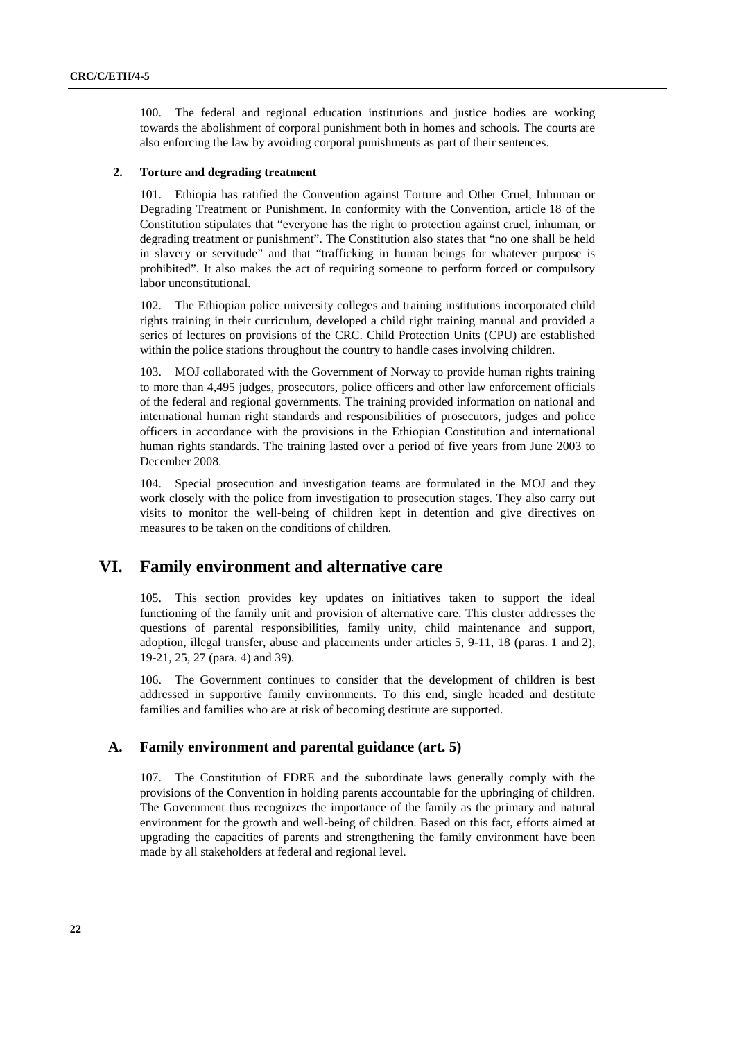100. The federal and regional education institutions and justice bodies are working towards the abolishment of corporal punishment both in homes and schools. The courts are also enforcing the law by avoiding corporal punishments as part of their sentences.

### 2. Torture and degrading treatment

101. Ethiopia has ratified the Convention against Torture and Other Cruel, Inhuman or Degrading Treatment or Punishment. In conformity with the Convention, article 18 of the Constitution stipulates that "everyone has the right to protection against cruel, inhuman, or degrading treatment or punishment". The Constitution also states that "no one shall be held in slavery or servitude" and that "trafficking in human beings for whatever purpose is prohibited". It also makes the act of requiring someone to perform forced or compulsory labor unconstitutional.

102. The Ethiopian police university colleges and training institutions incorporated child rights training in their curriculum, developed a child right training manual and provided a series of lectures on provisions of the CRC. Child Protection Units (CPU) are established within the police stations throughout the country to handle cases involving children.

103. MOJ collaborated with the Government of Norway to provide human rights training to more than 4,495 judges, prosecutors, police officers and other law enforcement officials of the federal and regional governments. The training provided information on national and international human right standards and responsibilities of prosecutors, judges and police officers in accordance with the provisions in the Ethiopian Constitution and international human rights standards. The training lasted over a period of five years from June 2003 to December 2008.

104. Special prosecution and investigation teams are formulated in the MOJ and they work closely with the police from investigation to prosecution stages. They also carry out visits to monitor the well-being of children kept in detention and give directives on measures to be taken on the conditions of children.

# VI. Family environment and alternative care

105. This section provides key updates on initiatives taken to support the ideal functioning of the family unit and provision of alternative care. This cluster addresses the questions of parental responsibilities, family unity, child maintenance and support, adoption, illegal transfer, abuse and placements under articles 5, 9-11, 18 (paras. 1 and 2), 19-21, 25, 27 (para. 4) and 39).

106. The Government continues to consider that the development of children is best addressed in supportive family environments. To this end, single headed and destitute families and families who are at risk of becoming destitute are supported.

## A. Family environment and parental guidance (art. 5)

107. The Constitution of FDRE and the subordinate laws generally comply with the provisions of the Convention in holding parents accountable for the upbringing of children. The Government thus recognizes the importance of the family as the primary and natural environment for the growth and well-being of children. Based on this fact, efforts aimed at upgrading the capacities of parents and strengthening the family environment have been made by all stakeholders at federal and regional level.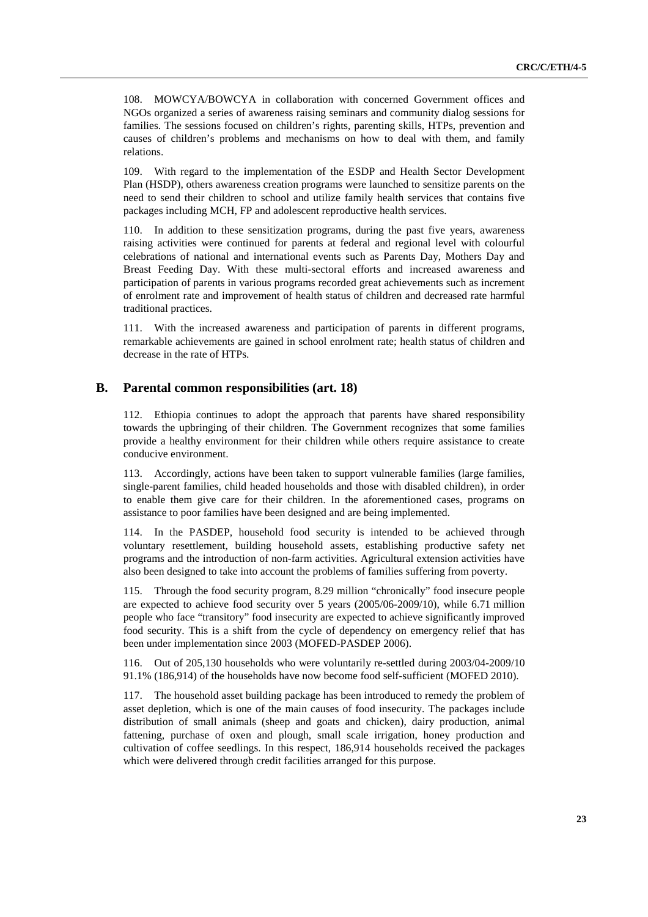108. MOWCYA/BOWCYA in collaboration with concerned Government offices and NGOs organized a series of awareness raising seminars and community dialog sessions for families. The sessions focused on children's rights, parenting skills, HTPs, prevention and causes of children's problems and mechanisms on how to deal with them, and family relations.

109. With regard to the implementation of the ESDP and Health Sector Development Plan (HSDP), others awareness creation programs were launched to sensitize parents on the need to send their children to school and utilize family health services that contains five packages including MCH, FP and adolescent reproductive health services.

110. In addition to these sensitization programs, during the past five years, awareness raising activities were continued for parents at federal and regional level with colourful celebrations of national and international events such as Parents Day, Mothers Day and Breast Feeding Day. With these multi-sectoral efforts and increased awareness and participation of parents in various programs recorded great achievements such as increment of enrolment rate and improvement of health status of children and decreased rate harmful traditional practices.

111. With the increased awareness and participation of parents in different programs, remarkable achievements are gained in school enrolment rate; health status of children and decrease in the rate of HTPs.

## B. Parental common responsibilities (art. 18)

112. Ethiopia continues to adopt the approach that parents have shared responsibility towards the upbringing of their children. The Government recognizes that some families provide a healthy environment for their children while others require assistance to create conducive environment.

113. Accordingly, actions have been taken to support vulnerable families (large families, single-parent families, child headed households and those with disabled children), in order to enable them give care for their children. In the aforementioned cases, programs on assistance to poor families have been designed and are being implemented.

114. In the PASDEP, household food security is intended to be achieved through voluntary resettlement, building household assets, establishing productive safety net programs and the introduction of non-farm activities. Agricultural extension activities have also been designed to take into account the problems of families suffering from poverty.

115. Through the food security program, 8.29 million "chronically" food insecure people are expected to achieve food security over 5 years (2005/06-2009/10), while 6.71 million people who face "transitory" food insecurity are expected to achieve significantly improved food security. This is a shift from the cycle of dependency on emergency relief that has been under implementation since 2003 (MOFED-PASDEP 2006).

116. Out of 205,130 households who were voluntarily re-settled during 2003/04-2009/10 91.1% (186,914) of the households have now become food self-sufficient (MOFED 2010).

117. The household asset building package has been introduced to remedy the problem of asset depletion, which is one of the main causes of food insecurity. The packages include distribution of small animals (sheep and goats and chicken), dairy production, animal fattening, purchase of oxen and plough, small scale irrigation, honey production and cultivation of coffee seedlings. In this respect, 186,914 households received the packages which were delivered through credit facilities arranged for this purpose.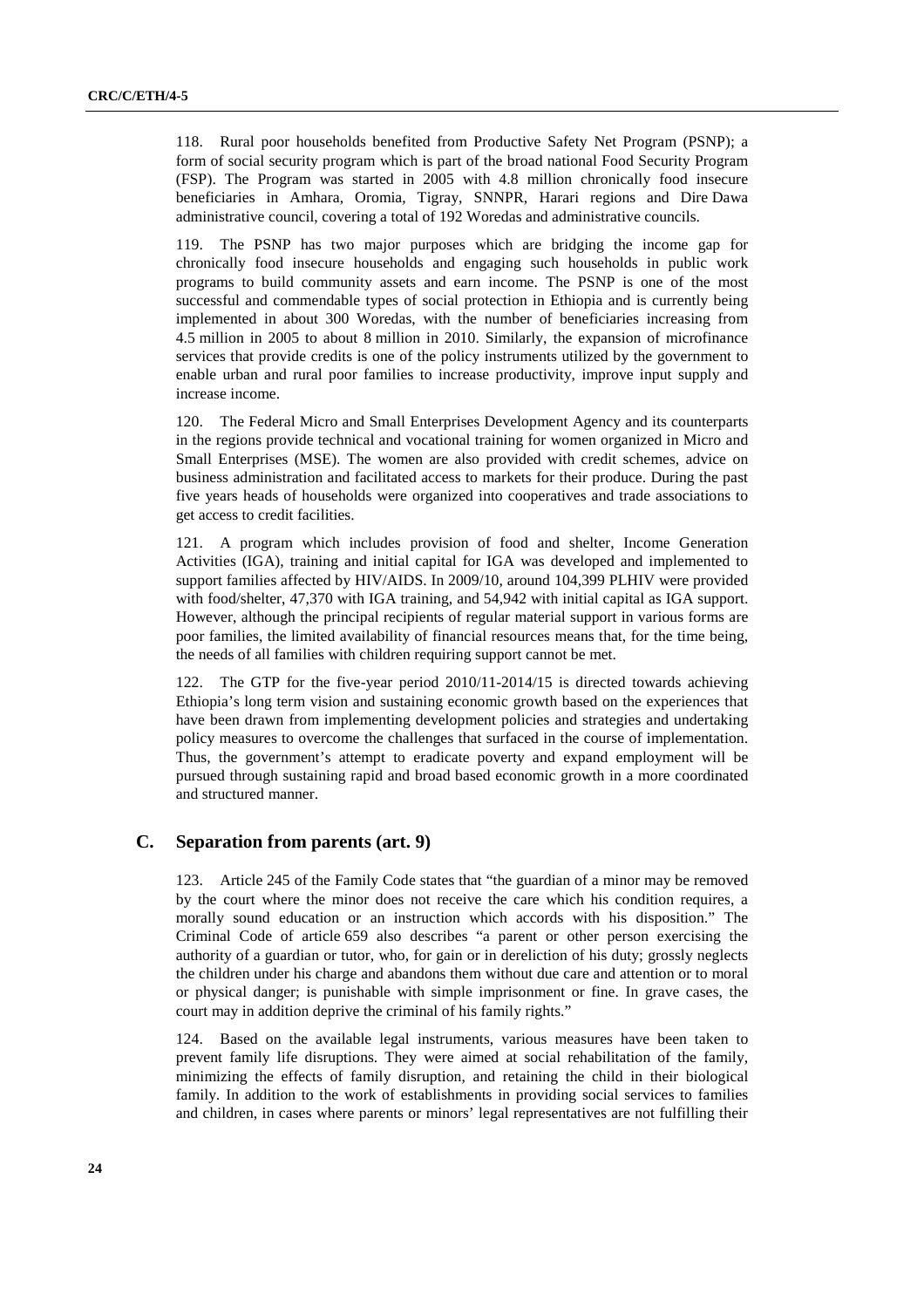118. Rural poor households benefited from Productive Safety Net Program (PSNP); a form of social security program which is part of the broad national Food Security Program (FSP). The Program was started in 2005 with 4.8 million chronically food insecure beneficiaries in Amhara, Oromia, Tigray, SNNPR, Harari regions and Dire Dawa administrative council, covering a total of 192 Woredas and administrative councils.

119. The PSNP has two major purposes which are bridging the income gap for chronically food insecure households and engaging such households in public work programs to build community assets and earn income. The PSNP is one of the most successful and commendable types of social protection in Ethiopia and is currently being implemented in about 300 Woredas, with the number of beneficiaries increasing from 4.5 million in 2005 to about 8 million in 2010. Similarly, the expansion of microfinance services that provide credits is one of the policy instruments utilized by the government to enable urban and rural poor families to increase productivity, improve input supply and increase income.

120. The Federal Micro and Small Enterprises Development Agency and its counterparts in the regions provide technical and vocational training for women organized in Micro and Small Enterprises (MSE). The women are also provided with credit schemes, advice on business administration and facilitated access to markets for their produce. During the past five years heads of households were organized into cooperatives and trade associations to get access to credit facilities.

121. A program which includes provision of food and shelter, Income Generation Activities (IGA), training and initial capital for IGA was developed and implemented to support families affected by HIV/AIDS. In 2009/10, around 104,399 PLHIV were provided with food/shelter, 47,370 with IGA training, and 54,942 with initial capital as IGA support. However, although the principal recipients of regular material support in various forms are poor families, the limited availability of financial resources means that, for the time being, the needs of all families with children requiring support cannot be met.

122. The GTP for the five-year period 2010/11-2014/15 is directed towards achieving Ethiopia's long term vision and sustaining economic growth based on the experiences that have been drawn from implementing development policies and strategies and undertaking policy measures to overcome the challenges that surfaced in the course of implementation. Thus, the government's attempt to eradicate poverty and expand employment will be pursued through sustaining rapid and broad based economic growth in a more coordinated and structured manner.

## C. Separation from parents (art. 9)

123. Article 245 of the Family Code states that "the guardian of a minor may be removed by the court where the minor does not receive the care which his condition requires, a morally sound education or an instruction which accords with his disposition." The Criminal Code of article 659 also describes "a parent or other person exercising the authority of a guardian or tutor, who, for gain or in dereliction of his duty; grossly neglects the children under his charge and abandons them without due care and attention or to moral or physical danger; is punishable with simple imprisonment or fine. In grave cases, the court may in addition deprive the criminal of his family rights."

124. Based on the available legal instruments, various measures have been taken to prevent family life disruptions. They were aimed at social rehabilitation of the family, minimizing the effects of family disruption, and retaining the child in their biological family. In addition to the work of establishments in providing social services to families and children, in cases where parents or minors' legal representatives are not fulfilling their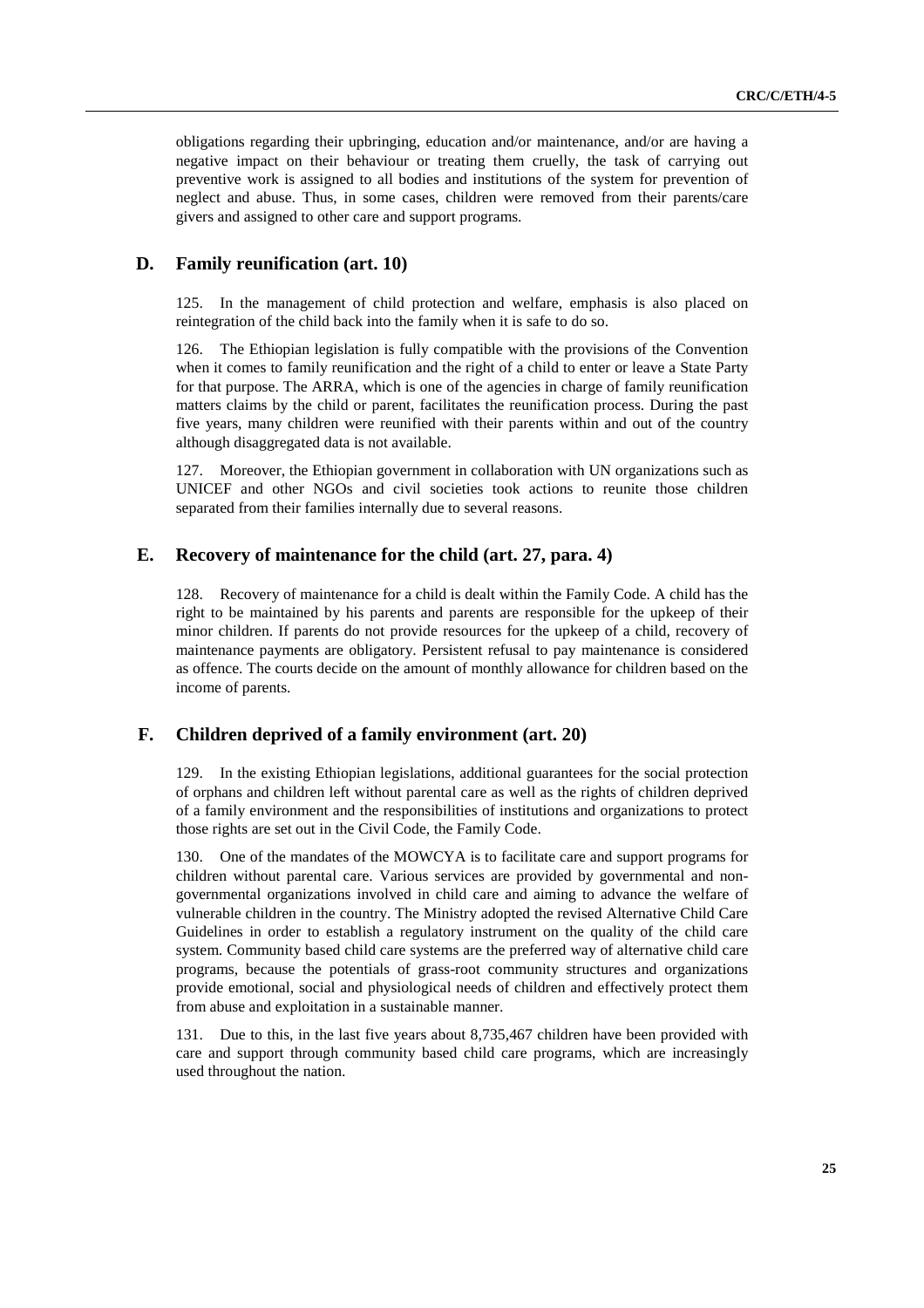obligations regarding their upbringing, education and/or maintenance, and/or are having a negative impact on their behaviour or treating them cruelly, the task of carrying out preventive work is assigned to all bodies and institutions of the system for prevention of neglect and abuse. Thus, in some cases, children were removed from their parents/care givers and assigned to other care and support programs.

## D. Family reunification (art. 10)

125. In the management of child protection and welfare, emphasis is also placed on reintegration of the child back into the family when it is safe to do so.

126. The Ethiopian legislation is fully compatible with the provisions of the Convention when it comes to family reunification and the right of a child to enter or leave a State Party for that purpose. The ARRA, which is one of the agencies in charge of family reunification matters claims by the child or parent, facilitates the reunification process. During the past five years, many children were reunified with their parents within and out of the country although disaggregated data is not available.

127. Moreover, the Ethiopian government in collaboration with UN organizations such as UNICEF and other NGOs and civil societies took actions to reunite those children separated from their families internally due to several reasons.

## E. Recovery of maintenance for the child (art. 27, para. 4)

128. Recovery of maintenance for a child is dealt within the Family Code. A child has the right to be maintained by his parents and parents are responsible for the upkeep of their minor children. If parents do not provide resources for the upkeep of a child, recovery of maintenance payments are obligatory. Persistent refusal to pay maintenance is considered as offence. The courts decide on the amount of monthly allowance for children based on the income of parents.

## F. Children deprived of a family environment (art. 20)

129. In the existing Ethiopian legislations, additional guarantees for the social protection of orphans and children left without parental care as well as the rights of children deprived of a family environment and the responsibilities of institutions and organizations to protect those rights are set out in the Civil Code, the Family Code.

130. One of the mandates of the MOWCYA is to facilitate care and support programs for children without parental care. Various services are provided by governmental and non-governmental organizations involved in child care and aiming to advance the welfare of vulnerable children in the country. The Ministry adopted the revised Alternative Child Care Guidelines in order to establish a regulatory instrument on the quality of the child care system. Community based child care systems are the preferred way of alternative child care programs, because the potentials of grass-root community structures and organizations provide emotional, social and physiological needs of children and effectively protect them from abuse and exploitation in a sustainable manner.

131. Due to this, in the last five years about 8,735,467 children have been provided with care and support through community based child care programs, which are increasingly used throughout the nation.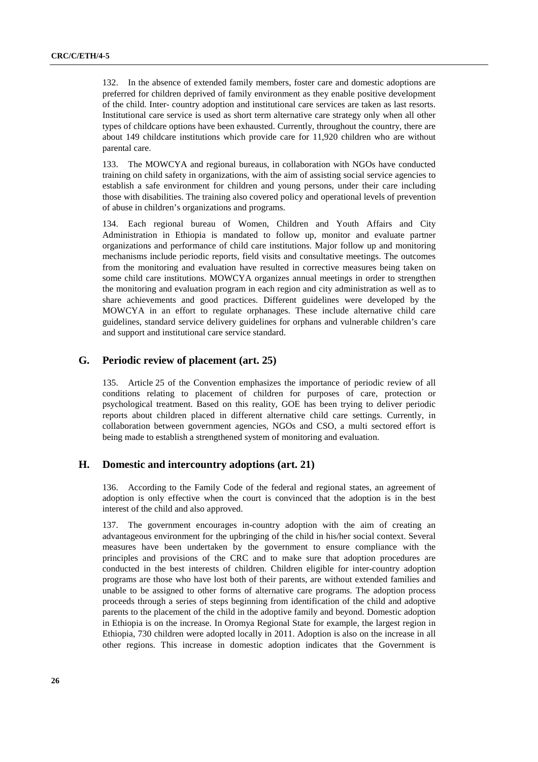132. In the absence of extended family members, foster care and domestic adoptions are preferred for children deprived of family environment as they enable positive development of the child. Inter- country adoption and institutional care services are taken as last resorts. Institutional care service is used as short term alternative care strategy only when all other types of childcare options have been exhausted. Currently, throughout the country, there are about 149 childcare institutions which provide care for 11,920 children who are without parental care.

133. The MOWCYA and regional bureaus, in collaboration with NGOs have conducted training on child safety in organizations, with the aim of assisting social service agencies to establish a safe environment for children and young persons, under their care including those with disabilities. The training also covered policy and operational levels of prevention of abuse in children's organizations and programs.

134. Each regional bureau of Women, Children and Youth Affairs and City Administration in Ethiopia is mandated to follow up, monitor and evaluate partner organizations and performance of child care institutions. Major follow up and monitoring mechanisms include periodic reports, field visits and consultative meetings. The outcomes from the monitoring and evaluation have resulted in corrective measures being taken on some child care institutions. MOWCYA organizes annual meetings in order to strengthen the monitoring and evaluation program in each region and city administration as well as to share achievements and good practices. Different guidelines were developed by the MOWCYA in an effort to regulate orphanages. These include alternative child care guidelines, standard service delivery guidelines for orphans and vulnerable children's care and support and institutional care service standard.

## G. Periodic review of placement (art. 25)

135. Article 25 of the Convention emphasizes the importance of periodic review of all conditions relating to placement of children for purposes of care, protection or psychological treatment. Based on this reality, GOE has been trying to deliver periodic reports about children placed in different alternative child care settings. Currently, in collaboration between government agencies, NGOs and CSO, a multi sectored effort is being made to establish a strengthened system of monitoring and evaluation.

## H. Domestic and intercountry adoptions (art. 21)

136. According to the Family Code of the federal and regional states, an agreement of adoption is only effective when the court is convinced that the adoption is in the best interest of the child and also approved.

137. The government encourages in-country adoption with the aim of creating an advantageous environment for the upbringing of the child in his/her social context. Several measures have been undertaken by the government to ensure compliance with the principles and provisions of the CRC and to make sure that adoption procedures are conducted in the best interests of children. Children eligible for inter-country adoption programs are those who have lost both of their parents, are without extended families and unable to be assigned to other forms of alternative care programs. The adoption process proceeds through a series of steps beginning from identification of the child and adoptive parents to the placement of the child in the adoptive family and beyond. Domestic adoption in Ethiopia is on the increase. In Oromya Regional State for example, the largest region in Ethiopia, 730 children were adopted locally in 2011. Adoption is also on the increase in all other regions. This increase in domestic adoption indicates that the Government is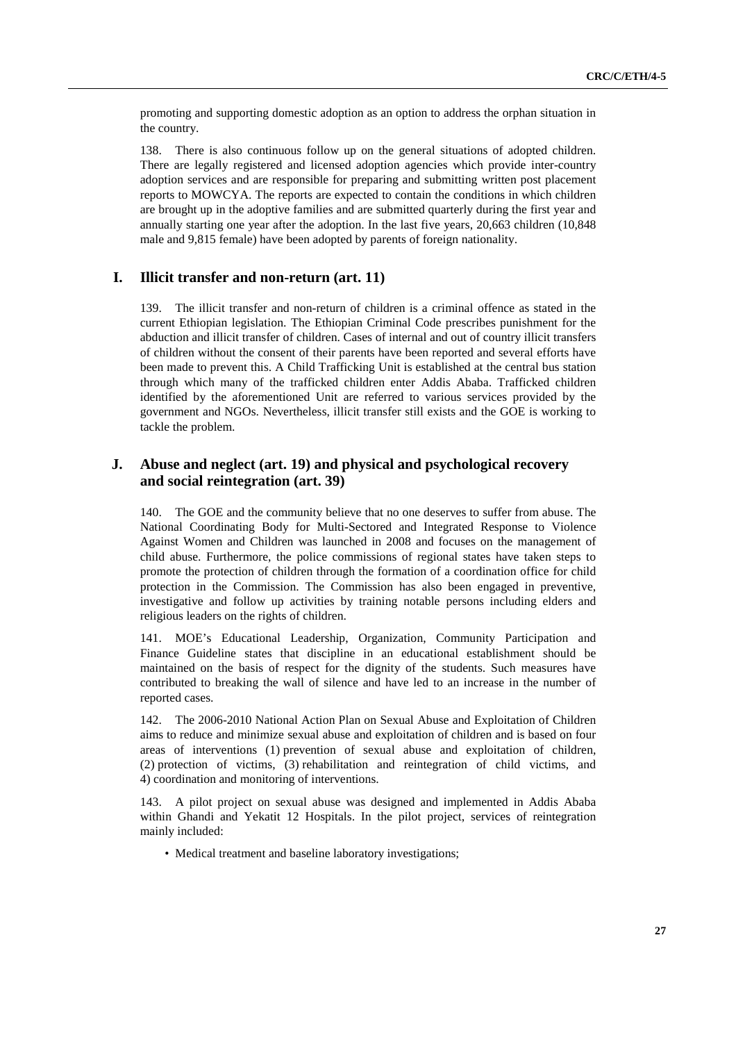promoting and supporting domestic adoption as an option to address the orphan situation in the country.

138. There is also continuous follow up on the general situations of adopted children. There are legally registered and licensed adoption agencies which provide inter-country adoption services and are responsible for preparing and submitting written post placement reports to MOWCYA. The reports are expected to contain the conditions in which children are brought up in the adoptive families and are submitted quarterly during the first year and annually starting one year after the adoption. In the last five years, 20,663 children (10,848 male and 9,815 female) have been adopted by parents of foreign nationality.

## I. Illicit transfer and non-return (art. 11)

139. The illicit transfer and non-return of children is a criminal offence as stated in the current Ethiopian legislation. The Ethiopian Criminal Code prescribes punishment for the abduction and illicit transfer of children. Cases of internal and out of country illicit transfers of children without the consent of their parents have been reported and several efforts have been made to prevent this. A Child Trafficking Unit is established at the central bus station through which many of the trafficked children enter Addis Ababa. Trafficked children identified by the aforementioned Unit are referred to various services provided by the government and NGOs. Nevertheless, illicit transfer still exists and the GOE is working to tackle the problem.

## J. Abuse and neglect (art. 19) and physical and psychological recovery and social reintegration (art. 39)

140. The GOE and the community believe that no one deserves to suffer from abuse. The National Coordinating Body for Multi-Sectored and Integrated Response to Violence Against Women and Children was launched in 2008 and focuses on the management of child abuse. Furthermore, the police commissions of regional states have taken steps to promote the protection of children through the formation of a coordination office for child protection in the Commission. The Commission has also been engaged in preventive, investigative and follow up activities by training notable persons including elders and religious leaders on the rights of children.

141. MOE's Educational Leadership, Organization, Community Participation and Finance Guideline states that discipline in an educational establishment should be maintained on the basis of respect for the dignity of the students. Such measures have contributed to breaking the wall of silence and have led to an increase in the number of reported cases.

142. The 2006-2010 National Action Plan on Sexual Abuse and Exploitation of Children aims to reduce and minimize sexual abuse and exploitation of children and is based on four areas of interventions (1) prevention of sexual abuse and exploitation of children, (2) protection of victims, (3) rehabilitation and reintegration of child victims, and 4) coordination and monitoring of interventions.

143. A pilot project on sexual abuse was designed and implemented in Addis Ababa within Ghandi and Yekatit 12 Hospitals. In the pilot project, services of reintegration mainly included:

- Medical treatment and baseline laboratory investigations;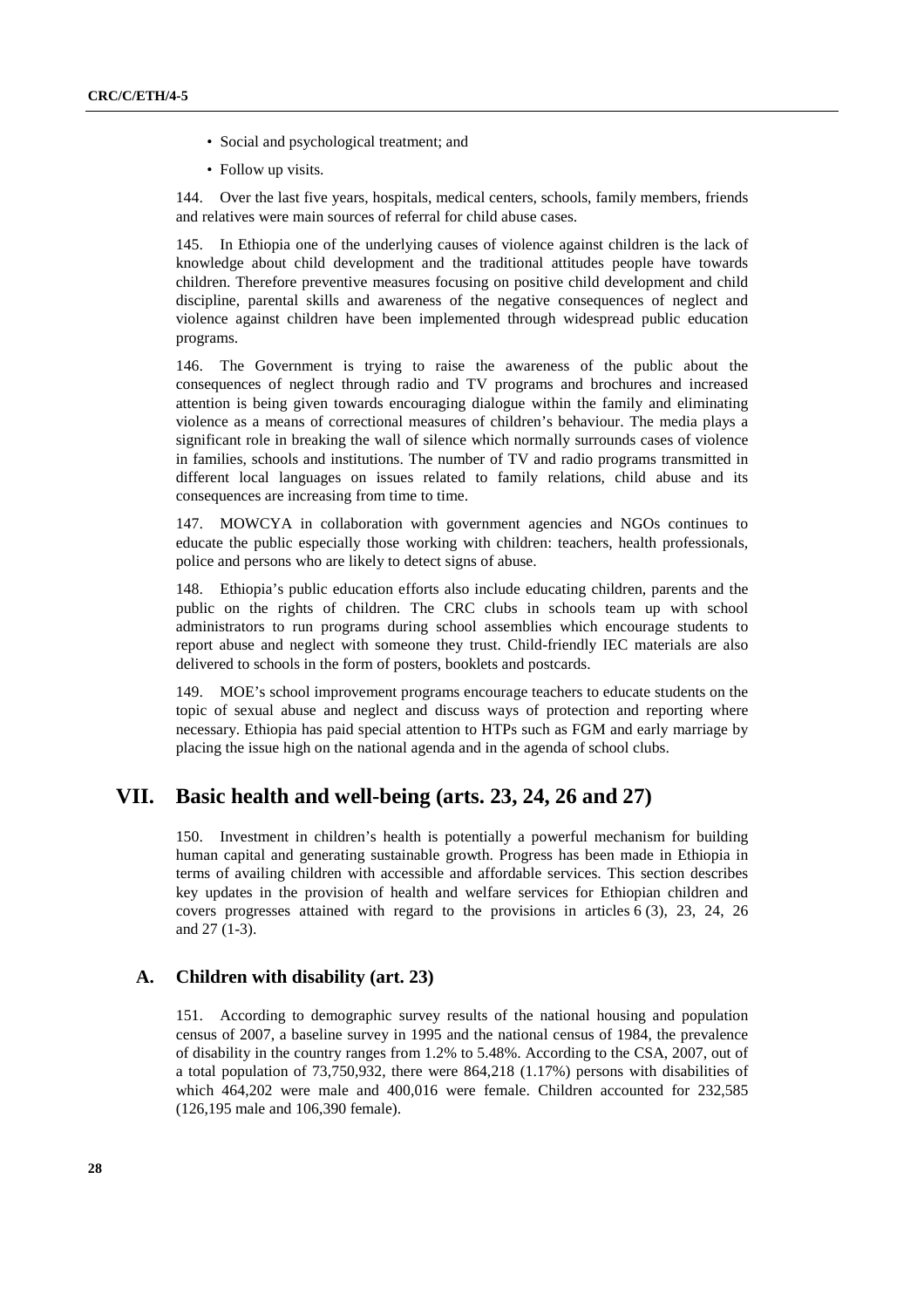- Social and psychological treatment; and
- Follow up visits.

144. Over the last five years, hospitals, medical centers, schools, family members, friends and relatives were main sources of referral for child abuse cases.

145. In Ethiopia one of the underlying causes of violence against children is the lack of knowledge about child development and the traditional attitudes people have towards children. Therefore preventive measures focusing on positive child development and child discipline, parental skills and awareness of the negative consequences of neglect and violence against children have been implemented through widespread public education programs.

146. The Government is trying to raise the awareness of the public about the consequences of neglect through radio and TV programs and brochures and increased attention is being given towards encouraging dialogue within the family and eliminating violence as a means of correctional measures of children's behaviour. The media plays a significant role in breaking the wall of silence which normally surrounds cases of violence in families, schools and institutions. The number of TV and radio programs transmitted in different local languages on issues related to family relations, child abuse and its consequences are increasing from time to time.

147. MOWCYA in collaboration with government agencies and NGOs continues to educate the public especially those working with children: teachers, health professionals, police and persons who are likely to detect signs of abuse.

148. Ethiopia's public education efforts also include educating children, parents and the public on the rights of children. The CRC clubs in schools team up with school administrators to run programs during school assemblies which encourage students to report abuse and neglect with someone they trust. Child-friendly IEC materials are also delivered to schools in the form of posters, booklets and postcards.

149. MOE's school improvement programs encourage teachers to educate students on the topic of sexual abuse and neglect and discuss ways of protection and reporting where necessary. Ethiopia has paid special attention to HTPs such as FGM and early marriage by placing the issue high on the national agenda and in the agenda of school clubs.

# VII. Basic health and well-being (arts. 23, 24, 26 and 27)

150. Investment in children's health is potentially a powerful mechanism for building human capital and generating sustainable growth. Progress has been made in Ethiopia in terms of availing children with accessible and affordable services. This section describes key updates in the provision of health and welfare services for Ethiopian children and covers progresses attained with regard to the provisions in articles 6 (3), 23, 24, 26 and 27 (1-3).

## A. Children with disability (art. 23)

151. According to demographic survey results of the national housing and population census of 2007, a baseline survey in 1995 and the national census of 1984, the prevalence of disability in the country ranges from 1.2% to 5.48%. According to the CSA, 2007, out of a total population of 73,750,932, there were 864,218 (1.17%) persons with disabilities of which 464,202 were male and 400,016 were female. Children accounted for 232,585 (126,195 male and 106,390 female).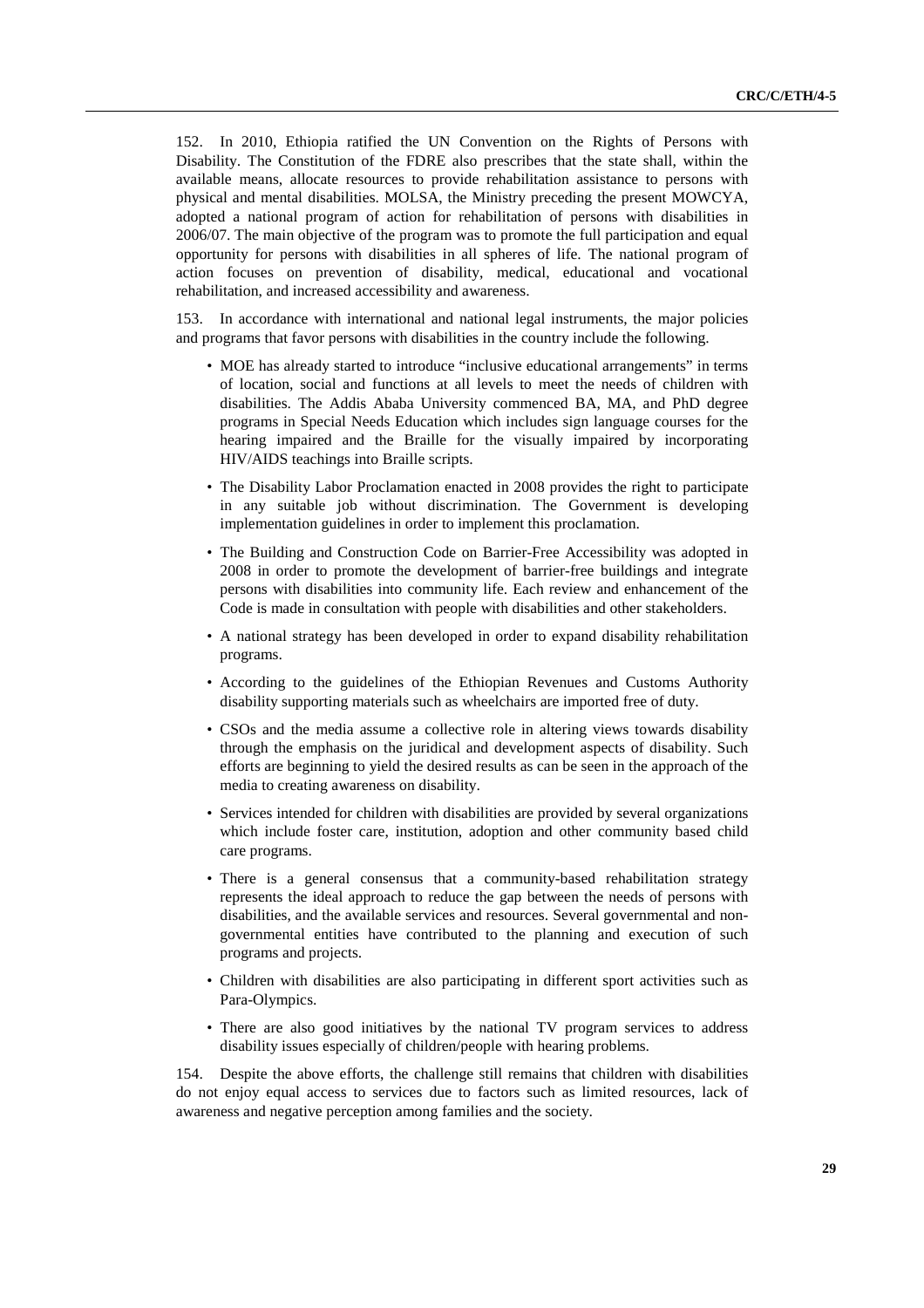152. In 2010, Ethiopia ratified the UN Convention on the Rights of Persons with Disability. The Constitution of the FDRE also prescribes that the state shall, within the available means, allocate resources to provide rehabilitation assistance to persons with physical and mental disabilities. MOLSA, the Ministry preceding the present MOWCYA, adopted a national program of action for rehabilitation of persons with disabilities in 2006/07. The main objective of the program was to promote the full participation and equal opportunity for persons with disabilities in all spheres of life. The national program of action focuses on prevention of disability, medical, educational and vocational rehabilitation, and increased accessibility and awareness.

153. In accordance with international and national legal instruments, the major policies and programs that favor persons with disabilities in the country include the following.

- MOE has already started to introduce "inclusive educational arrangements" in terms of location, social and functions at all levels to meet the needs of children with disabilities. The Addis Ababa University commenced BA, MA, and PhD degree programs in Special Needs Education which includes sign language courses for the hearing impaired and the Braille for the visually impaired by incorporating HIV/AIDS teachings into Braille scripts.
- The Disability Labor Proclamation enacted in 2008 provides the right to participate in any suitable job without discrimination. The Government is developing implementation guidelines in order to implement this proclamation.
- The Building and Construction Code on Barrier-Free Accessibility was adopted in 2008 in order to promote the development of barrier-free buildings and integrate persons with disabilities into community life. Each review and enhancement of the Code is made in consultation with people with disabilities and other stakeholders.
- A national strategy has been developed in order to expand disability rehabilitation programs.
- According to the guidelines of the Ethiopian Revenues and Customs Authority disability supporting materials such as wheelchairs are imported free of duty.
- CSOs and the media assume a collective role in altering views towards disability through the emphasis on the juridical and development aspects of disability. Such efforts are beginning to yield the desired results as can be seen in the approach of the media to creating awareness on disability.
- Services intended for children with disabilities are provided by several organizations which include foster care, institution, adoption and other community based child care programs.
- There is a general consensus that a community-based rehabilitation strategy represents the ideal approach to reduce the gap between the needs of persons with disabilities, and the available services and resources. Several governmental and non-governmental entities have contributed to the planning and execution of such programs and projects.
- Children with disabilities are also participating in different sport activities such as Para-Olympics.
- There are also good initiatives by the national TV program services to address disability issues especially of children/people with hearing problems.

154. Despite the above efforts, the challenge still remains that children with disabilities do not enjoy equal access to services due to factors such as limited resources, lack of awareness and negative perception among families and the society.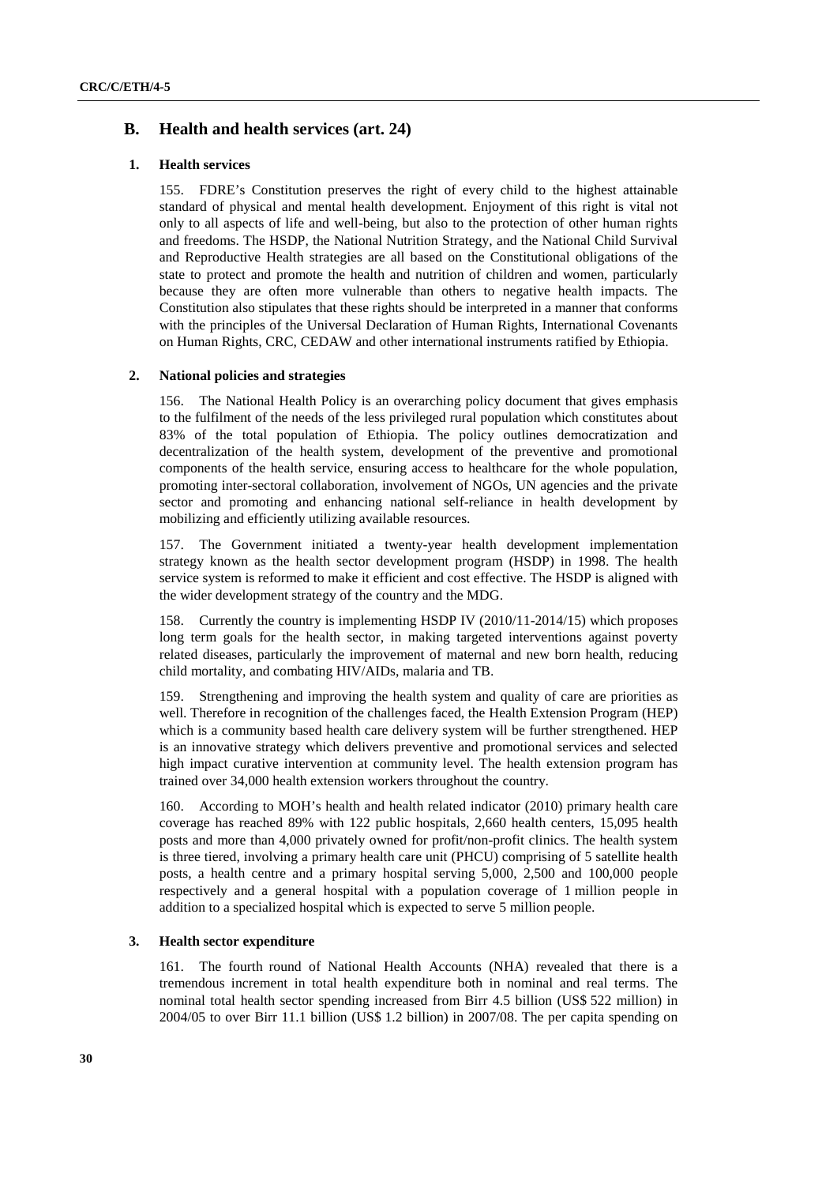## B. Health and health services (art. 24)

### 1. Health services

155. FDRE's Constitution preserves the right of every child to the highest attainable standard of physical and mental health development. Enjoyment of this right is vital not only to all aspects of life and well-being, but also to the protection of other human rights and freedoms. The HSDP, the National Nutrition Strategy, and the National Child Survival and Reproductive Health strategies are all based on the Constitutional obligations of the state to protect and promote the health and nutrition of children and women, particularly because they are often more vulnerable than others to negative health impacts. The Constitution also stipulates that these rights should be interpreted in a manner that conforms with the principles of the Universal Declaration of Human Rights, International Covenants on Human Rights, CRC, CEDAW and other international instruments ratified by Ethiopia.

### 2. National policies and strategies

156. The National Health Policy is an overarching policy document that gives emphasis to the fulfilment of the needs of the less privileged rural population which constitutes about 83% of the total population of Ethiopia. The policy outlines democratization and decentralization of the health system, development of the preventive and promotional components of the health service, ensuring access to healthcare for the whole population, promoting inter-sectoral collaboration, involvement of NGOs, UN agencies and the private sector and promoting and enhancing national self-reliance in health development by mobilizing and efficiently utilizing available resources.

157. The Government initiated a twenty-year health development implementation strategy known as the health sector development program (HSDP) in 1998. The health service system is reformed to make it efficient and cost effective. The HSDP is aligned with the wider development strategy of the country and the MDG.

158. Currently the country is implementing HSDP IV (2010/11-2014/15) which proposes long term goals for the health sector, in making targeted interventions against poverty related diseases, particularly the improvement of maternal and new born health, reducing child mortality, and combating HIV/AIDs, malaria and TB.

159. Strengthening and improving the health system and quality of care are priorities as well. Therefore in recognition of the challenges faced, the Health Extension Program (HEP) which is a community based health care delivery system will be further strengthened. HEP is an innovative strategy which delivers preventive and promotional services and selected high impact curative intervention at community level. The health extension program has trained over 34,000 health extension workers throughout the country.

160. According to MOH's health and health related indicator (2010) primary health care coverage has reached 89% with 122 public hospitals, 2,660 health centers, 15,095 health posts and more than 4,000 privately owned for profit/non-profit clinics. The health system is three tiered, involving a primary health care unit (PHCU) comprising of 5 satellite health posts, a health centre and a primary hospital serving 5,000, 2,500 and 100,000 people respectively and a general hospital with a population coverage of 1 million people in addition to a specialized hospital which is expected to serve 5 million people.

### 3. Health sector expenditure

161. The fourth round of National Health Accounts (NHA) revealed that there is a tremendous increment in total health expenditure both in nominal and real terms. The nominal total health sector spending increased from Birr 4.5 billion (US$ 522 million) in 2004/05 to over Birr 11.1 billion (US$ 1.2 billion) in 2007/08. The per capita spending on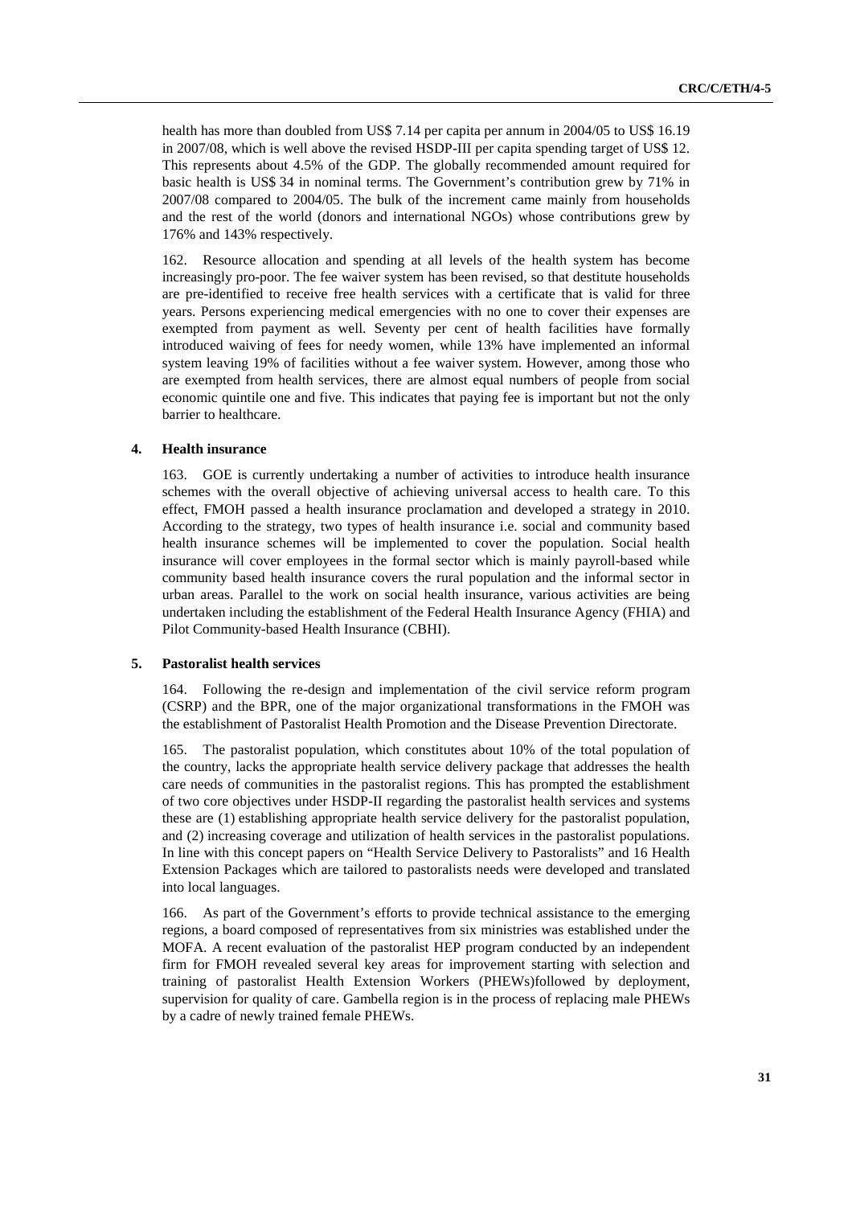health has more than doubled from US$ 7.14 per capita per annum in 2004/05 to US$ 16.19 in 2007/08, which is well above the revised HSDP-III per capita spending target of US$ 12. This represents about 4.5% of the GDP. The globally recommended amount required for basic health is US$ 34 in nominal terms. The Government's contribution grew by 71% in 2007/08 compared to 2004/05. The bulk of the increment came mainly from households and the rest of the world (donors and international NGOs) whose contributions grew by 176% and 143% respectively.

162. Resource allocation and spending at all levels of the health system has become increasingly pro-poor. The fee waiver system has been revised, so that destitute households are pre-identified to receive free health services with a certificate that is valid for three years. Persons experiencing medical emergencies with no one to cover their expenses are exempted from payment as well. Seventy per cent of health facilities have formally introduced waiving of fees for needy women, while 13% have implemented an informal system leaving 19% of facilities without a fee waiver system. However, among those who are exempted from health services, there are almost equal numbers of people from social economic quintile one and five. This indicates that paying fee is important but not the only barrier to healthcare.

### 4. Health insurance

163. GOE is currently undertaking a number of activities to introduce health insurance schemes with the overall objective of achieving universal access to health care. To this effect, FMOH passed a health insurance proclamation and developed a strategy in 2010. According to the strategy, two types of health insurance i.e. social and community based health insurance schemes will be implemented to cover the population. Social health insurance will cover employees in the formal sector which is mainly payroll-based while community based health insurance covers the rural population and the informal sector in urban areas. Parallel to the work on social health insurance, various activities are being undertaken including the establishment of the Federal Health Insurance Agency (FHIA) and Pilot Community-based Health Insurance (CBHI).

### 5. Pastoralist health services

164. Following the re-design and implementation of the civil service reform program (CSRP) and the BPR, one of the major organizational transformations in the FMOH was the establishment of Pastoralist Health Promotion and the Disease Prevention Directorate.

165. The pastoralist population, which constitutes about 10% of the total population of the country, lacks the appropriate health service delivery package that addresses the health care needs of communities in the pastoralist regions. This has prompted the establishment of two core objectives under HSDP-II regarding the pastoralist health services and systems these are (1) establishing appropriate health service delivery for the pastoralist population, and (2) increasing coverage and utilization of health services in the pastoralist populations. In line with this concept papers on "Health Service Delivery to Pastoralists" and 16 Health Extension Packages which are tailored to pastoralists needs were developed and translated into local languages.

166. As part of the Government's efforts to provide technical assistance to the emerging regions, a board composed of representatives from six ministries was established under the MOFA. A recent evaluation of the pastoralist HEP program conducted by an independent firm for FMOH revealed several key areas for improvement starting with selection and training of pastoralist Health Extension Workers (PHEWs)followed by deployment, supervision for quality of care. Gambella region is in the process of replacing male PHEWs by a cadre of newly trained female PHEWs.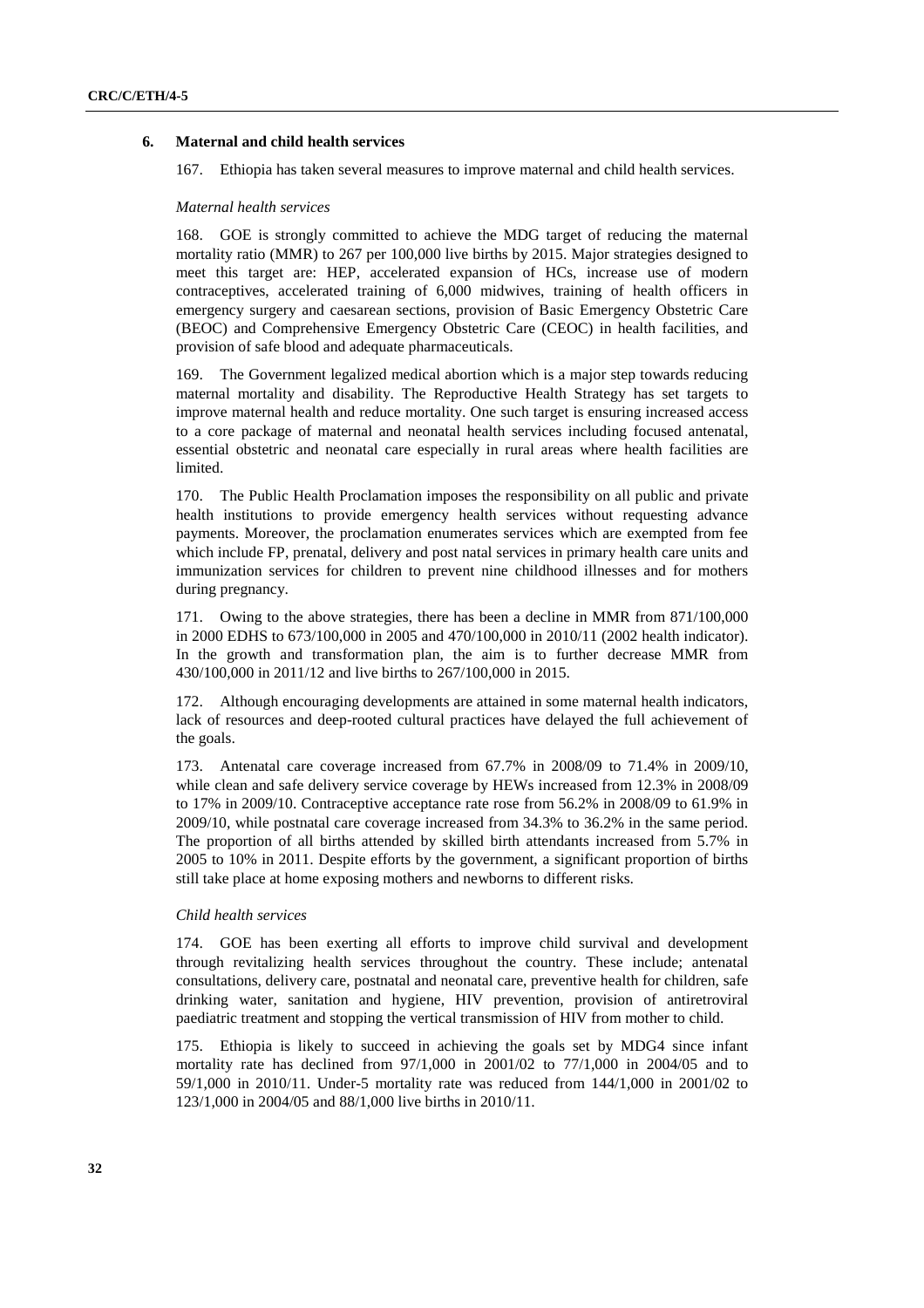## 6. Maternal and child health services

167. Ethiopia has taken several measures to improve maternal and child health services.

*Maternal health services*

168. GOE is strongly committed to achieve the MDG target of reducing the maternal mortality ratio (MMR) to 267 per 100,000 live births by 2015. Major strategies designed to meet this target are: HEP, accelerated expansion of HCs, increase use of modern contraceptives, accelerated training of 6,000 midwives, training of health officers in emergency surgery and caesarean sections, provision of Basic Emergency Obstetric Care (BEOC) and Comprehensive Emergency Obstetric Care (CEOC) in health facilities, and provision of safe blood and adequate pharmaceuticals.

169. The Government legalized medical abortion which is a major step towards reducing maternal mortality and disability. The Reproductive Health Strategy has set targets to improve maternal health and reduce mortality. One such target is ensuring increased access to a core package of maternal and neonatal health services including focused antenatal, essential obstetric and neonatal care especially in rural areas where health facilities are limited.

170. The Public Health Proclamation imposes the responsibility on all public and private health institutions to provide emergency health services without requesting advance payments. Moreover, the proclamation enumerates services which are exempted from fee which include FP, prenatal, delivery and post natal services in primary health care units and immunization services for children to prevent nine childhood illnesses and for mothers during pregnancy.

171. Owing to the above strategies, there has been a decline in MMR from 871/100,000 in 2000 EDHS to 673/100,000 in 2005 and 470/100,000 in 2010/11 (2002 health indicator). In the growth and transformation plan, the aim is to further decrease MMR from 430/100,000 in 2011/12 and live births to 267/100,000 in 2015.

172. Although encouraging developments are attained in some maternal health indicators, lack of resources and deep-rooted cultural practices have delayed the full achievement of the goals.

173. Antenatal care coverage increased from 67.7% in 2008/09 to 71.4% in 2009/10, while clean and safe delivery service coverage by HEWs increased from 12.3% in 2008/09 to 17% in 2009/10. Contraceptive acceptance rate rose from 56.2% in 2008/09 to 61.9% in 2009/10, while postnatal care coverage increased from 34.3% to 36.2% in the same period. The proportion of all births attended by skilled birth attendants increased from 5.7% in 2005 to 10% in 2011. Despite efforts by the government, a significant proportion of births still take place at home exposing mothers and newborns to different risks.

*Child health services*

174. GOE has been exerting all efforts to improve child survival and development through revitalizing health services throughout the country. These include; antenatal consultations, delivery care, postnatal and neonatal care, preventive health for children, safe drinking water, sanitation and hygiene, HIV prevention, provision of antiretroviral paediatric treatment and stopping the vertical transmission of HIV from mother to child.

175. Ethiopia is likely to succeed in achieving the goals set by MDG4 since infant mortality rate has declined from 97/1,000 in 2001/02 to 77/1,000 in 2004/05 and to 59/1,000 in 2010/11. Under-5 mortality rate was reduced from 144/1,000 in 2001/02 to 123/1,000 in 2004/05 and 88/1,000 live births in 2010/11.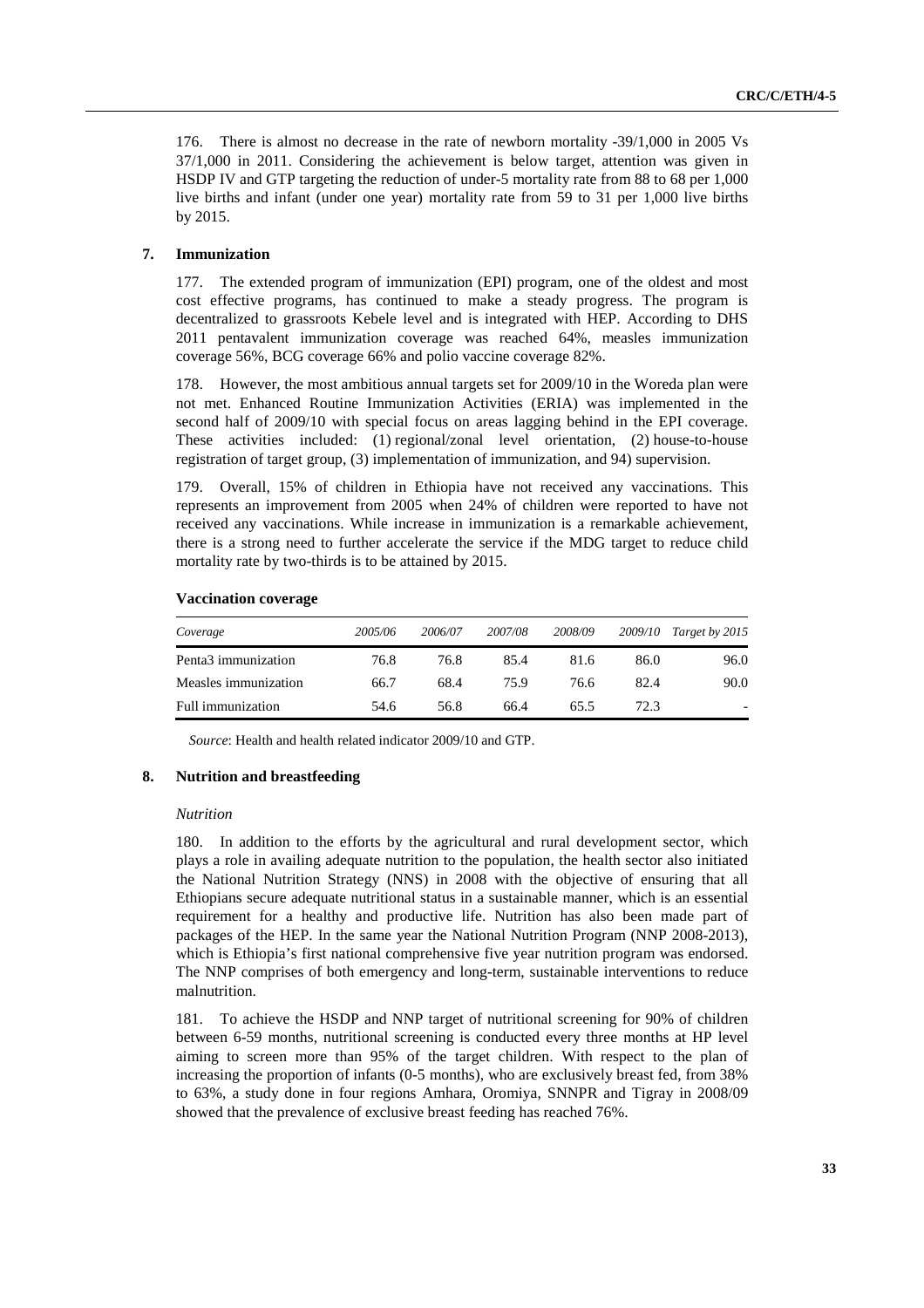176. There is almost no decrease in the rate of newborn mortality -39/1,000 in 2005 Vs 37/1,000 in 2011. Considering the achievement is below target, attention was given in HSDP IV and GTP targeting the reduction of under-5 mortality rate from 88 to 68 per 1,000 live births and infant (under one year) mortality rate from 59 to 31 per 1,000 live births by 2015.

### 7. Immunization

177. The extended program of immunization (EPI) program, one of the oldest and most cost effective programs, has continued to make a steady progress. The program is decentralized to grassroots Kebele level and is integrated with HEP. According to DHS 2011 pentavalent immunization coverage was reached 64%, measles immunization coverage 56%, BCG coverage 66% and polio vaccine coverage 82%.

178. However, the most ambitious annual targets set for 2009/10 in the Woreda plan were not met. Enhanced Routine Immunization Activities (ERIA) was implemented in the second half of 2009/10 with special focus on areas lagging behind in the EPI coverage. These activities included: (1) regional/zonal level orientation, (2) house-to-house registration of target group, (3) implementation of immunization, and 94) supervision.

179. Overall, 15% of children in Ethiopia have not received any vaccinations. This represents an improvement from 2005 when 24% of children were reported to have not received any vaccinations. While increase in immunization is a remarkable achievement, there is a strong need to further accelerate the service if the MDG target to reduce child mortality rate by two-thirds is to be attained by 2015.

**Vaccination coverage**

| *Coverage* | *2005/06* | *2006/07* | *2007/08* | *2008/09* | *2009/10* | *Target by 2015* |
|---|---|---|---|---|---|---|
| Penta3 immunization | 76.8 | 76.8 | 85.4 | 81.6 | 86.0 | 96.0 |
| Measles immunization | 66.7 | 68.4 | 75.9 | 76.6 | 82.4 | 90.0 |
| Full immunization | 54.6 | 56.8 | 66.4 | 65.5 | 72.3 | - |

*Source*: Health and health related indicator 2009/10 and GTP.

### 8. Nutrition and breastfeeding

*Nutrition*

180. In addition to the efforts by the agricultural and rural development sector, which plays a role in availing adequate nutrition to the population, the health sector also initiated the National Nutrition Strategy (NNS) in 2008 with the objective of ensuring that all Ethiopians secure adequate nutritional status in a sustainable manner, which is an essential requirement for a healthy and productive life. Nutrition has also been made part of packages of the HEP. In the same year the National Nutrition Program (NNP 2008-2013), which is Ethiopia's first national comprehensive five year nutrition program was endorsed. The NNP comprises of both emergency and long-term, sustainable interventions to reduce malnutrition.

181. To achieve the HSDP and NNP target of nutritional screening for 90% of children between 6-59 months, nutritional screening is conducted every three months at HP level aiming to screen more than 95% of the target children. With respect to the plan of increasing the proportion of infants (0-5 months), who are exclusively breast fed, from 38% to 63%, a study done in four regions Amhara, Oromiya, SNNPR and Tigray in 2008/09 showed that the prevalence of exclusive breast feeding has reached 76%.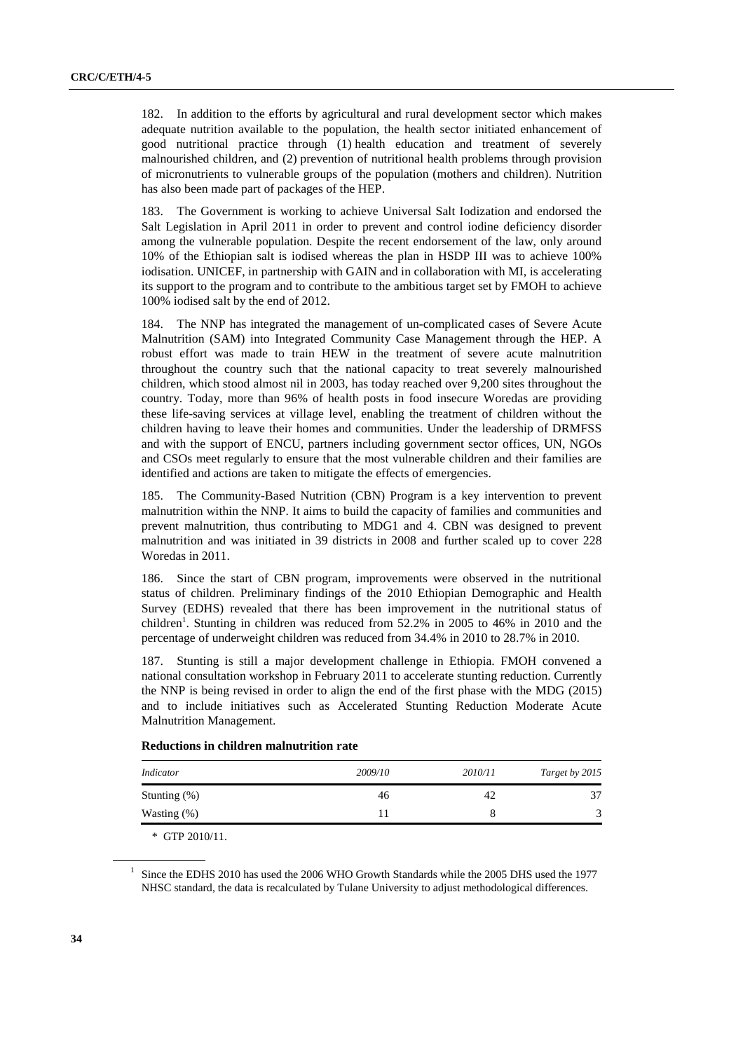182. In addition to the efforts by agricultural and rural development sector which makes adequate nutrition available to the population, the health sector initiated enhancement of good nutritional practice through (1) health education and treatment of severely malnourished children, and (2) prevention of nutritional health problems through provision of micronutrients to vulnerable groups of the population (mothers and children). Nutrition has also been made part of packages of the HEP.

183. The Government is working to achieve Universal Salt Iodization and endorsed the Salt Legislation in April 2011 in order to prevent and control iodine deficiency disorder among the vulnerable population. Despite the recent endorsement of the law, only around 10% of the Ethiopian salt is iodised whereas the plan in HSDP III was to achieve 100% iodisation. UNICEF, in partnership with GAIN and in collaboration with MI, is accelerating its support to the program and to contribute to the ambitious target set by FMOH to achieve 100% iodised salt by the end of 2012.

184. The NNP has integrated the management of un-complicated cases of Severe Acute Malnutrition (SAM) into Integrated Community Case Management through the HEP. A robust effort was made to train HEW in the treatment of severe acute malnutrition throughout the country such that the national capacity to treat severely malnourished children, which stood almost nil in 2003, has today reached over 9,200 sites throughout the country. Today, more than 96% of health posts in food insecure Woredas are providing these life-saving services at village level, enabling the treatment of children without the children having to leave their homes and communities. Under the leadership of DRMFSS and with the support of ENCU, partners including government sector offices, UN, NGOs and CSOs meet regularly to ensure that the most vulnerable children and their families are identified and actions are taken to mitigate the effects of emergencies.

185. The Community-Based Nutrition (CBN) Program is a key intervention to prevent malnutrition within the NNP. It aims to build the capacity of families and communities and prevent malnutrition, thus contributing to MDG1 and 4. CBN was designed to prevent malnutrition and was initiated in 39 districts in 2008 and further scaled up to cover 228 Woredas in 2011.

186. Since the start of CBN program, improvements were observed in the nutritional status of children. Preliminary findings of the 2010 Ethiopian Demographic and Health Survey (EDHS) revealed that there has been improvement in the nutritional status of children[1]. Stunting in children was reduced from 52.2% in 2005 to 46% in 2010 and the percentage of underweight children was reduced from 34.4% in 2010 to 28.7% in 2010.

187. Stunting is still a major development challenge in Ethiopia. FMOH convened a national consultation workshop in February 2011 to accelerate stunting reduction. Currently the NNP is being revised in order to align the end of the first phase with the MDG (2015) and to include initiatives such as Accelerated Stunting Reduction Moderate Acute Malnutrition Management.

**Reductions in children malnutrition rate**

| *Indicator* | *2009/10* | *2010/11* | *Target by 2015* |
|---|---|---|---|
| Stunting (%) | 46 | 42 | 37 |
| Wasting (%) | 11 | 8 | 3 |

\* GTP 2010/11.

[1] Since the EDHS 2010 has used the 2006 WHO Growth Standards while the 2005 DHS used the 1977 NHSC standard, the data is recalculated by Tulane University to adjust methodological differences.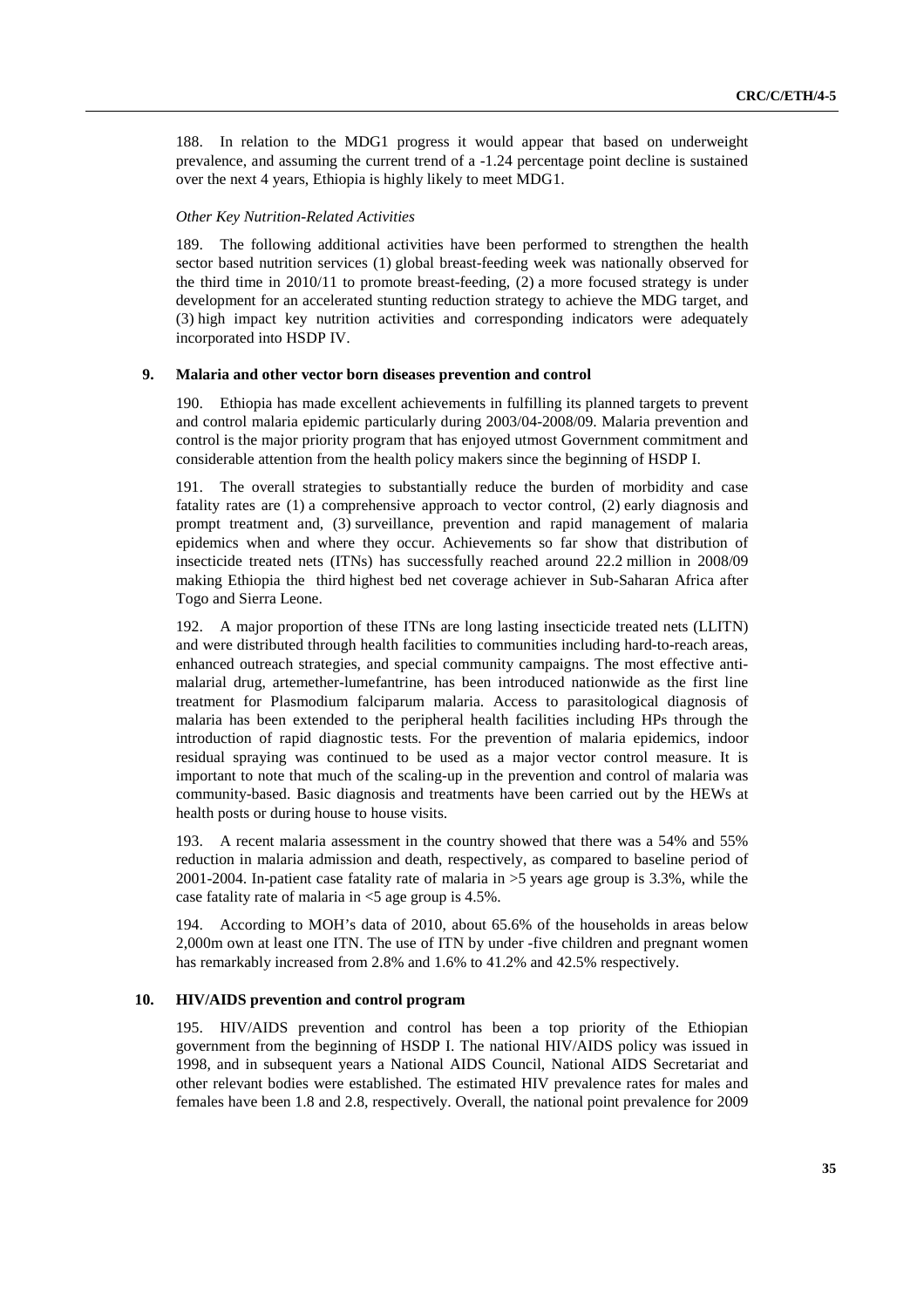188. In relation to the MDG1 progress it would appear that based on underweight prevalence, and assuming the current trend of a -1.24 percentage point decline is sustained over the next 4 years, Ethiopia is highly likely to meet MDG1.

*Other Key Nutrition-Related Activities*

189. The following additional activities have been performed to strengthen the health sector based nutrition services (1) global breast-feeding week was nationally observed for the third time in 2010/11 to promote breast-feeding, (2) a more focused strategy is under development for an accelerated stunting reduction strategy to achieve the MDG target, and (3) high impact key nutrition activities and corresponding indicators were adequately incorporated into HSDP IV.

### 9. Malaria and other vector born diseases prevention and control

190. Ethiopia has made excellent achievements in fulfilling its planned targets to prevent and control malaria epidemic particularly during 2003/04-2008/09. Malaria prevention and control is the major priority program that has enjoyed utmost Government commitment and considerable attention from the health policy makers since the beginning of HSDP I.

191. The overall strategies to substantially reduce the burden of morbidity and case fatality rates are (1) a comprehensive approach to vector control, (2) early diagnosis and prompt treatment and, (3) surveillance, prevention and rapid management of malaria epidemics when and where they occur. Achievements so far show that distribution of insecticide treated nets (ITNs) has successfully reached around 22.2 million in 2008/09 making Ethiopia the third highest bed net coverage achiever in Sub-Saharan Africa after Togo and Sierra Leone.

192. A major proportion of these ITNs are long lasting insecticide treated nets (LLITN) and were distributed through health facilities to communities including hard-to-reach areas, enhanced outreach strategies, and special community campaigns. The most effective anti-malarial drug, artemether-lumefantrine, has been introduced nationwide as the first line treatment for Plasmodium falciparum malaria. Access to parasitological diagnosis of malaria has been extended to the peripheral health facilities including HPs through the introduction of rapid diagnostic tests. For the prevention of malaria epidemics, indoor residual spraying was continued to be used as a major vector control measure. It is important to note that much of the scaling-up in the prevention and control of malaria was community-based. Basic diagnosis and treatments have been carried out by the HEWs at health posts or during house to house visits.

193. A recent malaria assessment in the country showed that there was a 54% and 55% reduction in malaria admission and death, respectively, as compared to baseline period of 2001-2004. In-patient case fatality rate of malaria in >5 years age group is 3.3%, while the case fatality rate of malaria in <5 age group is 4.5%.

194. According to MOH's data of 2010, about 65.6% of the households in areas below 2,000m own at least one ITN. The use of ITN by under -five children and pregnant women has remarkably increased from 2.8% and 1.6% to 41.2% and 42.5% respectively.

### 10. HIV/AIDS prevention and control program

195. HIV/AIDS prevention and control has been a top priority of the Ethiopian government from the beginning of HSDP I. The national HIV/AIDS policy was issued in 1998, and in subsequent years a National AIDS Council, National AIDS Secretariat and other relevant bodies were established. The estimated HIV prevalence rates for males and females have been 1.8 and 2.8, respectively. Overall, the national point prevalence for 2009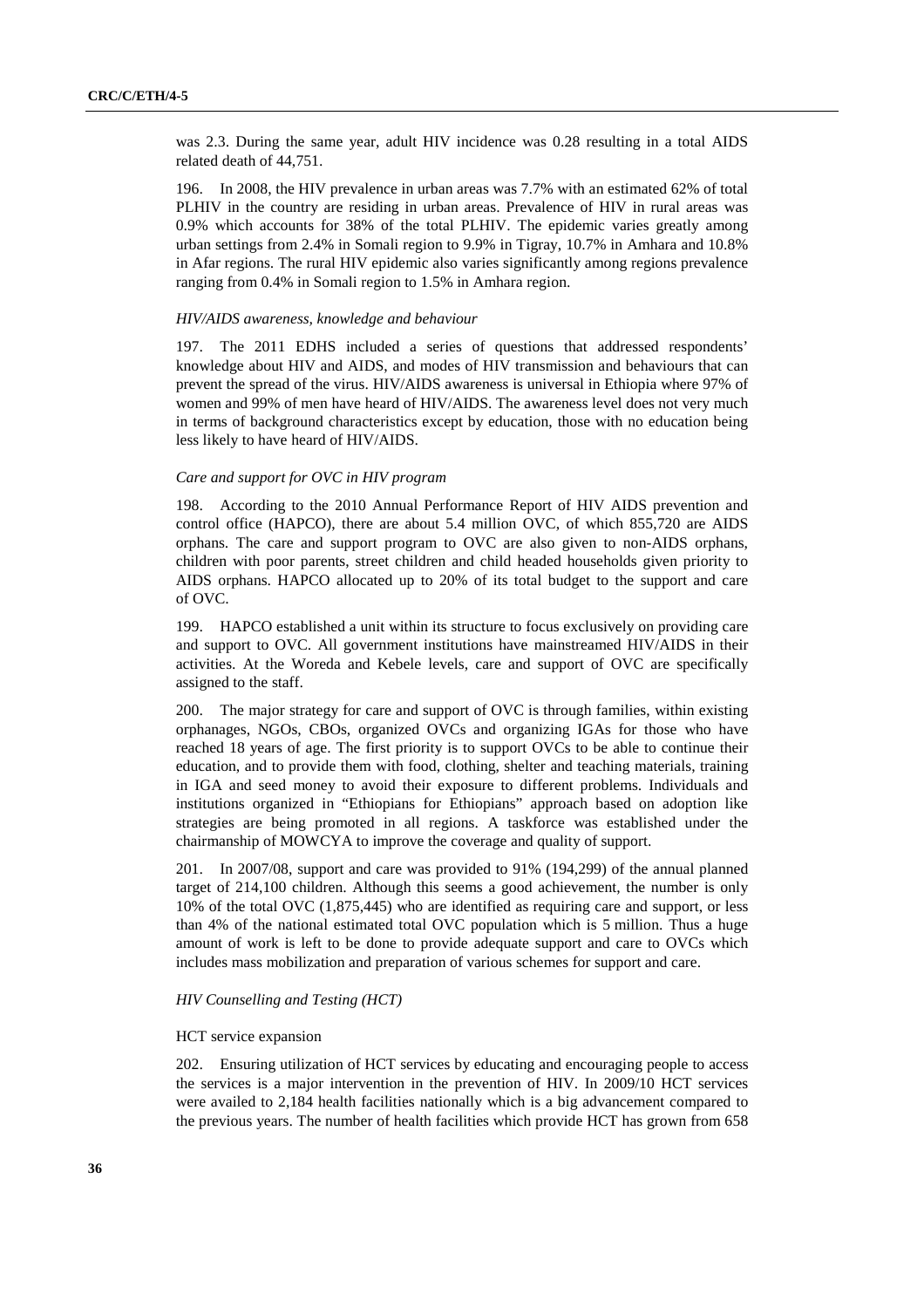was 2.3. During the same year, adult HIV incidence was 0.28 resulting in a total AIDS related death of 44,751.

196. In 2008, the HIV prevalence in urban areas was 7.7% with an estimated 62% of total PLHIV in the country are residing in urban areas. Prevalence of HIV in rural areas was 0.9% which accounts for 38% of the total PLHIV. The epidemic varies greatly among urban settings from 2.4% in Somali region to 9.9% in Tigray, 10.7% in Amhara and 10.8% in Afar regions. The rural HIV epidemic also varies significantly among regions prevalence ranging from 0.4% in Somali region to 1.5% in Amhara region.

*HIV/AIDS awareness, knowledge and behaviour*

197. The 2011 EDHS included a series of questions that addressed respondents' knowledge about HIV and AIDS, and modes of HIV transmission and behaviours that can prevent the spread of the virus. HIV/AIDS awareness is universal in Ethiopia where 97% of women and 99% of men have heard of HIV/AIDS. The awareness level does not very much in terms of background characteristics except by education, those with no education being less likely to have heard of HIV/AIDS.

*Care and support for OVC in HIV program*

198. According to the 2010 Annual Performance Report of HIV AIDS prevention and control office (HAPCO), there are about 5.4 million OVC, of which 855,720 are AIDS orphans. The care and support program to OVC are also given to non-AIDS orphans, children with poor parents, street children and child headed households given priority to AIDS orphans. HAPCO allocated up to 20% of its total budget to the support and care of OVC.

199. HAPCO established a unit within its structure to focus exclusively on providing care and support to OVC. All government institutions have mainstreamed HIV/AIDS in their activities. At the Woreda and Kebele levels, care and support of OVC are specifically assigned to the staff.

200. The major strategy for care and support of OVC is through families, within existing orphanages, NGOs, CBOs, organized OVCs and organizing IGAs for those who have reached 18 years of age. The first priority is to support OVCs to be able to continue their education, and to provide them with food, clothing, shelter and teaching materials, training in IGA and seed money to avoid their exposure to different problems. Individuals and institutions organized in "Ethiopians for Ethiopians" approach based on adoption like strategies are being promoted in all regions. A taskforce was established under the chairmanship of MOWCYA to improve the coverage and quality of support.

201. In 2007/08, support and care was provided to 91% (194,299) of the annual planned target of 214,100 children. Although this seems a good achievement, the number is only 10% of the total OVC (1,875,445) who are identified as requiring care and support, or less than 4% of the national estimated total OVC population which is 5 million. Thus a huge amount of work is left to be done to provide adequate support and care to OVCs which includes mass mobilization and preparation of various schemes for support and care.

*HIV Counselling and Testing (HCT)*

HCT service expansion

202. Ensuring utilization of HCT services by educating and encouraging people to access the services is a major intervention in the prevention of HIV. In 2009/10 HCT services were availed to 2,184 health facilities nationally which is a big advancement compared to the previous years. The number of health facilities which provide HCT has grown from 658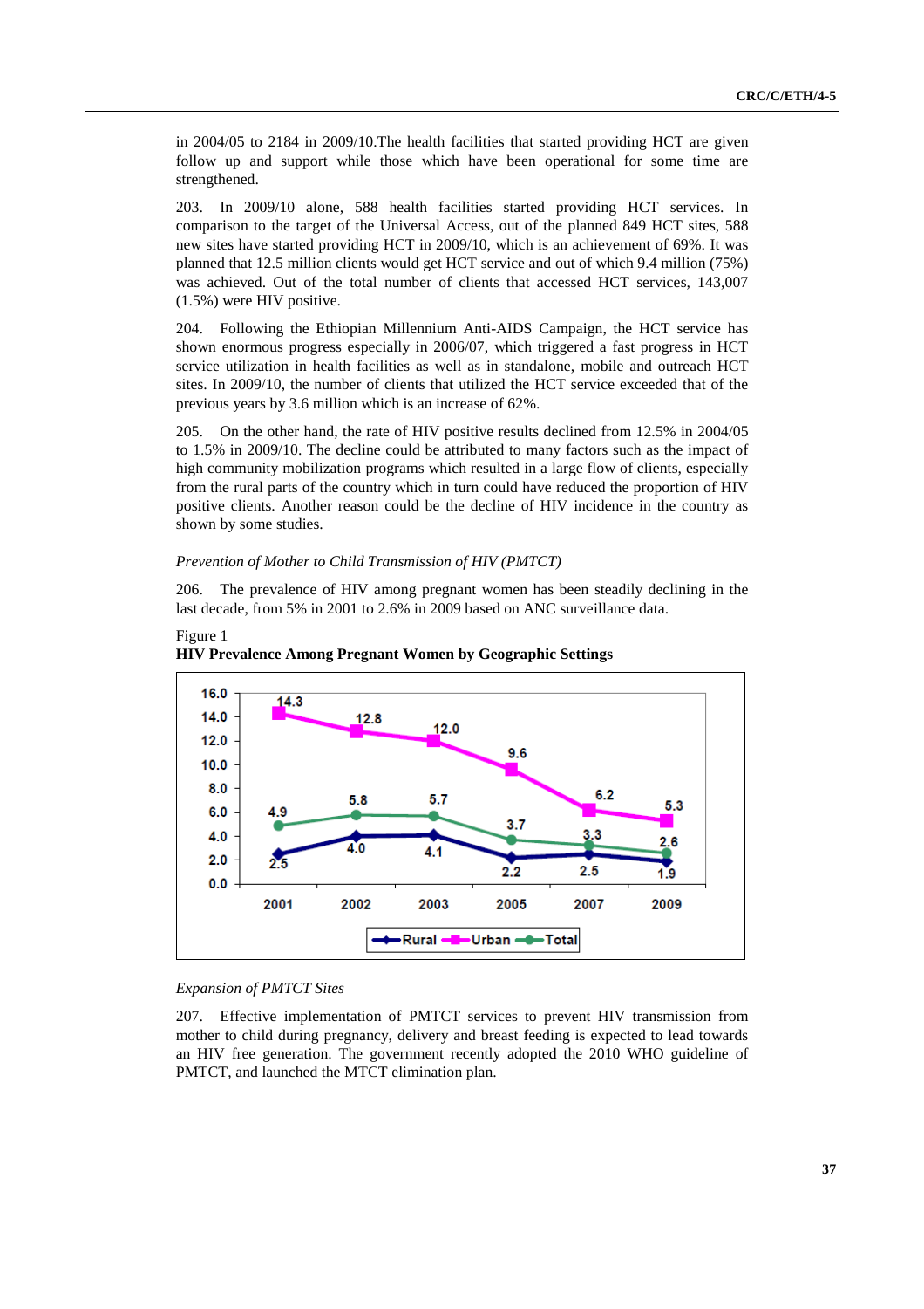in 2004/05 to 2184 in 2009/10.The health facilities that started providing HCT are given follow up and support while those which have been operational for some time are strengthened.

203. In 2009/10 alone, 588 health facilities started providing HCT services. In comparison to the target of the Universal Access, out of the planned 849 HCT sites, 588 new sites have started providing HCT in 2009/10, which is an achievement of 69%. It was planned that 12.5 million clients would get HCT service and out of which 9.4 million (75%) was achieved. Out of the total number of clients that accessed HCT services, 143,007 (1.5%) were HIV positive.

204. Following the Ethiopian Millennium Anti-AIDS Campaign, the HCT service has shown enormous progress especially in 2006/07, which triggered a fast progress in HCT service utilization in health facilities as well as in standalone, mobile and outreach HCT sites. In 2009/10, the number of clients that utilized the HCT service exceeded that of the previous years by 3.6 million which is an increase of 62%.

205. On the other hand, the rate of HIV positive results declined from 12.5% in 2004/05 to 1.5% in 2009/10. The decline could be attributed to many factors such as the impact of high community mobilization programs which resulted in a large flow of clients, especially from the rural parts of the country which in turn could have reduced the proportion of HIV positive clients. Another reason could be the decline of HIV incidence in the country as shown by some studies.

*Prevention of Mother to Child Transmission of HIV (PMTCT)*

206. The prevalence of HIV among pregnant women has been steadily declining in the last decade, from 5% in 2001 to 2.6% in 2009 based on ANC surveillance data.

Figure 1
**HIV Prevalence Among Pregnant Women by Geographic Settings**

| | 2001 | 2002 | 2003 | 2005 | 2007 | 2009 |
|---|---|---|---|---|---|---|
| Rural | 2.5 | 4.0 | 4.1 | 2.2 | 2.5 | 1.9 |
| Urban | 14.3 | 12.8 | 12.0 | 9.6 | 6.2 | 5.3 |
| Total | 4.9 | 5.8 | 5.7 | 3.7 | 3.3 | 2.6 |

*Expansion of PMTCT Sites*

207. Effective implementation of PMTCT services to prevent HIV transmission from mother to child during pregnancy, delivery and breast feeding is expected to lead towards an HIV free generation. The government recently adopted the 2010 WHO guideline of PMTCT, and launched the MTCT elimination plan.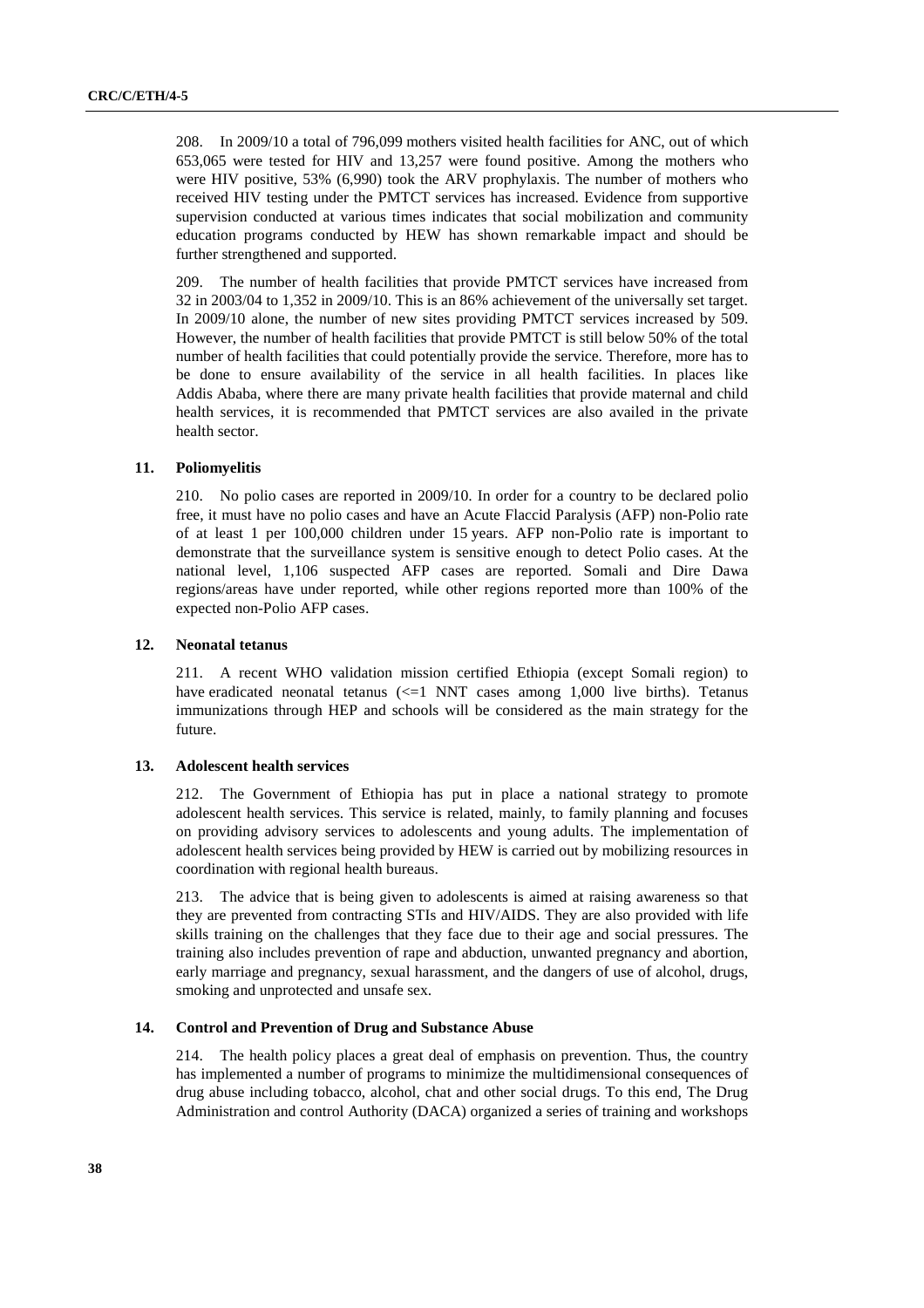208. In 2009/10 a total of 796,099 mothers visited health facilities for ANC, out of which 653,065 were tested for HIV and 13,257 were found positive. Among the mothers who were HIV positive, 53% (6,990) took the ARV prophylaxis. The number of mothers who received HIV testing under the PMTCT services has increased. Evidence from supportive supervision conducted at various times indicates that social mobilization and community education programs conducted by HEW has shown remarkable impact and should be further strengthened and supported.

209. The number of health facilities that provide PMTCT services have increased from 32 in 2003/04 to 1,352 in 2009/10. This is an 86% achievement of the universally set target. In 2009/10 alone, the number of new sites providing PMTCT services increased by 509. However, the number of health facilities that provide PMTCT is still below 50% of the total number of health facilities that could potentially provide the service. Therefore, more has to be done to ensure availability of the service in all health facilities. In places like Addis Ababa, where there are many private health facilities that provide maternal and child health services, it is recommended that PMTCT services are also availed in the private health sector.

#### 11. Poliomyelitis

210. No polio cases are reported in 2009/10. In order for a country to be declared polio free, it must have no polio cases and have an Acute Flaccid Paralysis (AFP) non-Polio rate of at least 1 per 100,000 children under 15 years. AFP non-Polio rate is important to demonstrate that the surveillance system is sensitive enough to detect Polio cases. At the national level, 1,106 suspected AFP cases are reported. Somali and Dire Dawa regions/areas have under reported, while other regions reported more than 100% of the expected non-Polio AFP cases.

#### 12. Neonatal tetanus

211. A recent WHO validation mission certified Ethiopia (except Somali region) to have eradicated neonatal tetanus (<=1 NNT cases among 1,000 live births). Tetanus immunizations through HEP and schools will be considered as the main strategy for the future.

#### 13. Adolescent health services

212. The Government of Ethiopia has put in place a national strategy to promote adolescent health services. This service is related, mainly, to family planning and focuses on providing advisory services to adolescents and young adults. The implementation of adolescent health services being provided by HEW is carried out by mobilizing resources in coordination with regional health bureaus.

213. The advice that is being given to adolescents is aimed at raising awareness so that they are prevented from contracting STIs and HIV/AIDS. They are also provided with life skills training on the challenges that they face due to their age and social pressures. The training also includes prevention of rape and abduction, unwanted pregnancy and abortion, early marriage and pregnancy, sexual harassment, and the dangers of use of alcohol, drugs, smoking and unprotected and unsafe sex.

#### 14. Control and Prevention of Drug and Substance Abuse

214. The health policy places a great deal of emphasis on prevention. Thus, the country has implemented a number of programs to minimize the multidimensional consequences of drug abuse including tobacco, alcohol, chat and other social drugs. To this end, The Drug Administration and control Authority (DACA) organized a series of training and workshops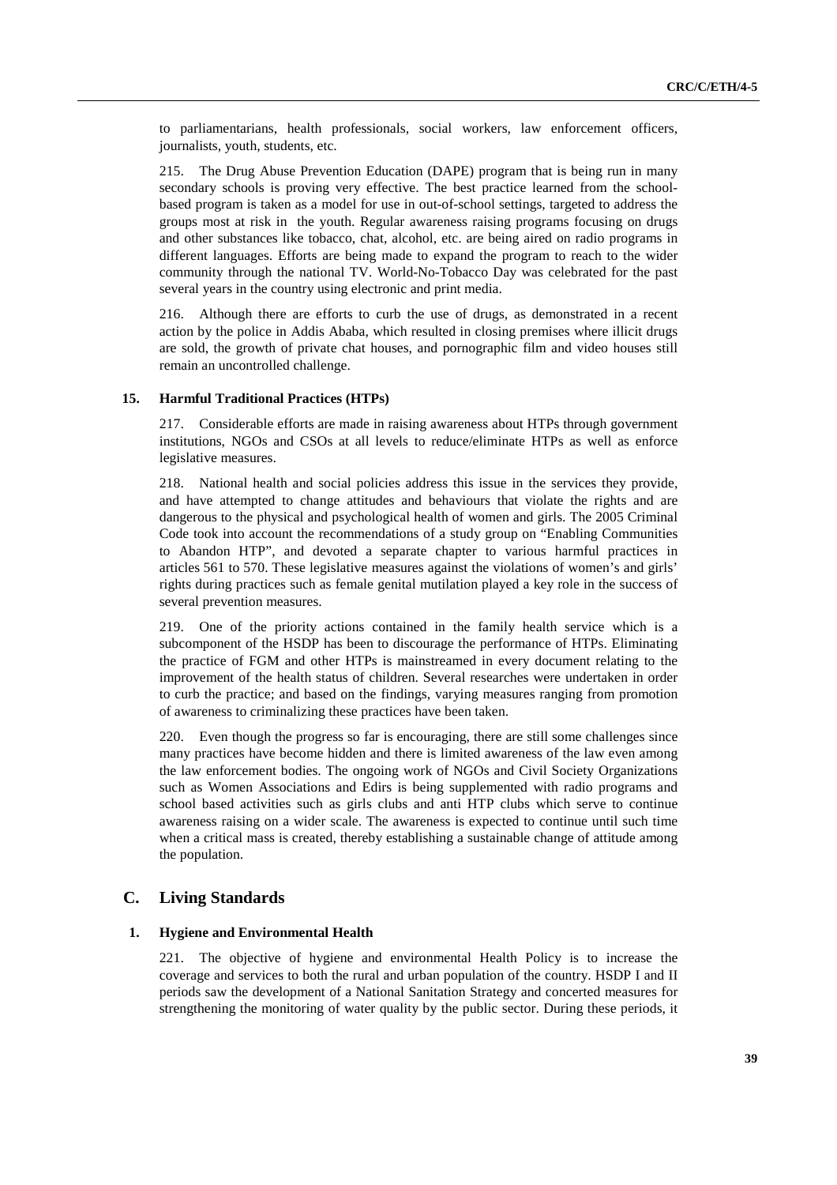to parliamentarians, health professionals, social workers, law enforcement officers, journalists, youth, students, etc.

215. The Drug Abuse Prevention Education (DAPE) program that is being run in many secondary schools is proving very effective. The best practice learned from the school-based program is taken as a model for use in out-of-school settings, targeted to address the groups most at risk in the youth. Regular awareness raising programs focusing on drugs and other substances like tobacco, chat, alcohol, etc. are being aired on radio programs in different languages. Efforts are being made to expand the program to reach to the wider community through the national TV. World-No-Tobacco Day was celebrated for the past several years in the country using electronic and print media.

216. Although there are efforts to curb the use of drugs, as demonstrated in a recent action by the police in Addis Ababa, which resulted in closing premises where illicit drugs are sold, the growth of private chat houses, and pornographic film and video houses still remain an uncontrolled challenge.

### 15. Harmful Traditional Practices (HTPs)

217. Considerable efforts are made in raising awareness about HTPs through government institutions, NGOs and CSOs at all levels to reduce/eliminate HTPs as well as enforce legislative measures.

218. National health and social policies address this issue in the services they provide, and have attempted to change attitudes and behaviours that violate the rights and are dangerous to the physical and psychological health of women and girls. The 2005 Criminal Code took into account the recommendations of a study group on "Enabling Communities to Abandon HTP", and devoted a separate chapter to various harmful practices in articles 561 to 570. These legislative measures against the violations of women's and girls' rights during practices such as female genital mutilation played a key role in the success of several prevention measures.

219. One of the priority actions contained in the family health service which is a subcomponent of the HSDP has been to discourage the performance of HTPs. Eliminating the practice of FGM and other HTPs is mainstreamed in every document relating to the improvement of the health status of children. Several researches were undertaken in order to curb the practice; and based on the findings, varying measures ranging from promotion of awareness to criminalizing these practices have been taken.

220. Even though the progress so far is encouraging, there are still some challenges since many practices have become hidden and there is limited awareness of the law even among the law enforcement bodies. The ongoing work of NGOs and Civil Society Organizations such as Women Associations and Edirs is being supplemented with radio programs and school based activities such as girls clubs and anti HTP clubs which serve to continue awareness raising on a wider scale. The awareness is expected to continue until such time when a critical mass is created, thereby establishing a sustainable change of attitude among the population.

## C. Living Standards

### 1. Hygiene and Environmental Health

221. The objective of hygiene and environmental Health Policy is to increase the coverage and services to both the rural and urban population of the country. HSDP I and II periods saw the development of a National Sanitation Strategy and concerted measures for strengthening the monitoring of water quality by the public sector. During these periods, it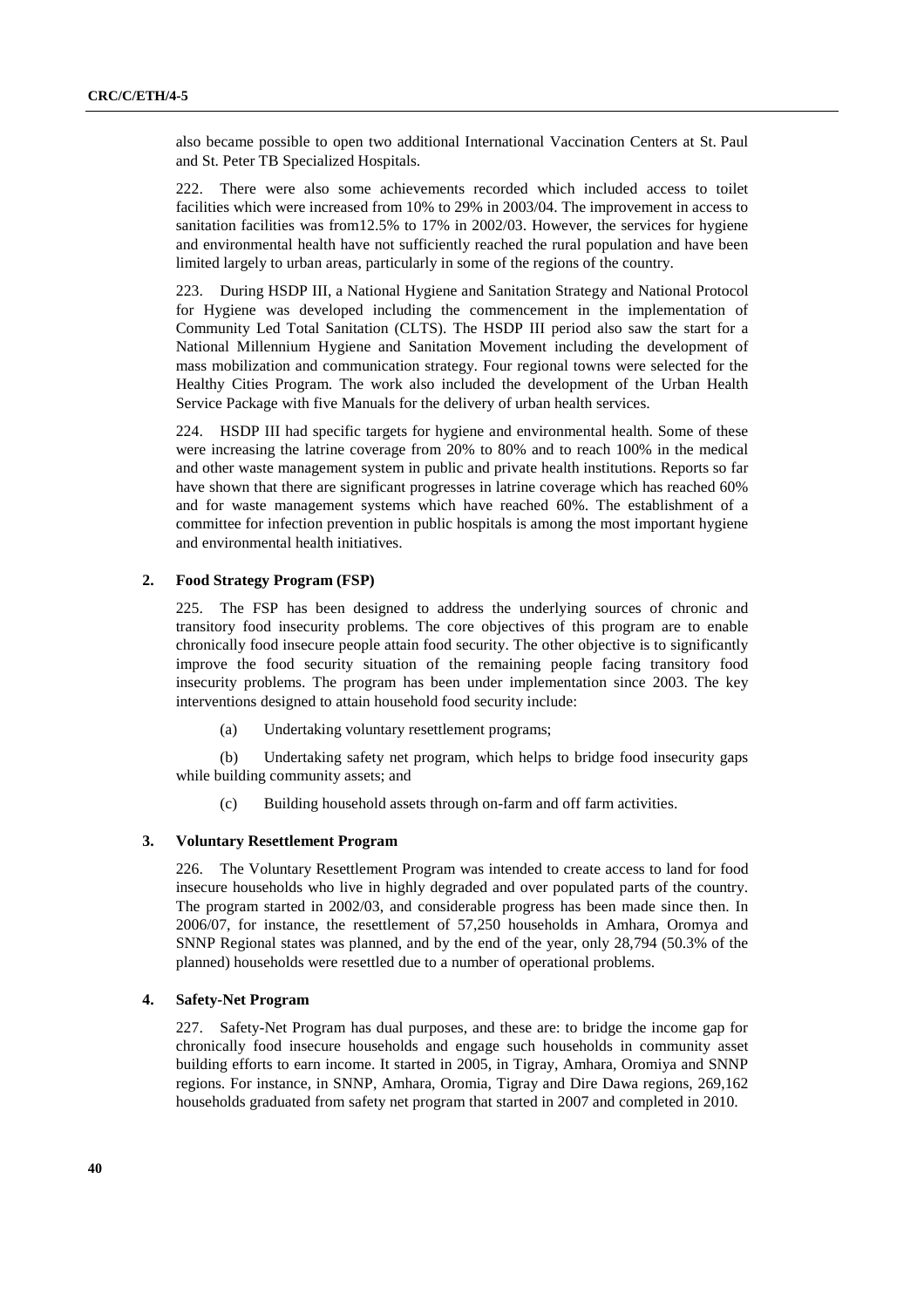also became possible to open two additional International Vaccination Centers at St. Paul and St. Peter TB Specialized Hospitals.

222. There were also some achievements recorded which included access to toilet facilities which were increased from 10% to 29% in 2003/04. The improvement in access to sanitation facilities was from12.5% to 17% in 2002/03. However, the services for hygiene and environmental health have not sufficiently reached the rural population and have been limited largely to urban areas, particularly in some of the regions of the country.

223. During HSDP III, a National Hygiene and Sanitation Strategy and National Protocol for Hygiene was developed including the commencement in the implementation of Community Led Total Sanitation (CLTS). The HSDP III period also saw the start for a National Millennium Hygiene and Sanitation Movement including the development of mass mobilization and communication strategy. Four regional towns were selected for the Healthy Cities Program. The work also included the development of the Urban Health Service Package with five Manuals for the delivery of urban health services.

224. HSDP III had specific targets for hygiene and environmental health. Some of these were increasing the latrine coverage from 20% to 80% and to reach 100% in the medical and other waste management system in public and private health institutions. Reports so far have shown that there are significant progresses in latrine coverage which has reached 60% and for waste management systems which have reached 60%. The establishment of a committee for infection prevention in public hospitals is among the most important hygiene and environmental health initiatives.

## 2. Food Strategy Program (FSP)

225. The FSP has been designed to address the underlying sources of chronic and transitory food insecurity problems. The core objectives of this program are to enable chronically food insecure people attain food security. The other objective is to significantly improve the food security situation of the remaining people facing transitory food insecurity problems. The program has been under implementation since 2003. The key interventions designed to attain household food security include:

(a) Undertaking voluntary resettlement programs;

(b) Undertaking safety net program, which helps to bridge food insecurity gaps while building community assets; and

(c) Building household assets through on-farm and off farm activities.

## 3. Voluntary Resettlement Program

226. The Voluntary Resettlement Program was intended to create access to land for food insecure households who live in highly degraded and over populated parts of the country. The program started in 2002/03, and considerable progress has been made since then. In 2006/07, for instance, the resettlement of 57,250 households in Amhara, Oromya and SNNP Regional states was planned, and by the end of the year, only 28,794 (50.3% of the planned) households were resettled due to a number of operational problems.

## 4. Safety-Net Program

227. Safety-Net Program has dual purposes, and these are: to bridge the income gap for chronically food insecure households and engage such households in community asset building efforts to earn income. It started in 2005, in Tigray, Amhara, Oromiya and SNNP regions. For instance, in SNNP, Amhara, Oromia, Tigray and Dire Dawa regions, 269,162 households graduated from safety net program that started in 2007 and completed in 2010.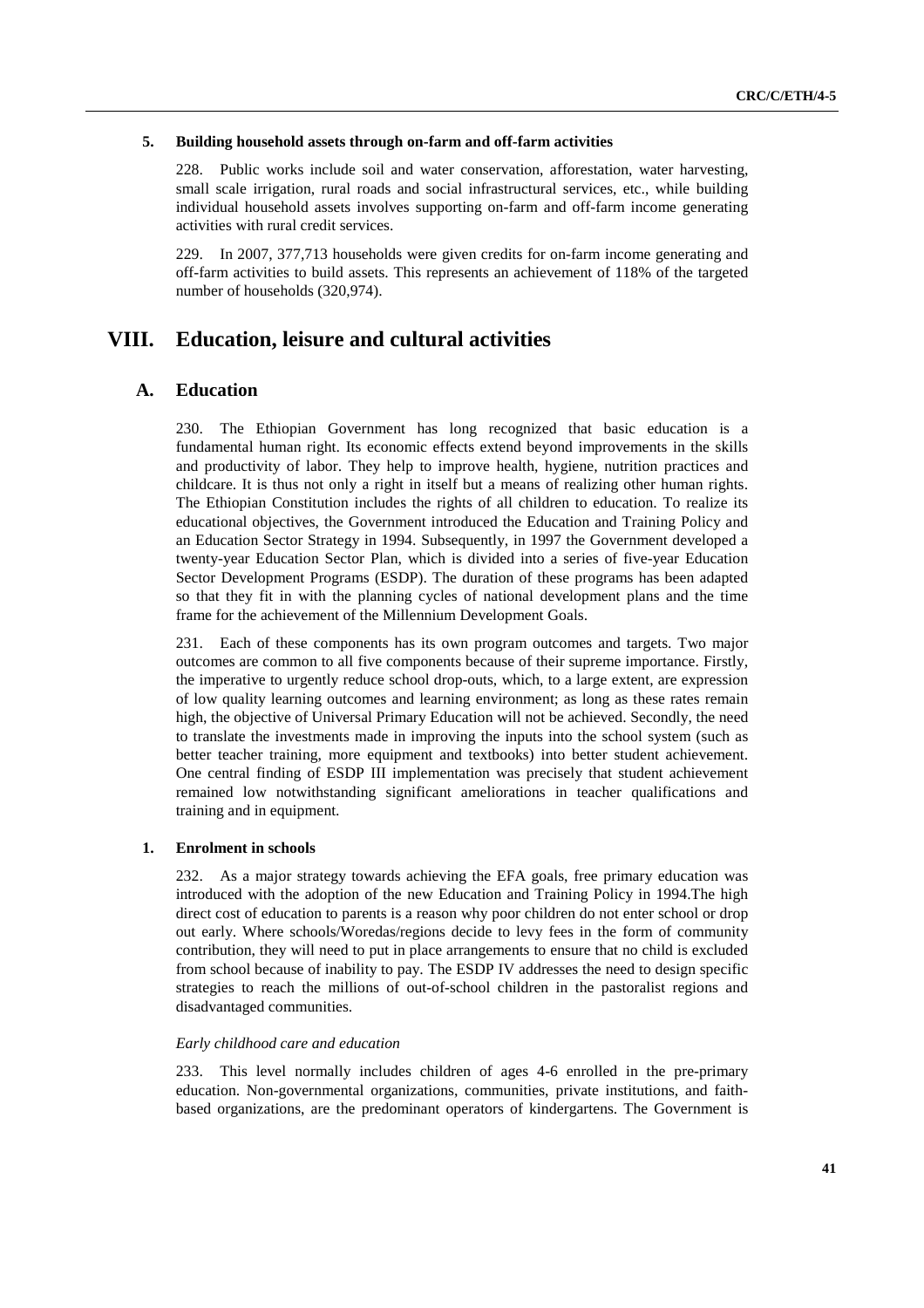### 5. Building household assets through on-farm and off-farm activities

228. Public works include soil and water conservation, afforestation, water harvesting, small scale irrigation, rural roads and social infrastructural services, etc., while building individual household assets involves supporting on-farm and off-farm income generating activities with rural credit services.

229. In 2007, 377,713 households were given credits for on-farm income generating and off-farm activities to build assets. This represents an achievement of 118% of the targeted number of households (320,974).

# VIII. Education, leisure and cultural activities

## A. Education

230. The Ethiopian Government has long recognized that basic education is a fundamental human right. Its economic effects extend beyond improvements in the skills and productivity of labor. They help to improve health, hygiene, nutrition practices and childcare. It is thus not only a right in itself but a means of realizing other human rights. The Ethiopian Constitution includes the rights of all children to education. To realize its educational objectives, the Government introduced the Education and Training Policy and an Education Sector Strategy in 1994. Subsequently, in 1997 the Government developed a twenty-year Education Sector Plan, which is divided into a series of five-year Education Sector Development Programs (ESDP). The duration of these programs has been adapted so that they fit in with the planning cycles of national development plans and the time frame for the achievement of the Millennium Development Goals.

231. Each of these components has its own program outcomes and targets. Two major outcomes are common to all five components because of their supreme importance. Firstly, the imperative to urgently reduce school drop-outs, which, to a large extent, are expression of low quality learning outcomes and learning environment; as long as these rates remain high, the objective of Universal Primary Education will not be achieved. Secondly, the need to translate the investments made in improving the inputs into the school system (such as better teacher training, more equipment and textbooks) into better student achievement. One central finding of ESDP III implementation was precisely that student achievement remained low notwithstanding significant ameliorations in teacher qualifications and training and in equipment.

### 1. Enrolment in schools

232. As a major strategy towards achieving the EFA goals, free primary education was introduced with the adoption of the new Education and Training Policy in 1994.The high direct cost of education to parents is a reason why poor children do not enter school or drop out early. Where schools/Woredas/regions decide to levy fees in the form of community contribution, they will need to put in place arrangements to ensure that no child is excluded from school because of inability to pay. The ESDP IV addresses the need to design specific strategies to reach the millions of out-of-school children in the pastoralist regions and disadvantaged communities.

*Early childhood care and education*

233. This level normally includes children of ages 4-6 enrolled in the pre-primary education. Non-governmental organizations, communities, private institutions, and faith-based organizations, are the predominant operators of kindergartens. The Government is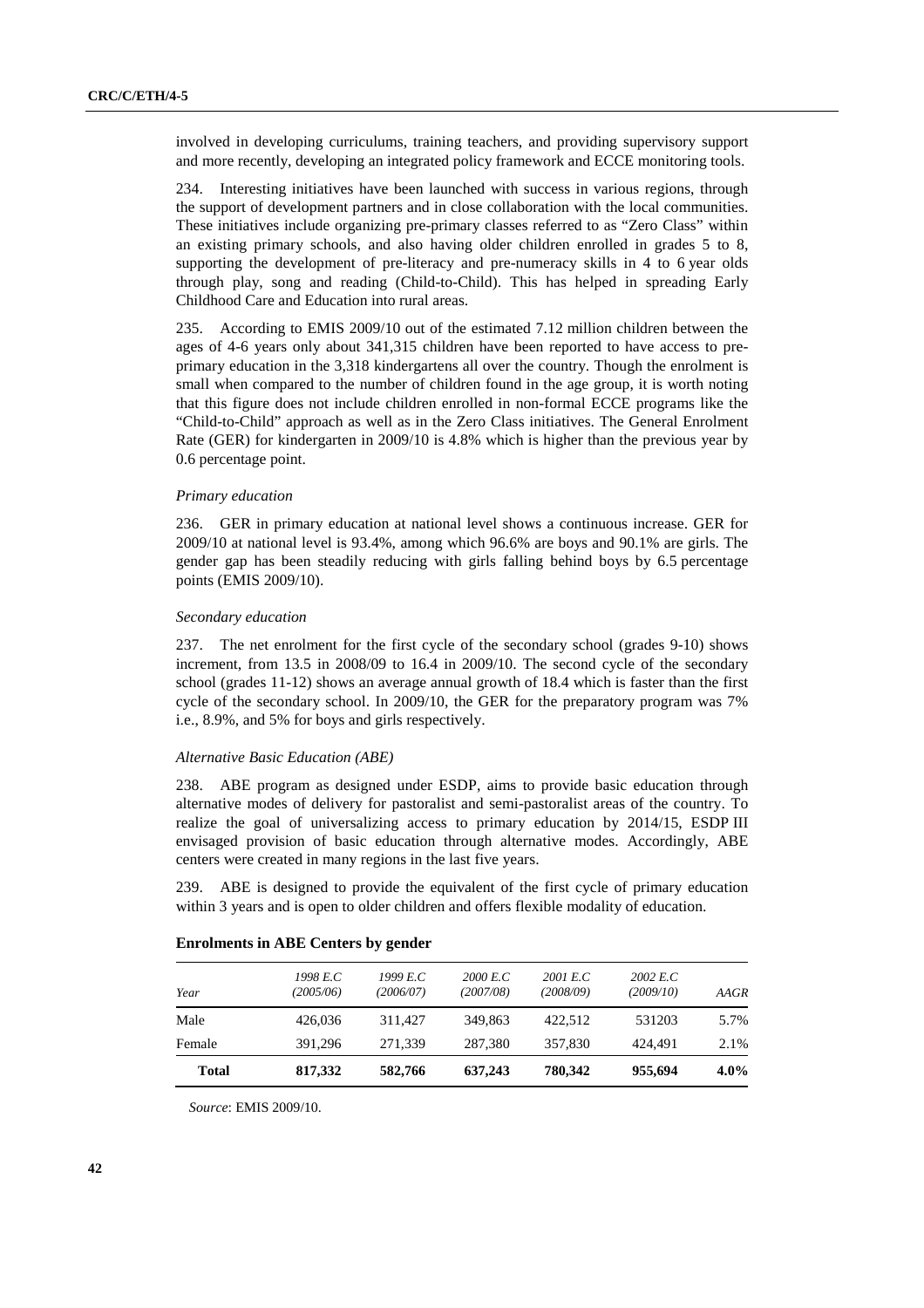involved in developing curriculums, training teachers, and providing supervisory support and more recently, developing an integrated policy framework and ECCE monitoring tools.

234. Interesting initiatives have been launched with success in various regions, through the support of development partners and in close collaboration with the local communities. These initiatives include organizing pre-primary classes referred to as "Zero Class" within an existing primary schools, and also having older children enrolled in grades 5 to 8, supporting the development of pre-literacy and pre-numeracy skills in 4 to 6 year olds through play, song and reading (Child-to-Child). This has helped in spreading Early Childhood Care and Education into rural areas.

235. According to EMIS 2009/10 out of the estimated 7.12 million children between the ages of 4-6 years only about 341,315 children have been reported to have access to pre-primary education in the 3,318 kindergartens all over the country. Though the enrolment is small when compared to the number of children found in the age group, it is worth noting that this figure does not include children enrolled in non-formal ECCE programs like the "Child-to-Child" approach as well as in the Zero Class initiatives. The General Enrolment Rate (GER) for kindergarten in 2009/10 is 4.8% which is higher than the previous year by 0.6 percentage point.

*Primary education*

236. GER in primary education at national level shows a continuous increase. GER for 2009/10 at national level is 93.4%, among which 96.6% are boys and 90.1% are girls. The gender gap has been steadily reducing with girls falling behind boys by 6.5 percentage points (EMIS 2009/10).

*Secondary education*

237. The net enrolment for the first cycle of the secondary school (grades 9-10) shows increment, from 13.5 in 2008/09 to 16.4 in 2009/10. The second cycle of the secondary school (grades 11-12) shows an average annual growth of 18.4 which is faster than the first cycle of the secondary school. In 2009/10, the GER for the preparatory program was 7% i.e., 8.9%, and 5% for boys and girls respectively.

*Alternative Basic Education (ABE)*

238. ABE program as designed under ESDP, aims to provide basic education through alternative modes of delivery for pastoralist and semi-pastoralist areas of the country. To realize the goal of universalizing access to primary education by 2014/15, ESDP III envisaged provision of basic education through alternative modes. Accordingly, ABE centers were created in many regions in the last five years.

239. ABE is designed to provide the equivalent of the first cycle of primary education within 3 years and is open to older children and offers flexible modality of education.

**Enrolments in ABE Centers by gender**

| *Year* | *1998 E.C (2005/06)* | *1999 E.C (2006/07)* | *2000 E.C (2007/08)* | *2001 E.C (2008/09)* | *2002 E.C (2009/10)* | *AAGR* |
|---|---|---|---|---|---|---|
| Male | 426,036 | 311,427 | 349,863 | 422,512 | 531203 | 5.7% |
| Female | 391,296 | 271,339 | 287,380 | 357,830 | 424,491 | 2.1% |
| **Total** | **817,332** | **582,766** | **637,243** | **780,342** | **955,694** | **4.0%** |

*Source*: EMIS 2009/10.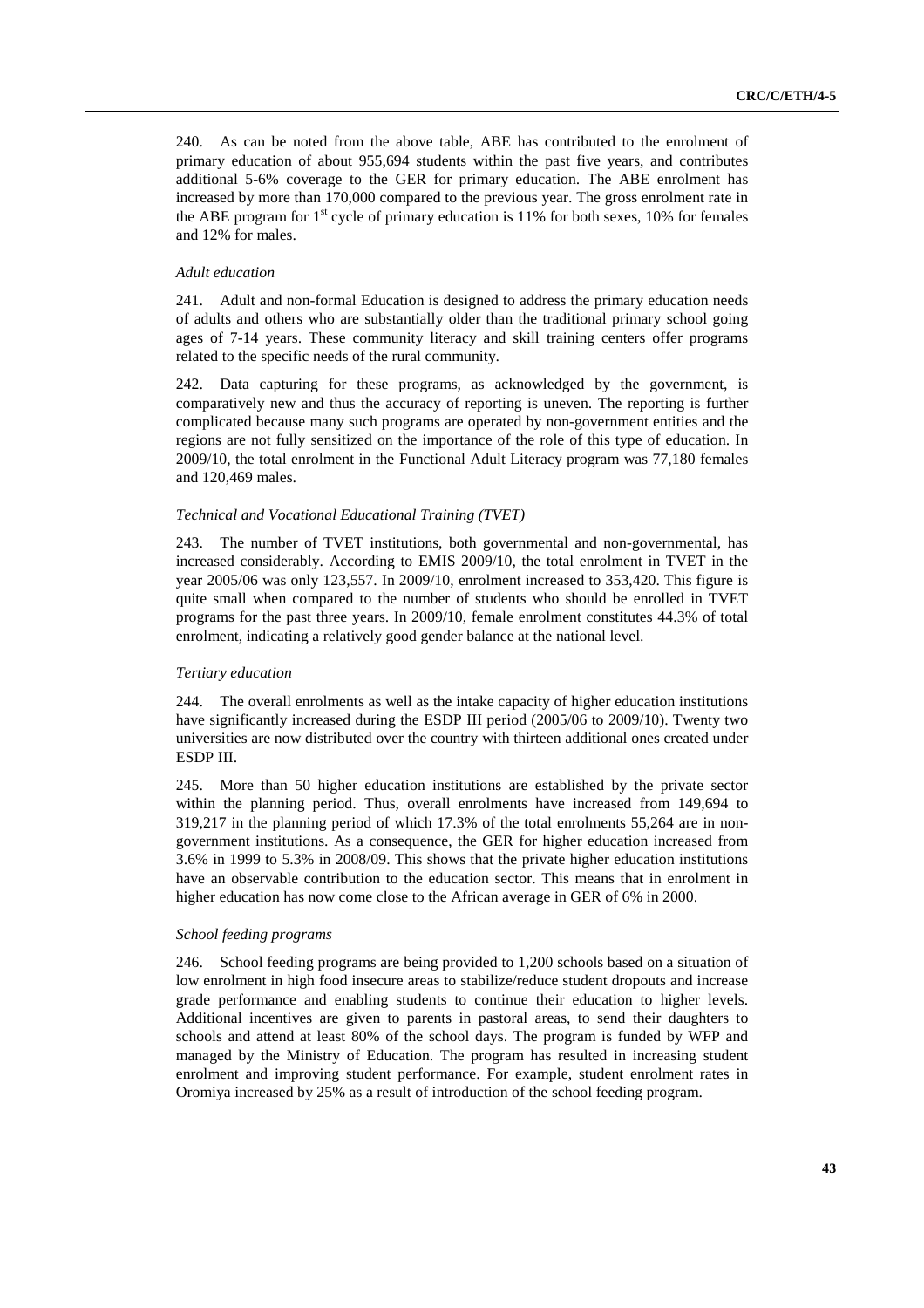240. As can be noted from the above table, ABE has contributed to the enrolment of primary education of about 955,694 students within the past five years, and contributes additional 5-6% coverage to the GER for primary education. The ABE enrolment has increased by more than 170,000 compared to the previous year. The gross enrolment rate in the ABE program for 1st cycle of primary education is 11% for both sexes, 10% for females and 12% for males.

*Adult education*

241. Adult and non-formal Education is designed to address the primary education needs of adults and others who are substantially older than the traditional primary school going ages of 7-14 years. These community literacy and skill training centers offer programs related to the specific needs of the rural community.

242. Data capturing for these programs, as acknowledged by the government, is comparatively new and thus the accuracy of reporting is uneven. The reporting is further complicated because many such programs are operated by non-government entities and the regions are not fully sensitized on the importance of the role of this type of education. In 2009/10, the total enrolment in the Functional Adult Literacy program was 77,180 females and 120,469 males.

*Technical and Vocational Educational Training (TVET)*

243. The number of TVET institutions, both governmental and non-governmental, has increased considerably. According to EMIS 2009/10, the total enrolment in TVET in the year 2005/06 was only 123,557. In 2009/10, enrolment increased to 353,420. This figure is quite small when compared to the number of students who should be enrolled in TVET programs for the past three years. In 2009/10, female enrolment constitutes 44.3% of total enrolment, indicating a relatively good gender balance at the national level.

*Tertiary education*

244. The overall enrolments as well as the intake capacity of higher education institutions have significantly increased during the ESDP III period (2005/06 to 2009/10). Twenty two universities are now distributed over the country with thirteen additional ones created under ESDP III.

245. More than 50 higher education institutions are established by the private sector within the planning period. Thus, overall enrolments have increased from 149,694 to 319,217 in the planning period of which 17.3% of the total enrolments 55,264 are in non-government institutions. As a consequence, the GER for higher education increased from 3.6% in 1999 to 5.3% in 2008/09. This shows that the private higher education institutions have an observable contribution to the education sector. This means that in enrolment in higher education has now come close to the African average in GER of 6% in 2000.

*School feeding programs*

246. School feeding programs are being provided to 1,200 schools based on a situation of low enrolment in high food insecure areas to stabilize/reduce student dropouts and increase grade performance and enabling students to continue their education to higher levels. Additional incentives are given to parents in pastoral areas, to send their daughters to schools and attend at least 80% of the school days. The program is funded by WFP and managed by the Ministry of Education. The program has resulted in increasing student enrolment and improving student performance. For example, student enrolment rates in Oromiya increased by 25% as a result of introduction of the school feeding program.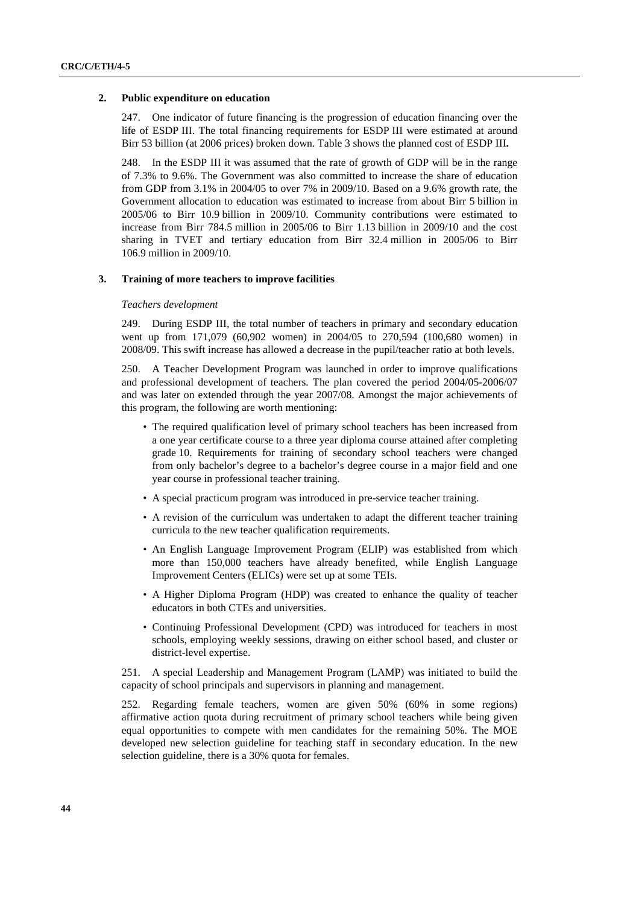## 2. Public expenditure on education

247. One indicator of future financing is the progression of education financing over the life of ESDP III. The total financing requirements for ESDP III were estimated at around Birr 53 billion (at 2006 prices) broken down. Table 3 shows the planned cost of ESDP III**.**

248. In the ESDP III it was assumed that the rate of growth of GDP will be in the range of 7.3% to 9.6%. The Government was also committed to increase the share of education from GDP from 3.1% in 2004/05 to over 7% in 2009/10. Based on a 9.6% growth rate, the Government allocation to education was estimated to increase from about Birr 5 billion in 2005/06 to Birr 10.9 billion in 2009/10. Community contributions were estimated to increase from Birr 784.5 million in 2005/06 to Birr 1.13 billion in 2009/10 and the cost sharing in TVET and tertiary education from Birr 32.4 million in 2005/06 to Birr 106.9 million in 2009/10.

## 3. Training of more teachers to improve facilities

*Teachers development*

249. During ESDP III, the total number of teachers in primary and secondary education went up from 171,079 (60,902 women) in 2004/05 to 270,594 (100,680 women) in 2008/09. This swift increase has allowed a decrease in the pupil/teacher ratio at both levels.

250. A Teacher Development Program was launched in order to improve qualifications and professional development of teachers. The plan covered the period 2004/05-2006/07 and was later on extended through the year 2007/08. Amongst the major achievements of this program, the following are worth mentioning:

- The required qualification level of primary school teachers has been increased from a one year certificate course to a three year diploma course attained after completing grade 10. Requirements for training of secondary school teachers were changed from only bachelor's degree to a bachelor's degree course in a major field and one year course in professional teacher training.
- A special practicum program was introduced in pre-service teacher training.
- A revision of the curriculum was undertaken to adapt the different teacher training curricula to the new teacher qualification requirements.
- An English Language Improvement Program (ELIP) was established from which more than 150,000 teachers have already benefited, while English Language Improvement Centers (ELICs) were set up at some TEIs.
- A Higher Diploma Program (HDP) was created to enhance the quality of teacher educators in both CTEs and universities.
- Continuing Professional Development (CPD) was introduced for teachers in most schools, employing weekly sessions, drawing on either school based, and cluster or district-level expertise.

251. A special Leadership and Management Program (LAMP) was initiated to build the capacity of school principals and supervisors in planning and management.

252. Regarding female teachers, women are given 50% (60% in some regions) affirmative action quota during recruitment of primary school teachers while being given equal opportunities to compete with men candidates for the remaining 50%. The MOE developed new selection guideline for teaching staff in secondary education. In the new selection guideline, there is a 30% quota for females.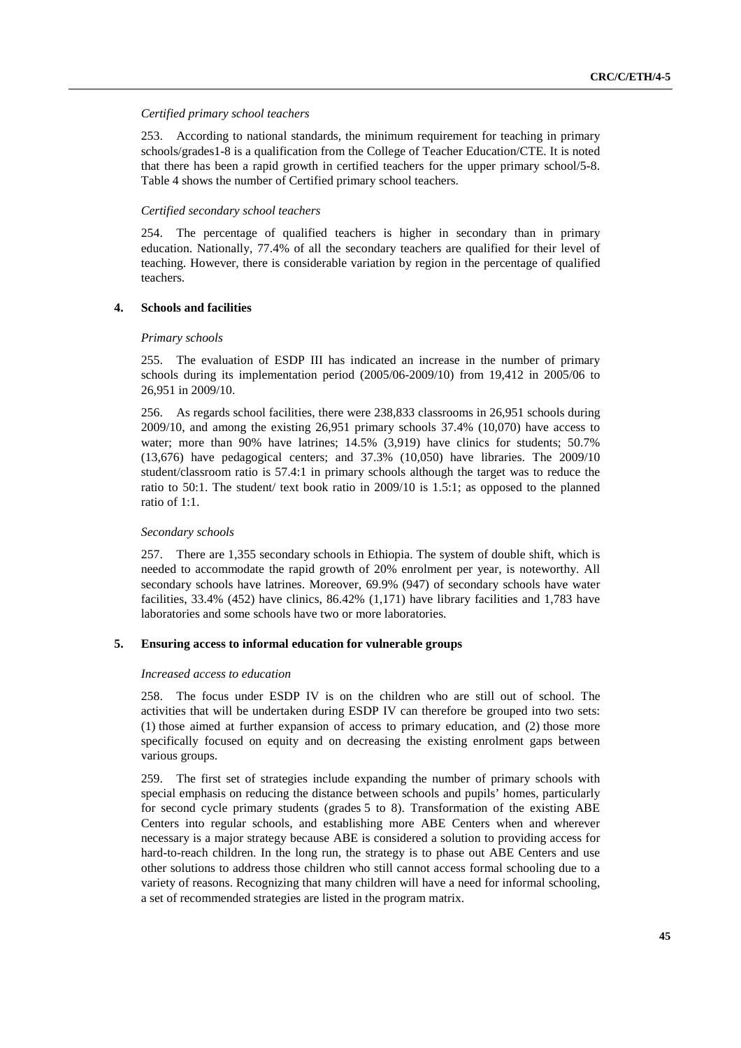*Certified primary school teachers*

253. According to national standards, the minimum requirement for teaching in primary schools/grades1-8 is a qualification from the College of Teacher Education/CTE. It is noted that there has been a rapid growth in certified teachers for the upper primary school/5-8. Table 4 shows the number of Certified primary school teachers.

*Certified secondary school teachers*

254. The percentage of qualified teachers is higher in secondary than in primary education. Nationally, 77.4% of all the secondary teachers are qualified for their level of teaching. However, there is considerable variation by region in the percentage of qualified teachers.

## 4. Schools and facilities

*Primary schools*

255. The evaluation of ESDP III has indicated an increase in the number of primary schools during its implementation period (2005/06-2009/10) from 19,412 in 2005/06 to 26,951 in 2009/10.

256. As regards school facilities, there were 238,833 classrooms in 26,951 schools during 2009/10, and among the existing 26,951 primary schools 37.4% (10,070) have access to water; more than 90% have latrines; 14.5% (3,919) have clinics for students; 50.7% (13,676) have pedagogical centers; and 37.3% (10,050) have libraries. The 2009/10 student/classroom ratio is 57.4:1 in primary schools although the target was to reduce the ratio to 50:1. The student/ text book ratio in 2009/10 is 1.5:1; as opposed to the planned ratio of 1:1.

*Secondary schools*

257. There are 1,355 secondary schools in Ethiopia. The system of double shift, which is needed to accommodate the rapid growth of 20% enrolment per year, is noteworthy. All secondary schools have latrines. Moreover, 69.9% (947) of secondary schools have water facilities, 33.4% (452) have clinics, 86.42% (1,171) have library facilities and 1,783 have laboratories and some schools have two or more laboratories.

## 5. Ensuring access to informal education for vulnerable groups

*Increased access to education*

258. The focus under ESDP IV is on the children who are still out of school. The activities that will be undertaken during ESDP IV can therefore be grouped into two sets: (1) those aimed at further expansion of access to primary education, and (2) those more specifically focused on equity and on decreasing the existing enrolment gaps between various groups.

259. The first set of strategies include expanding the number of primary schools with special emphasis on reducing the distance between schools and pupils' homes, particularly for second cycle primary students (grades 5 to 8). Transformation of the existing ABE Centers into regular schools, and establishing more ABE Centers when and wherever necessary is a major strategy because ABE is considered a solution to providing access for hard-to-reach children. In the long run, the strategy is to phase out ABE Centers and use other solutions to address those children who still cannot access formal schooling due to a variety of reasons. Recognizing that many children will have a need for informal schooling, a set of recommended strategies are listed in the program matrix.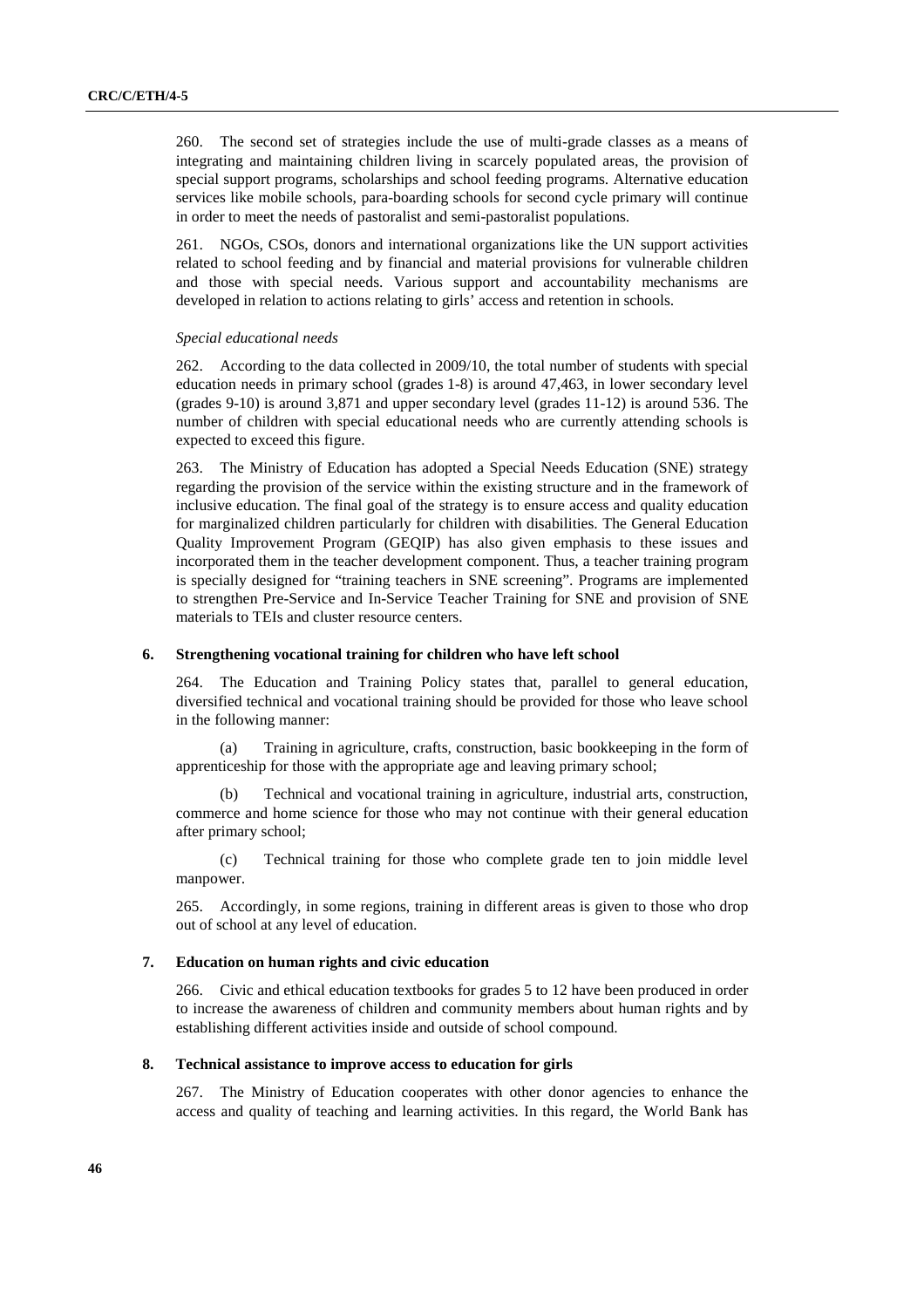260. The second set of strategies include the use of multi-grade classes as a means of integrating and maintaining children living in scarcely populated areas, the provision of special support programs, scholarships and school feeding programs. Alternative education services like mobile schools, para-boarding schools for second cycle primary will continue in order to meet the needs of pastoralist and semi-pastoralist populations.

261. NGOs, CSOs, donors and international organizations like the UN support activities related to school feeding and by financial and material provisions for vulnerable children and those with special needs. Various support and accountability mechanisms are developed in relation to actions relating to girls' access and retention in schools.

*Special educational needs*

262. According to the data collected in 2009/10, the total number of students with special education needs in primary school (grades 1-8) is around 47,463, in lower secondary level (grades 9-10) is around 3,871 and upper secondary level (grades 11-12) is around 536. The number of children with special educational needs who are currently attending schools is expected to exceed this figure.

263. The Ministry of Education has adopted a Special Needs Education (SNE) strategy regarding the provision of the service within the existing structure and in the framework of inclusive education. The final goal of the strategy is to ensure access and quality education for marginalized children particularly for children with disabilities. The General Education Quality Improvement Program (GEQIP) has also given emphasis to these issues and incorporated them in the teacher development component. Thus, a teacher training program is specially designed for "training teachers in SNE screening". Programs are implemented to strengthen Pre-Service and In-Service Teacher Training for SNE and provision of SNE materials to TEIs and cluster resource centers.

### 6. Strengthening vocational training for children who have left school

264. The Education and Training Policy states that, parallel to general education, diversified technical and vocational training should be provided for those who leave school in the following manner:

(a) Training in agriculture, crafts, construction, basic bookkeeping in the form of apprenticeship for those with the appropriate age and leaving primary school;

(b) Technical and vocational training in agriculture, industrial arts, construction, commerce and home science for those who may not continue with their general education after primary school;

(c) Technical training for those who complete grade ten to join middle level manpower.

265. Accordingly, in some regions, training in different areas is given to those who drop out of school at any level of education.

### 7. Education on human rights and civic education

266. Civic and ethical education textbooks for grades 5 to 12 have been produced in order to increase the awareness of children and community members about human rights and by establishing different activities inside and outside of school compound.

### 8. Technical assistance to improve access to education for girls

267. The Ministry of Education cooperates with other donor agencies to enhance the access and quality of teaching and learning activities. In this regard, the World Bank has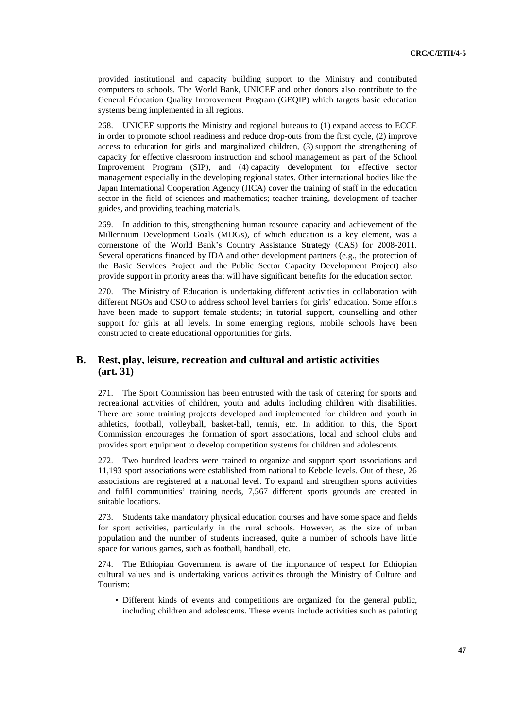provided institutional and capacity building support to the Ministry and contributed computers to schools. The World Bank, UNICEF and other donors also contribute to the General Education Quality Improvement Program (GEQIP) which targets basic education systems being implemented in all regions.

268. UNICEF supports the Ministry and regional bureaus to (1) expand access to ECCE in order to promote school readiness and reduce drop-outs from the first cycle, (2) improve access to education for girls and marginalized children, (3) support the strengthening of capacity for effective classroom instruction and school management as part of the School Improvement Program (SIP), and (4) capacity development for effective sector management especially in the developing regional states. Other international bodies like the Japan International Cooperation Agency (JICA) cover the training of staff in the education sector in the field of sciences and mathematics; teacher training, development of teacher guides, and providing teaching materials.

269. In addition to this, strengthening human resource capacity and achievement of the Millennium Development Goals (MDGs), of which education is a key element, was a cornerstone of the World Bank's Country Assistance Strategy (CAS) for 2008-2011. Several operations financed by IDA and other development partners (e.g., the protection of the Basic Services Project and the Public Sector Capacity Development Project) also provide support in priority areas that will have significant benefits for the education sector.

270. The Ministry of Education is undertaking different activities in collaboration with different NGOs and CSO to address school level barriers for girls' education. Some efforts have been made to support female students; in tutorial support, counselling and other support for girls at all levels. In some emerging regions, mobile schools have been constructed to create educational opportunities for girls.

## B. Rest, play, leisure, recreation and cultural and artistic activities (art. 31)

271. The Sport Commission has been entrusted with the task of catering for sports and recreational activities of children, youth and adults including children with disabilities. There are some training projects developed and implemented for children and youth in athletics, football, volleyball, basket-ball, tennis, etc. In addition to this, the Sport Commission encourages the formation of sport associations, local and school clubs and provides sport equipment to develop competition systems for children and adolescents.

272. Two hundred leaders were trained to organize and support sport associations and 11,193 sport associations were established from national to Kebele levels. Out of these, 26 associations are registered at a national level. To expand and strengthen sports activities and fulfil communities' training needs, 7,567 different sports grounds are created in suitable locations.

273. Students take mandatory physical education courses and have some space and fields for sport activities, particularly in the rural schools. However, as the size of urban population and the number of students increased, quite a number of schools have little space for various games, such as football, handball, etc.

274. The Ethiopian Government is aware of the importance of respect for Ethiopian cultural values and is undertaking various activities through the Ministry of Culture and Tourism:

- Different kinds of events and competitions are organized for the general public, including children and adolescents. These events include activities such as painting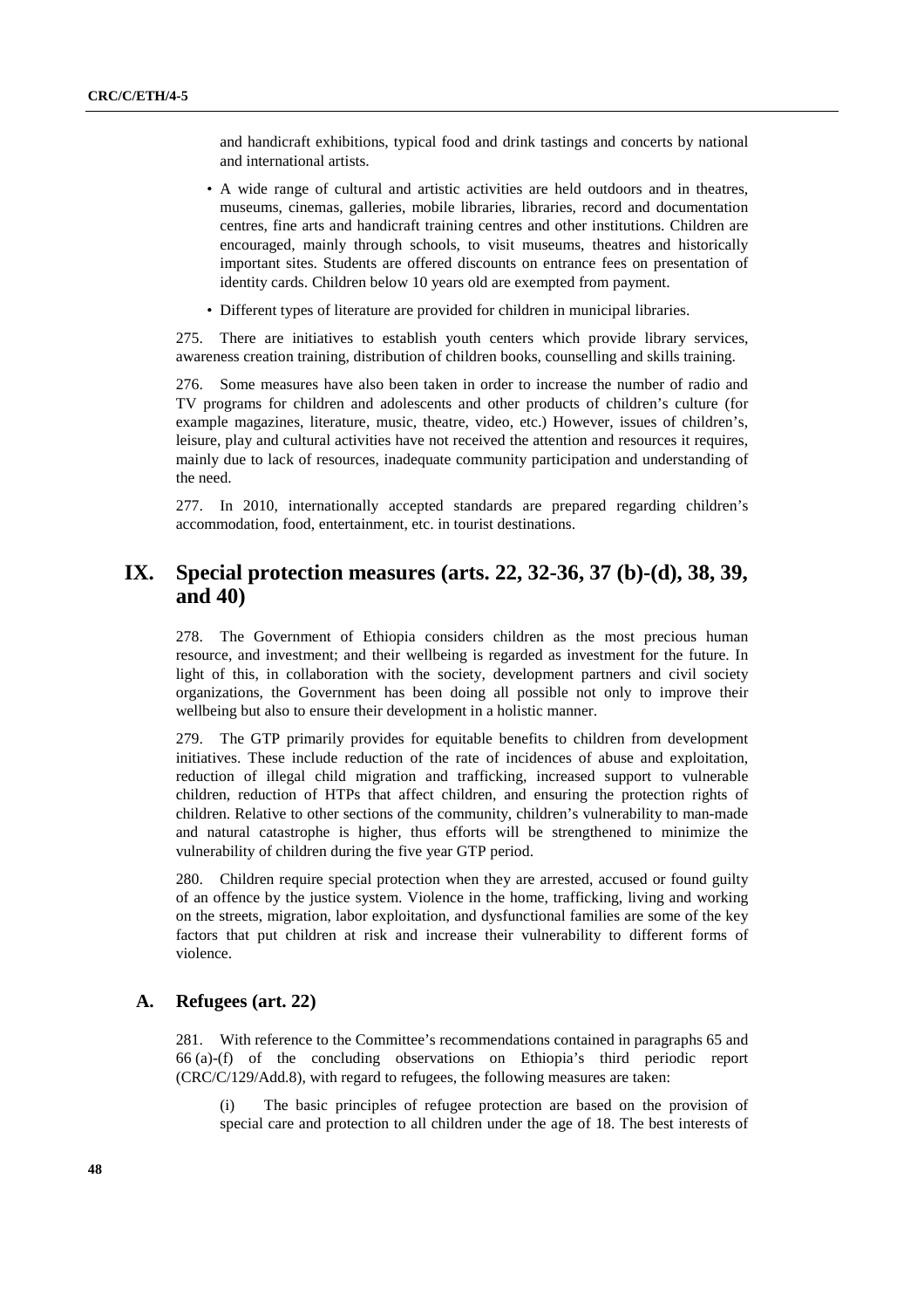and handicraft exhibitions, typical food and drink tastings and concerts by national and international artists.

- A wide range of cultural and artistic activities are held outdoors and in theatres, museums, cinemas, galleries, mobile libraries, libraries, record and documentation centres, fine arts and handicraft training centres and other institutions. Children are encouraged, mainly through schools, to visit museums, theatres and historically important sites. Students are offered discounts on entrance fees on presentation of identity cards. Children below 10 years old are exempted from payment.
- Different types of literature are provided for children in municipal libraries.

275. There are initiatives to establish youth centers which provide library services, awareness creation training, distribution of children books, counselling and skills training.

276. Some measures have also been taken in order to increase the number of radio and TV programs for children and adolescents and other products of children's culture (for example magazines, literature, music, theatre, video, etc.) However, issues of children's, leisure, play and cultural activities have not received the attention and resources it requires, mainly due to lack of resources, inadequate community participation and understanding of the need.

277. In 2010, internationally accepted standards are prepared regarding children's accommodation, food, entertainment, etc. in tourist destinations.

# IX. Special protection measures (arts. 22, 32-36, 37 (b)-(d), 38, 39, and 40)

278. The Government of Ethiopia considers children as the most precious human resource, and investment; and their wellbeing is regarded as investment for the future. In light of this, in collaboration with the society, development partners and civil society organizations, the Government has been doing all possible not only to improve their wellbeing but also to ensure their development in a holistic manner.

279. The GTP primarily provides for equitable benefits to children from development initiatives. These include reduction of the rate of incidences of abuse and exploitation, reduction of illegal child migration and trafficking, increased support to vulnerable children, reduction of HTPs that affect children, and ensuring the protection rights of children. Relative to other sections of the community, children's vulnerability to man-made and natural catastrophe is higher, thus efforts will be strengthened to minimize the vulnerability of children during the five year GTP period.

280. Children require special protection when they are arrested, accused or found guilty of an offence by the justice system. Violence in the home, trafficking, living and working on the streets, migration, labor exploitation, and dysfunctional families are some of the key factors that put children at risk and increase their vulnerability to different forms of violence.

## A. Refugees (art. 22)

281. With reference to the Committee's recommendations contained in paragraphs 65 and 66 (a)-(f) of the concluding observations on Ethiopia's third periodic report (CRC/C/129/Add.8), with regard to refugees, the following measures are taken:

(i) The basic principles of refugee protection are based on the provision of special care and protection to all children under the age of 18. The best interests of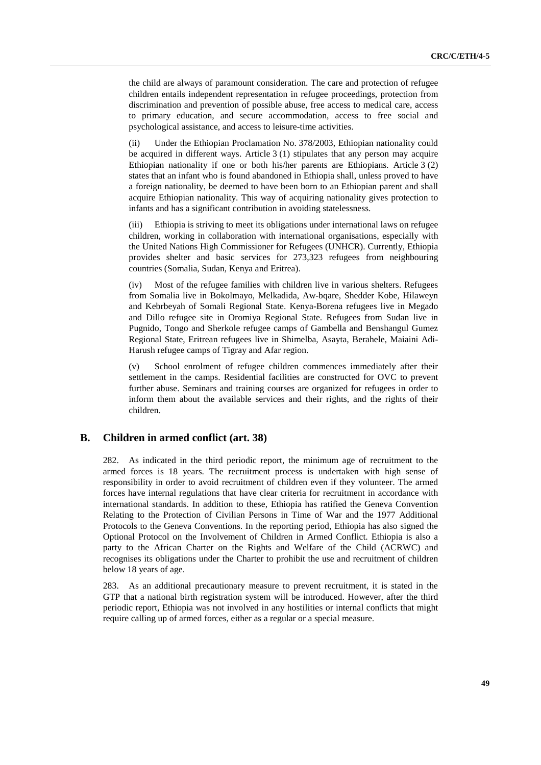the child are always of paramount consideration. The care and protection of refugee children entails independent representation in refugee proceedings, protection from discrimination and prevention of possible abuse, free access to medical care, access to primary education, and secure accommodation, access to free social and psychological assistance, and access to leisure-time activities.

(ii) Under the Ethiopian Proclamation No. 378/2003, Ethiopian nationality could be acquired in different ways. Article 3 (1) stipulates that any person may acquire Ethiopian nationality if one or both his/her parents are Ethiopians. Article 3 (2) states that an infant who is found abandoned in Ethiopia shall, unless proved to have a foreign nationality, be deemed to have been born to an Ethiopian parent and shall acquire Ethiopian nationality. This way of acquiring nationality gives protection to infants and has a significant contribution in avoiding statelessness.

(iii) Ethiopia is striving to meet its obligations under international laws on refugee children, working in collaboration with international organisations, especially with the United Nations High Commissioner for Refugees (UNHCR). Currently, Ethiopia provides shelter and basic services for 273,323 refugees from neighbouring countries (Somalia, Sudan, Kenya and Eritrea).

(iv) Most of the refugee families with children live in various shelters. Refugees from Somalia live in Bokolmayo, Melkadida, Aw-bqare, Shedder Kobe, Hilaweyn and Kebrbeyah of Somali Regional State. Kenya-Borena refugees live in Megado and Dillo refugee site in Oromiya Regional State. Refugees from Sudan live in Pugnido, Tongo and Sherkole refugee camps of Gambella and Benshangul Gumez Regional State, Eritrean refugees live in Shimelba, Asayta, Berahele, Maiaini Adi-Harush refugee camps of Tigray and Afar region.

(v) School enrolment of refugee children commences immediately after their settlement in the camps. Residential facilities are constructed for OVC to prevent further abuse. Seminars and training courses are organized for refugees in order to inform them about the available services and their rights, and the rights of their children.

## B. Children in armed conflict (art. 38)

282. As indicated in the third periodic report, the minimum age of recruitment to the armed forces is 18 years. The recruitment process is undertaken with high sense of responsibility in order to avoid recruitment of children even if they volunteer. The armed forces have internal regulations that have clear criteria for recruitment in accordance with international standards. In addition to these, Ethiopia has ratified the Geneva Convention Relating to the Protection of Civilian Persons in Time of War and the 1977 Additional Protocols to the Geneva Conventions. In the reporting period, Ethiopia has also signed the Optional Protocol on the Involvement of Children in Armed Conflict. Ethiopia is also a party to the African Charter on the Rights and Welfare of the Child (ACRWC) and recognises its obligations under the Charter to prohibit the use and recruitment of children below 18 years of age.

283. As an additional precautionary measure to prevent recruitment, it is stated in the GTP that a national birth registration system will be introduced. However, after the third periodic report, Ethiopia was not involved in any hostilities or internal conflicts that might require calling up of armed forces, either as a regular or a special measure.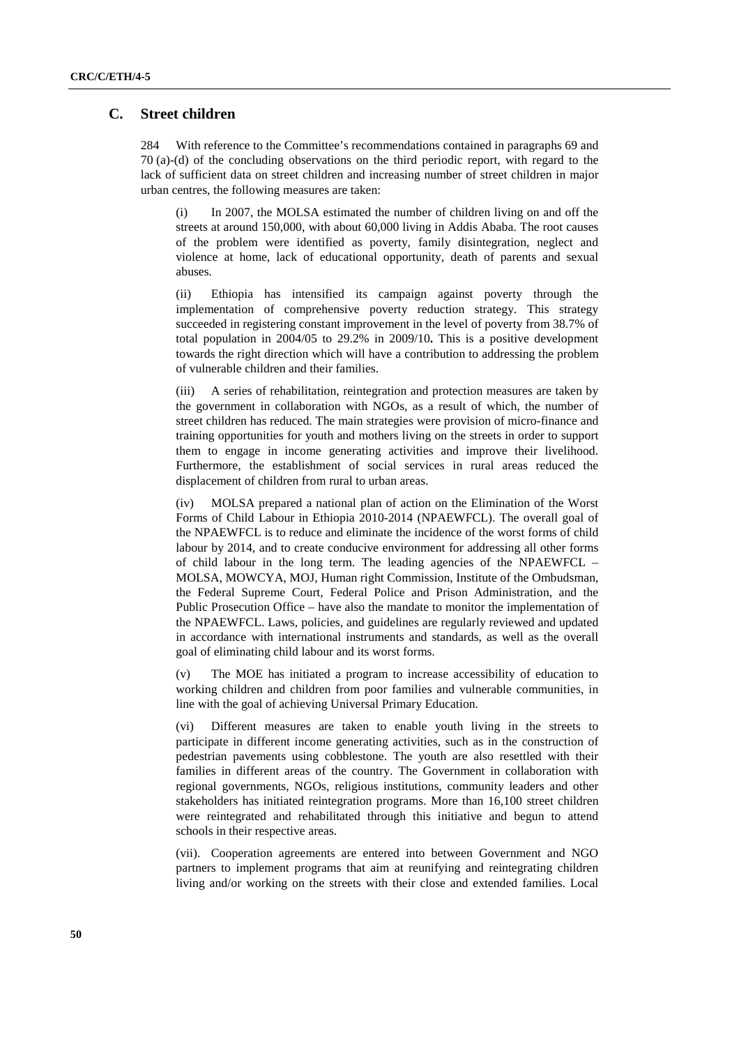## C. Street children

284 With reference to the Committee's recommendations contained in paragraphs 69 and 70 (a)-(d) of the concluding observations on the third periodic report, with regard to the lack of sufficient data on street children and increasing number of street children in major urban centres, the following measures are taken:

(i) In 2007, the MOLSA estimated the number of children living on and off the streets at around 150,000, with about 60,000 living in Addis Ababa. The root causes of the problem were identified as poverty, family disintegration, neglect and violence at home, lack of educational opportunity, death of parents and sexual abuses.

(ii) Ethiopia has intensified its campaign against poverty through the implementation of comprehensive poverty reduction strategy. This strategy succeeded in registering constant improvement in the level of poverty from 38.7% of total population in 2004/05 to 29.2% in 2009/10**.** This is a positive development towards the right direction which will have a contribution to addressing the problem of vulnerable children and their families.

(iii) A series of rehabilitation, reintegration and protection measures are taken by the government in collaboration with NGOs, as a result of which, the number of street children has reduced. The main strategies were provision of micro-finance and training opportunities for youth and mothers living on the streets in order to support them to engage in income generating activities and improve their livelihood. Furthermore, the establishment of social services in rural areas reduced the displacement of children from rural to urban areas.

(iv) MOLSA prepared a national plan of action on the Elimination of the Worst Forms of Child Labour in Ethiopia 2010-2014 (NPAEWFCL). The overall goal of the NPAEWFCL is to reduce and eliminate the incidence of the worst forms of child labour by 2014, and to create conducive environment for addressing all other forms of child labour in the long term. The leading agencies of the NPAEWFCL – MOLSA, MOWCYA, MOJ, Human right Commission, Institute of the Ombudsman, the Federal Supreme Court, Federal Police and Prison Administration, and the Public Prosecution Office – have also the mandate to monitor the implementation of the NPAEWFCL. Laws, policies, and guidelines are regularly reviewed and updated in accordance with international instruments and standards, as well as the overall goal of eliminating child labour and its worst forms.

(v) The MOE has initiated a program to increase accessibility of education to working children and children from poor families and vulnerable communities, in line with the goal of achieving Universal Primary Education.

(vi) Different measures are taken to enable youth living in the streets to participate in different income generating activities, such as in the construction of pedestrian pavements using cobblestone. The youth are also resettled with their families in different areas of the country. The Government in collaboration with regional governments, NGOs, religious institutions, community leaders and other stakeholders has initiated reintegration programs. More than 16,100 street children were reintegrated and rehabilitated through this initiative and begun to attend schools in their respective areas.

(vii). Cooperation agreements are entered into between Government and NGO partners to implement programs that aim at reunifying and reintegrating children living and/or working on the streets with their close and extended families. Local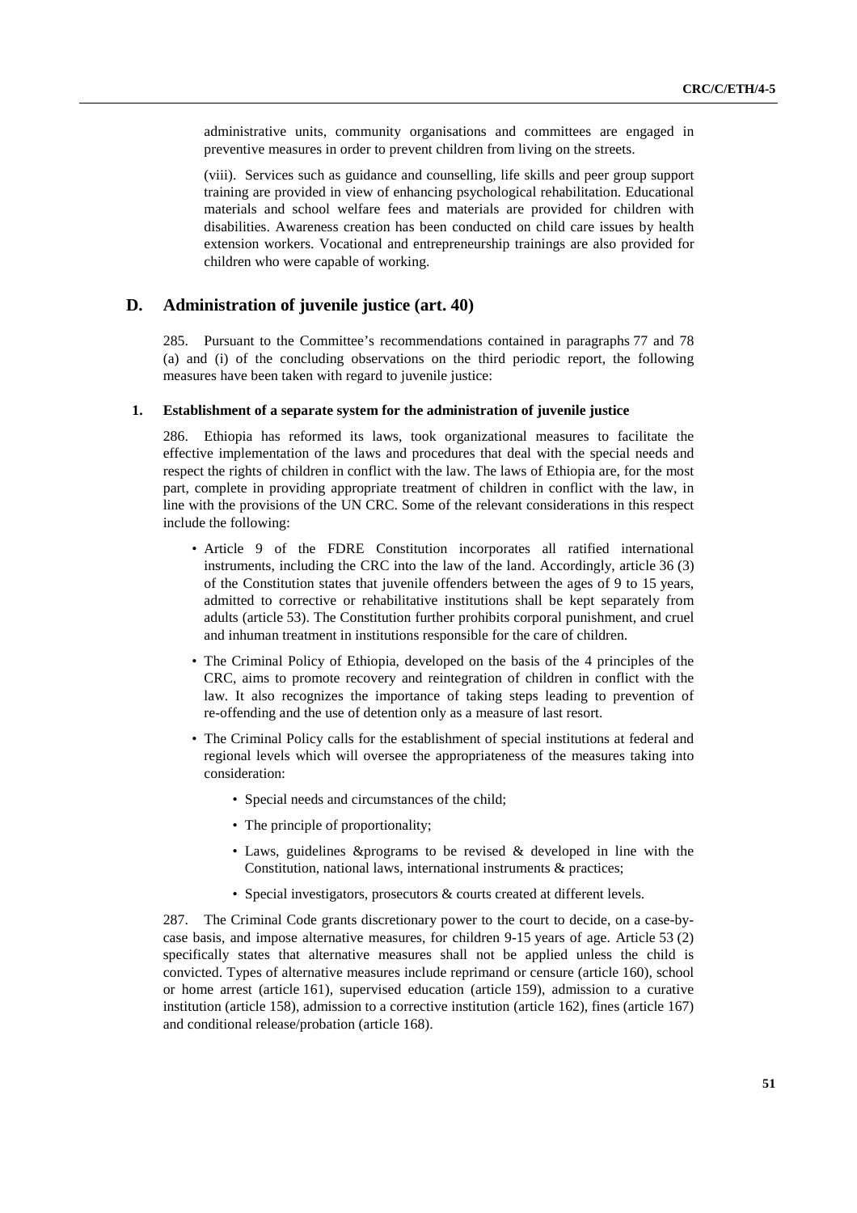administrative units, community organisations and committees are engaged in preventive measures in order to prevent children from living on the streets.

(viii). Services such as guidance and counselling, life skills and peer group support training are provided in view of enhancing psychological rehabilitation. Educational materials and school welfare fees and materials are provided for children with disabilities. Awareness creation has been conducted on child care issues by health extension workers. Vocational and entrepreneurship trainings are also provided for children who were capable of working.

## D. Administration of juvenile justice (art. 40)

285. Pursuant to the Committee's recommendations contained in paragraphs 77 and 78 (a) and (i) of the concluding observations on the third periodic report, the following measures have been taken with regard to juvenile justice:

### 1. Establishment of a separate system for the administration of juvenile justice

286. Ethiopia has reformed its laws, took organizational measures to facilitate the effective implementation of the laws and procedures that deal with the special needs and respect the rights of children in conflict with the law. The laws of Ethiopia are, for the most part, complete in providing appropriate treatment of children in conflict with the law, in line with the provisions of the UN CRC. Some of the relevant considerations in this respect include the following:

- Article 9 of the FDRE Constitution incorporates all ratified international instruments, including the CRC into the law of the land. Accordingly, article 36 (3) of the Constitution states that juvenile offenders between the ages of 9 to 15 years, admitted to corrective or rehabilitative institutions shall be kept separately from adults (article 53). The Constitution further prohibits corporal punishment, and cruel and inhuman treatment in institutions responsible for the care of children.
- The Criminal Policy of Ethiopia, developed on the basis of the 4 principles of the CRC, aims to promote recovery and reintegration of children in conflict with the law. It also recognizes the importance of taking steps leading to prevention of re-offending and the use of detention only as a measure of last resort.
- The Criminal Policy calls for the establishment of special institutions at federal and regional levels which will oversee the appropriateness of the measures taking into consideration:
  - Special needs and circumstances of the child;
  - The principle of proportionality;
  - Laws, guidelines &programs to be revised & developed in line with the Constitution, national laws, international instruments & practices;
  - Special investigators, prosecutors & courts created at different levels.

287. The Criminal Code grants discretionary power to the court to decide, on a case-by-case basis, and impose alternative measures, for children 9-15 years of age. Article 53 (2) specifically states that alternative measures shall not be applied unless the child is convicted. Types of alternative measures include reprimand or censure (article 160), school or home arrest (article 161), supervised education (article 159), admission to a curative institution (article 158), admission to a corrective institution (article 162), fines (article 167) and conditional release/probation (article 168).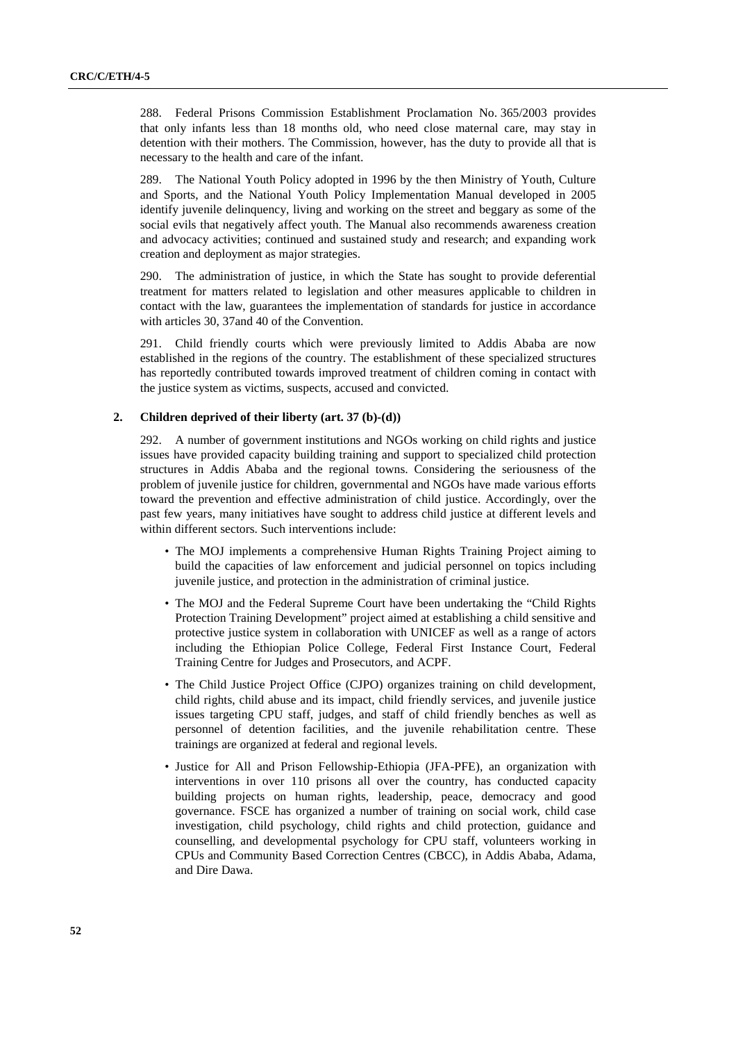288. Federal Prisons Commission Establishment Proclamation No. 365/2003 provides that only infants less than 18 months old, who need close maternal care, may stay in detention with their mothers. The Commission, however, has the duty to provide all that is necessary to the health and care of the infant.

289. The National Youth Policy adopted in 1996 by the then Ministry of Youth, Culture and Sports, and the National Youth Policy Implementation Manual developed in 2005 identify juvenile delinquency, living and working on the street and beggary as some of the social evils that negatively affect youth. The Manual also recommends awareness creation and advocacy activities; continued and sustained study and research; and expanding work creation and deployment as major strategies.

290. The administration of justice, in which the State has sought to provide deferential treatment for matters related to legislation and other measures applicable to children in contact with the law, guarantees the implementation of standards for justice in accordance with articles 30, 37and 40 of the Convention.

291. Child friendly courts which were previously limited to Addis Ababa are now established in the regions of the country. The establishment of these specialized structures has reportedly contributed towards improved treatment of children coming in contact with the justice system as victims, suspects, accused and convicted.

### 2. Children deprived of their liberty (art. 37 (b)-(d))

292. A number of government institutions and NGOs working on child rights and justice issues have provided capacity building training and support to specialized child protection structures in Addis Ababa and the regional towns. Considering the seriousness of the problem of juvenile justice for children, governmental and NGOs have made various efforts toward the prevention and effective administration of child justice. Accordingly, over the past few years, many initiatives have sought to address child justice at different levels and within different sectors. Such interventions include:

- The MOJ implements a comprehensive Human Rights Training Project aiming to build the capacities of law enforcement and judicial personnel on topics including juvenile justice, and protection in the administration of criminal justice.
- The MOJ and the Federal Supreme Court have been undertaking the "Child Rights Protection Training Development" project aimed at establishing a child sensitive and protective justice system in collaboration with UNICEF as well as a range of actors including the Ethiopian Police College, Federal First Instance Court, Federal Training Centre for Judges and Prosecutors, and ACPF.
- The Child Justice Project Office (CJPO) organizes training on child development, child rights, child abuse and its impact, child friendly services, and juvenile justice issues targeting CPU staff, judges, and staff of child friendly benches as well as personnel of detention facilities, and the juvenile rehabilitation centre. These trainings are organized at federal and regional levels.
- Justice for All and Prison Fellowship-Ethiopia (JFA-PFE), an organization with interventions in over 110 prisons all over the country, has conducted capacity building projects on human rights, leadership, peace, democracy and good governance. FSCE has organized a number of training on social work, child case investigation, child psychology, child rights and child protection, guidance and counselling, and developmental psychology for CPU staff, volunteers working in CPUs and Community Based Correction Centres (CBCC), in Addis Ababa, Adama, and Dire Dawa.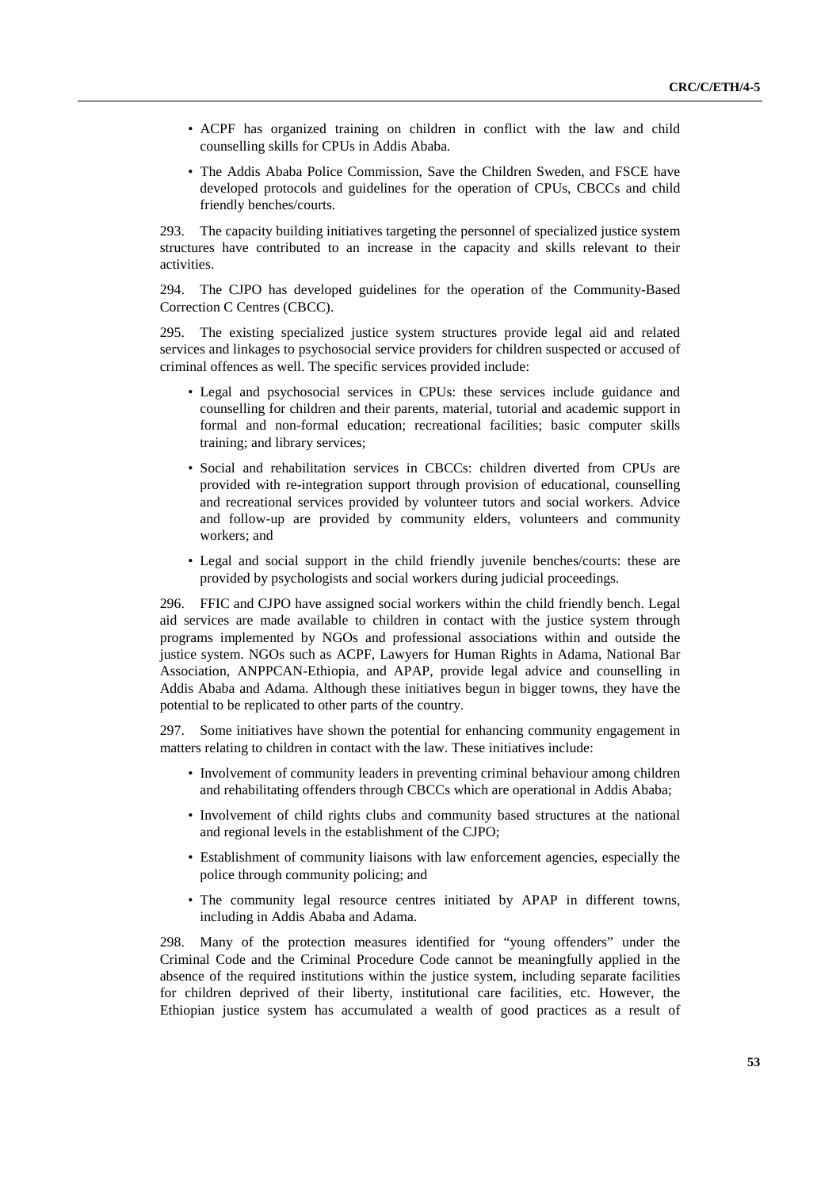- ACPF has organized training on children in conflict with the law and child counselling skills for CPUs in Addis Ababa.
- The Addis Ababa Police Commission, Save the Children Sweden, and FSCE have developed protocols and guidelines for the operation of CPUs, CBCCs and child friendly benches/courts.

293. The capacity building initiatives targeting the personnel of specialized justice system structures have contributed to an increase in the capacity and skills relevant to their activities.

294. The CJPO has developed guidelines for the operation of the Community-Based Correction C Centres (CBCC).

295. The existing specialized justice system structures provide legal aid and related services and linkages to psychosocial service providers for children suspected or accused of criminal offences as well. The specific services provided include:

- Legal and psychosocial services in CPUs: these services include guidance and counselling for children and their parents, material, tutorial and academic support in formal and non-formal education; recreational facilities; basic computer skills training; and library services;
- Social and rehabilitation services in CBCCs: children diverted from CPUs are provided with re-integration support through provision of educational, counselling and recreational services provided by volunteer tutors and social workers. Advice and follow-up are provided by community elders, volunteers and community workers; and
- Legal and social support in the child friendly juvenile benches/courts: these are provided by psychologists and social workers during judicial proceedings.

296. FFIC and CJPO have assigned social workers within the child friendly bench. Legal aid services are made available to children in contact with the justice system through programs implemented by NGOs and professional associations within and outside the justice system. NGOs such as ACPF, Lawyers for Human Rights in Adama, National Bar Association, ANPPCAN-Ethiopia, and APAP, provide legal advice and counselling in Addis Ababa and Adama. Although these initiatives begun in bigger towns, they have the potential to be replicated to other parts of the country.

297. Some initiatives have shown the potential for enhancing community engagement in matters relating to children in contact with the law. These initiatives include:

- Involvement of community leaders in preventing criminal behaviour among children and rehabilitating offenders through CBCCs which are operational in Addis Ababa;
- Involvement of child rights clubs and community based structures at the national and regional levels in the establishment of the CJPO;
- Establishment of community liaisons with law enforcement agencies, especially the police through community policing; and
- The community legal resource centres initiated by APAP in different towns, including in Addis Ababa and Adama.

298. Many of the protection measures identified for "young offenders" under the Criminal Code and the Criminal Procedure Code cannot be meaningfully applied in the absence of the required institutions within the justice system, including separate facilities for children deprived of their liberty, institutional care facilities, etc. However, the Ethiopian justice system has accumulated a wealth of good practices as a result of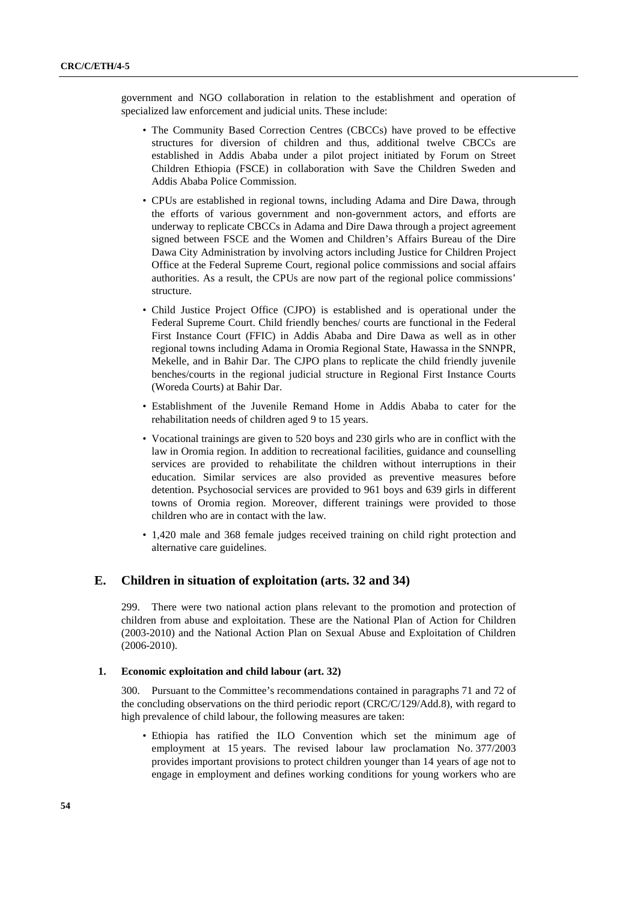government and NGO collaboration in relation to the establishment and operation of specialized law enforcement and judicial units. These include:

- The Community Based Correction Centres (CBCCs) have proved to be effective structures for diversion of children and thus, additional twelve CBCCs are established in Addis Ababa under a pilot project initiated by Forum on Street Children Ethiopia (FSCE) in collaboration with Save the Children Sweden and Addis Ababa Police Commission.
- CPUs are established in regional towns, including Adama and Dire Dawa, through the efforts of various government and non-government actors, and efforts are underway to replicate CBCCs in Adama and Dire Dawa through a project agreement signed between FSCE and the Women and Children's Affairs Bureau of the Dire Dawa City Administration by involving actors including Justice for Children Project Office at the Federal Supreme Court, regional police commissions and social affairs authorities. As a result, the CPUs are now part of the regional police commissions' structure.
- Child Justice Project Office (CJPO) is established and is operational under the Federal Supreme Court. Child friendly benches/ courts are functional in the Federal First Instance Court (FFIC) in Addis Ababa and Dire Dawa as well as in other regional towns including Adama in Oromia Regional State, Hawassa in the SNNPR, Mekelle, and in Bahir Dar. The CJPO plans to replicate the child friendly juvenile benches/courts in the regional judicial structure in Regional First Instance Courts (Woreda Courts) at Bahir Dar.
- Establishment of the Juvenile Remand Home in Addis Ababa to cater for the rehabilitation needs of children aged 9 to 15 years.
- Vocational trainings are given to 520 boys and 230 girls who are in conflict with the law in Oromia region. In addition to recreational facilities, guidance and counselling services are provided to rehabilitate the children without interruptions in their education. Similar services are also provided as preventive measures before detention. Psychosocial services are provided to 961 boys and 639 girls in different towns of Oromia region. Moreover, different trainings were provided to those children who are in contact with the law.
- 1,420 male and 368 female judges received training on child right protection and alternative care guidelines.

## E. Children in situation of exploitation (arts. 32 and 34)

299. There were two national action plans relevant to the promotion and protection of children from abuse and exploitation. These are the National Plan of Action for Children (2003-2010) and the National Action Plan on Sexual Abuse and Exploitation of Children (2006-2010).

### 1. Economic exploitation and child labour (art. 32)

300. Pursuant to the Committee's recommendations contained in paragraphs 71 and 72 of the concluding observations on the third periodic report (CRC/C/129/Add.8), with regard to high prevalence of child labour, the following measures are taken:

- Ethiopia has ratified the ILO Convention which set the minimum age of employment at 15 years. The revised labour law proclamation No. 377/2003 provides important provisions to protect children younger than 14 years of age not to engage in employment and defines working conditions for young workers who are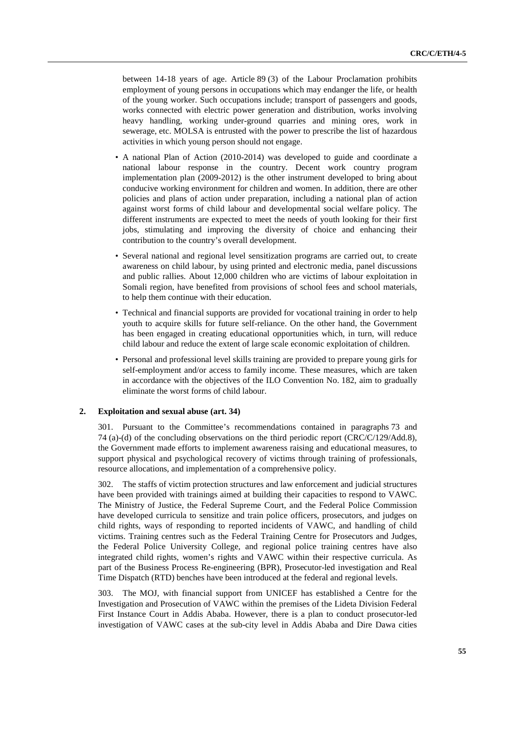between 14-18 years of age. Article 89 (3) of the Labour Proclamation prohibits employment of young persons in occupations which may endanger the life, or health of the young worker. Such occupations include; transport of passengers and goods, works connected with electric power generation and distribution, works involving heavy handling, working under-ground quarries and mining ores, work in sewerage, etc. MOLSA is entrusted with the power to prescribe the list of hazardous activities in which young person should not engage.

- A national Plan of Action (2010-2014) was developed to guide and coordinate a national labour response in the country. Decent work country program implementation plan (2009-2012) is the other instrument developed to bring about conducive working environment for children and women. In addition, there are other policies and plans of action under preparation, including a national plan of action against worst forms of child labour and developmental social welfare policy. The different instruments are expected to meet the needs of youth looking for their first jobs, stimulating and improving the diversity of choice and enhancing their contribution to the country's overall development.
- Several national and regional level sensitization programs are carried out, to create awareness on child labour, by using printed and electronic media, panel discussions and public rallies. About 12,000 children who are victims of labour exploitation in Somali region, have benefited from provisions of school fees and school materials, to help them continue with their education.
- Technical and financial supports are provided for vocational training in order to help youth to acquire skills for future self-reliance. On the other hand, the Government has been engaged in creating educational opportunities which, in turn, will reduce child labour and reduce the extent of large scale economic exploitation of children.
- Personal and professional level skills training are provided to prepare young girls for self-employment and/or access to family income. These measures, which are taken in accordance with the objectives of the ILO Convention No. 182, aim to gradually eliminate the worst forms of child labour.

### 2. Exploitation and sexual abuse (art. 34)

301. Pursuant to the Committee's recommendations contained in paragraphs 73 and 74 (a)-(d) of the concluding observations on the third periodic report (CRC/C/129/Add.8), the Government made efforts to implement awareness raising and educational measures, to support physical and psychological recovery of victims through training of professionals, resource allocations, and implementation of a comprehensive policy.

302. The staffs of victim protection structures and law enforcement and judicial structures have been provided with trainings aimed at building their capacities to respond to VAWC. The Ministry of Justice, the Federal Supreme Court, and the Federal Police Commission have developed curricula to sensitize and train police officers, prosecutors, and judges on child rights, ways of responding to reported incidents of VAWC, and handling of child victims. Training centres such as the Federal Training Centre for Prosecutors and Judges, the Federal Police University College, and regional police training centres have also integrated child rights, women's rights and VAWC within their respective curricula. As part of the Business Process Re-engineering (BPR), Prosecutor-led investigation and Real Time Dispatch (RTD) benches have been introduced at the federal and regional levels.

303. The MOJ, with financial support from UNICEF has established a Centre for the Investigation and Prosecution of VAWC within the premises of the Lideta Division Federal First Instance Court in Addis Ababa. However, there is a plan to conduct prosecutor-led investigation of VAWC cases at the sub-city level in Addis Ababa and Dire Dawa cities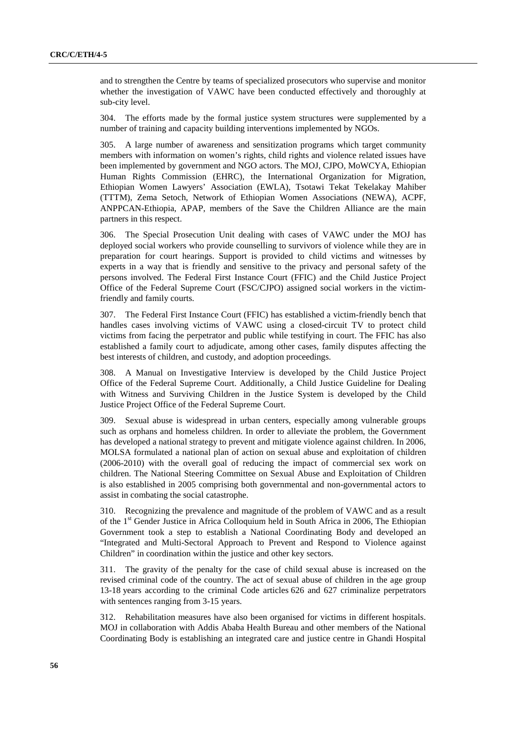and to strengthen the Centre by teams of specialized prosecutors who supervise and monitor whether the investigation of VAWC have been conducted effectively and thoroughly at sub-city level.

304. The efforts made by the formal justice system structures were supplemented by a number of training and capacity building interventions implemented by NGOs.

305. A large number of awareness and sensitization programs which target community members with information on women's rights, child rights and violence related issues have been implemented by government and NGO actors. The MOJ, CJPO, MoWCYA, Ethiopian Human Rights Commission (EHRC), the International Organization for Migration, Ethiopian Women Lawyers' Association (EWLA), Tsotawi Tekat Tekelakay Mahiber (TTTM), Zema Setoch, Network of Ethiopian Women Associations (NEWA), ACPF, ANPPCAN-Ethiopia, APAP, members of the Save the Children Alliance are the main partners in this respect.

306. The Special Prosecution Unit dealing with cases of VAWC under the MOJ has deployed social workers who provide counselling to survivors of violence while they are in preparation for court hearings. Support is provided to child victims and witnesses by experts in a way that is friendly and sensitive to the privacy and personal safety of the persons involved. The Federal First Instance Court (FFIC) and the Child Justice Project Office of the Federal Supreme Court (FSC/CJPO) assigned social workers in the victim-friendly and family courts.

307. The Federal First Instance Court (FFIC) has established a victim-friendly bench that handles cases involving victims of VAWC using a closed-circuit TV to protect child victims from facing the perpetrator and public while testifying in court. The FFIC has also established a family court to adjudicate, among other cases, family disputes affecting the best interests of children, and custody, and adoption proceedings.

308. A Manual on Investigative Interview is developed by the Child Justice Project Office of the Federal Supreme Court. Additionally, a Child Justice Guideline for Dealing with Witness and Surviving Children in the Justice System is developed by the Child Justice Project Office of the Federal Supreme Court.

309. Sexual abuse is widespread in urban centers, especially among vulnerable groups such as orphans and homeless children. In order to alleviate the problem, the Government has developed a national strategy to prevent and mitigate violence against children. In 2006, MOLSA formulated a national plan of action on sexual abuse and exploitation of children (2006-2010) with the overall goal of reducing the impact of commercial sex work on children. The National Steering Committee on Sexual Abuse and Exploitation of Children is also established in 2005 comprising both governmental and non-governmental actors to assist in combating the social catastrophe.

310. Recognizing the prevalence and magnitude of the problem of VAWC and as a result of the 1st Gender Justice in Africa Colloquium held in South Africa in 2006, The Ethiopian Government took a step to establish a National Coordinating Body and developed an "Integrated and Multi-Sectoral Approach to Prevent and Respond to Violence against Children" in coordination within the justice and other key sectors.

311. The gravity of the penalty for the case of child sexual abuse is increased on the revised criminal code of the country. The act of sexual abuse of children in the age group 13-18 years according to the criminal Code articles 626 and 627 criminalize perpetrators with sentences ranging from 3-15 years.

312. Rehabilitation measures have also been organised for victims in different hospitals. MOJ in collaboration with Addis Ababa Health Bureau and other members of the National Coordinating Body is establishing an integrated care and justice centre in Ghandi Hospital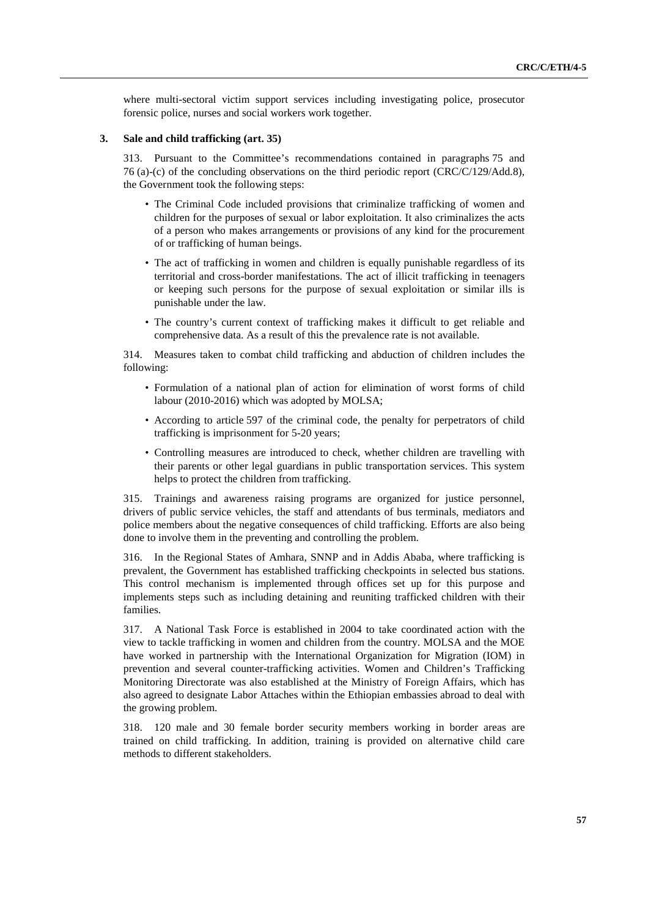where multi-sectoral victim support services including investigating police, prosecutor forensic police, nurses and social workers work together.

### 3. Sale and child trafficking (art. 35)

313. Pursuant to the Committee's recommendations contained in paragraphs 75 and 76 (a)-(c) of the concluding observations on the third periodic report (CRC/C/129/Add.8), the Government took the following steps:

- The Criminal Code included provisions that criminalize trafficking of women and children for the purposes of sexual or labor exploitation. It also criminalizes the acts of a person who makes arrangements or provisions of any kind for the procurement of or trafficking of human beings.
- The act of trafficking in women and children is equally punishable regardless of its territorial and cross-border manifestations. The act of illicit trafficking in teenagers or keeping such persons for the purpose of sexual exploitation or similar ills is punishable under the law.
- The country's current context of trafficking makes it difficult to get reliable and comprehensive data. As a result of this the prevalence rate is not available.

314. Measures taken to combat child trafficking and abduction of children includes the following:

- Formulation of a national plan of action for elimination of worst forms of child labour (2010-2016) which was adopted by MOLSA;
- According to article 597 of the criminal code, the penalty for perpetrators of child trafficking is imprisonment for 5-20 years;
- Controlling measures are introduced to check, whether children are travelling with their parents or other legal guardians in public transportation services. This system helps to protect the children from trafficking.

315. Trainings and awareness raising programs are organized for justice personnel, drivers of public service vehicles, the staff and attendants of bus terminals, mediators and police members about the negative consequences of child trafficking. Efforts are also being done to involve them in the preventing and controlling the problem.

316. In the Regional States of Amhara, SNNP and in Addis Ababa, where trafficking is prevalent, the Government has established trafficking checkpoints in selected bus stations. This control mechanism is implemented through offices set up for this purpose and implements steps such as including detaining and reuniting trafficked children with their families.

317. A National Task Force is established in 2004 to take coordinated action with the view to tackle trafficking in women and children from the country. MOLSA and the MOE have worked in partnership with the International Organization for Migration (IOM) in prevention and several counter-trafficking activities. Women and Children's Trafficking Monitoring Directorate was also established at the Ministry of Foreign Affairs, which has also agreed to designate Labor Attaches within the Ethiopian embassies abroad to deal with the growing problem.

318. 120 male and 30 female border security members working in border areas are trained on child trafficking. In addition, training is provided on alternative child care methods to different stakeholders.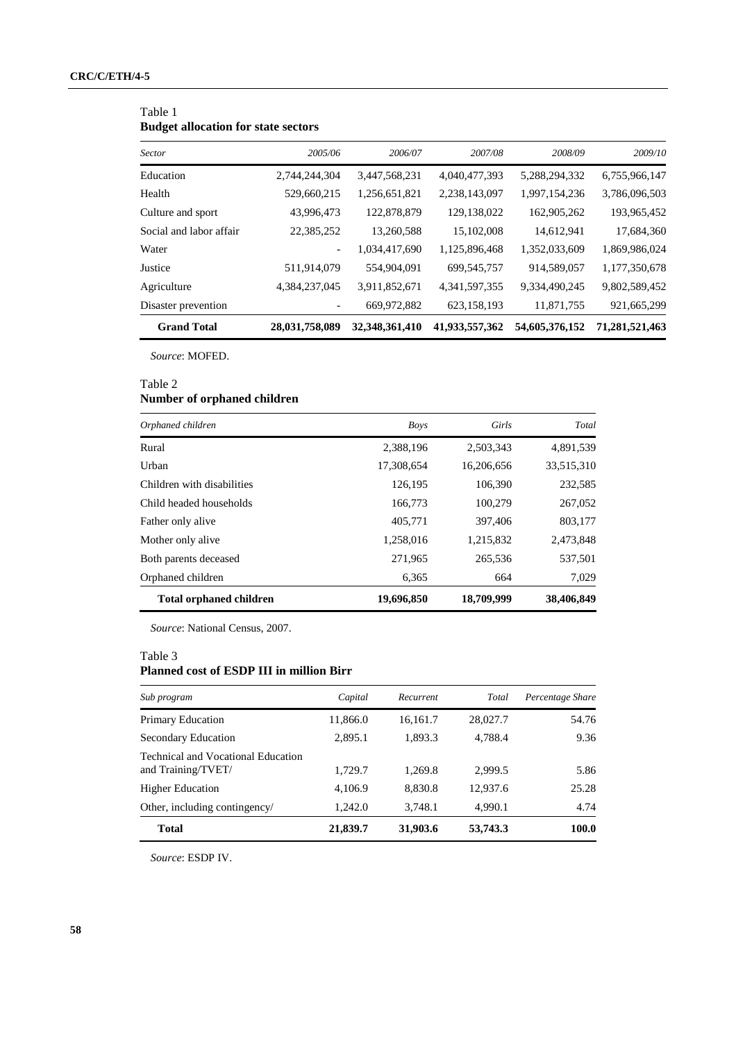Table 1
**Budget allocation for state sectors**

| *Sector* | *2005/06* | *2006/07* | *2007/08* | *2008/09* | *2009/10* |
|---|---|---|---|---|---|
| Education | 2,744,244,304 | 3,447,568,231 | 4,040,477,393 | 5,288,294,332 | 6,755,966,147 |
| Health | 529,660,215 | 1,256,651,821 | 2,238,143,097 | 1,997,154,236 | 3,786,096,503 |
| Culture and sport | 43,996,473 | 122,878,879 | 129,138,022 | 162,905,262 | 193,965,452 |
| Social and labor affair | 22,385,252 | 13,260,588 | 15,102,008 | 14,612,941 | 17,684,360 |
| Water | - | 1,034,417,690 | 1,125,896,468 | 1,352,033,609 | 1,869,986,024 |
| Justice | 511,914,079 | 554,904,091 | 699,545,757 | 914,589,057 | 1,177,350,678 |
| Agriculture | 4,384,237,045 | 3,911,852,671 | 4,341,597,355 | 9,334,490,245 | 9,802,589,452 |
| Disaster prevention | - | 669,972,882 | 623,158,193 | 11,871,755 | 921,665,299 |
| **Grand Total** | **28,031,758,089** | **32,348,361,410** | **41,933,557,362** | **54,605,376,152** | **71,281,521,463** |

*Source*: MOFED.

Table 2
**Number of orphaned children**

| *Orphaned children* | *Boys* | *Girls* | *Total* |
|---|---|---|---|
| Rural | 2,388,196 | 2,503,343 | 4,891,539 |
| Urban | 17,308,654 | 16,206,656 | 33,515,310 |
| Children with disabilities | 126,195 | 106,390 | 232,585 |
| Child headed households | 166,773 | 100,279 | 267,052 |
| Father only alive | 405,771 | 397,406 | 803,177 |
| Mother only alive | 1,258,016 | 1,215,832 | 2,473,848 |
| Both parents deceased | 271,965 | 265,536 | 537,501 |
| Orphaned children | 6,365 | 664 | 7,029 |
| **Total orphaned children** | **19,696,850** | **18,709,999** | **38,406,849** |

*Source*: National Census, 2007.

Table 3
**Planned cost of ESDP III in million Birr**

| *Sub program* | *Capital* | *Recurrent* | *Total* | *Percentage Share* |
|---|---|---|---|---|
| Primary Education | 11,866.0 | 16,161.7 | 28,027.7 | 54.76 |
| Secondary Education | 2,895.1 | 1,893.3 | 4,788.4 | 9.36 |
| Technical and Vocational Education and Training/TVET/ | 1,729.7 | 1,269.8 | 2,999.5 | 5.86 |
| Higher Education | 4,106.9 | 8,830.8 | 12,937.6 | 25.28 |
| Other, including contingency/ | 1,242.0 | 3,748.1 | 4,990.1 | 4.74 |
| **Total** | **21,839.7** | **31,903.6** | **53,743.3** | **100.0** |

*Source*: ESDP IV.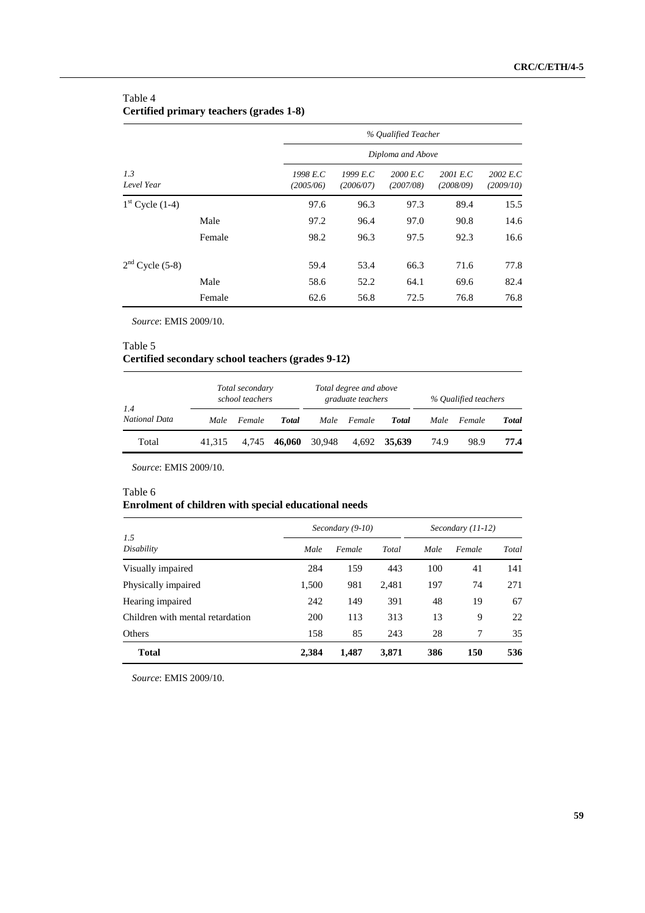Table 4
**Certified primary teachers (grades 1-8)**

| *1.3 Level Year* | | *% Qualified Teacher* | | | | |
|---|---|---|---|---|---|---|
| | | *Diploma and Above* | | | | |
| | | *1998 E.C (2005/06)* | *1999 E.C (2006/07)* | *2000 E.C (2007/08)* | *2001 E.C (2008/09)* | *2002 E.C (2009/10)* |
| 1st Cycle (1-4) | | 97.6 | 96.3 | 97.3 | 89.4 | 15.5 |
| | Male | 97.2 | 96.4 | 97.0 | 90.8 | 14.6 |
| | Female | 98.2 | 96.3 | 97.5 | 92.3 | 16.6 |
| 2nd Cycle (5-8) | | 59.4 | 53.4 | 66.3 | 71.6 | 77.8 |
| | Male | 58.6 | 52.2 | 64.1 | 69.6 | 82.4 |
| | Female | 62.6 | 56.8 | 72.5 | 76.8 | 76.8 |

*Source*: EMIS 2009/10.

Table 5
**Certified secondary school teachers (grades 9-12)**

| *1.4 National Data* | *Total secondary school teachers* | | | *Total degree and above graduate teachers* | | | *% Qualified teachers* | | |
|---|---|---|---|---|---|---|---|---|---|
| | *Male* | *Female* | ***Total*** | *Male* | *Female* | ***Total*** | *Male* | *Female* | ***Total*** |
| Total | 41,315 | 4,745 | **46,060** | 30,948 | 4,692 | **35,639** | 74.9 | 98.9 | **77.4** |

*Source*: EMIS 2009/10.

Table 6
**Enrolment of children with special educational needs**

| *1.5 Disability* | *Secondary (9-10)* | | | *Secondary (11-12)* | | |
|---|---|---|---|---|---|---|
| | *Male* | *Female* | *Total* | *Male* | *Female* | *Total* |
| Visually impaired | 284 | 159 | 443 | 100 | 41 | 141 |
| Physically impaired | 1,500 | 981 | 2,481 | 197 | 74 | 271 |
| Hearing impaired | 242 | 149 | 391 | 48 | 19 | 67 |
| Children with mental retardation | 200 | 113 | 313 | 13 | 9 | 22 |
| Others | 158 | 85 | 243 | 28 | 7 | 35 |
| **Total** | **2,384** | **1,487** | **3,871** | **386** | **150** | **536** |

*Source*: EMIS 2009/10.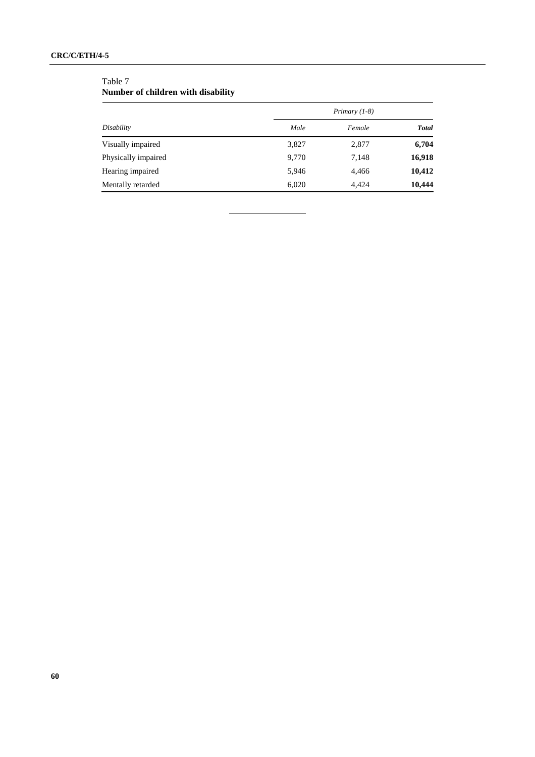Table 7
**Number of children with disability**

| | Primary (1-8) | | |
|---|---|---|---|
| *Disability* | *Male* | *Female* | ***Total*** |
| Visually impaired | 3,827 | 2,877 | **6,704** |
| Physically impaired | 9,770 | 7,148 | **16,918** |
| Hearing impaired | 5,946 | 4,466 | **10,412** |
| Mentally retarded | 6,020 | 4,424 | **10,444** |